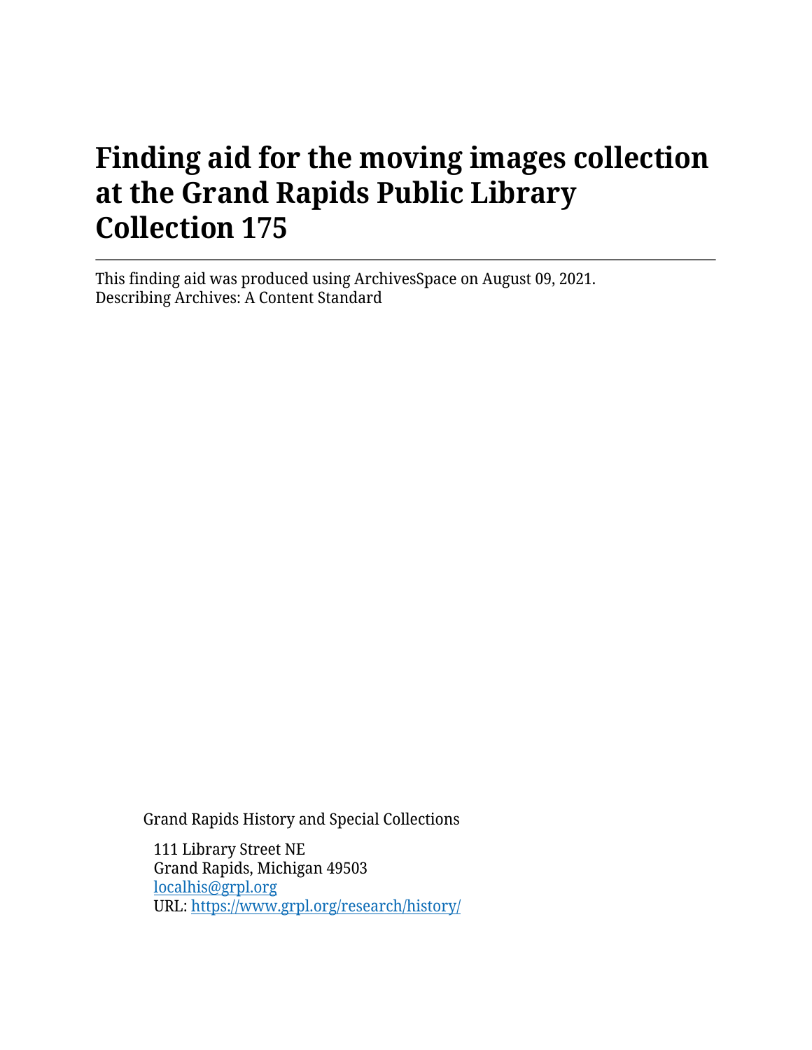# Finding aid for the moving images collection at the Grand Rapids Public Library Collection 175

---

This finding aid was produced using ArchivesSpace on August 09, 2021.
Describing Archives: A Content Standard

Grand Rapids History and Special Collections

111 Library Street NE
Grand Rapids, Michigan 49503
[localhis@grpl.org](mailto:localhis@grpl.org)
URL: [https://www.grpl.org/research/history/](https://www.grpl.org/research/history/)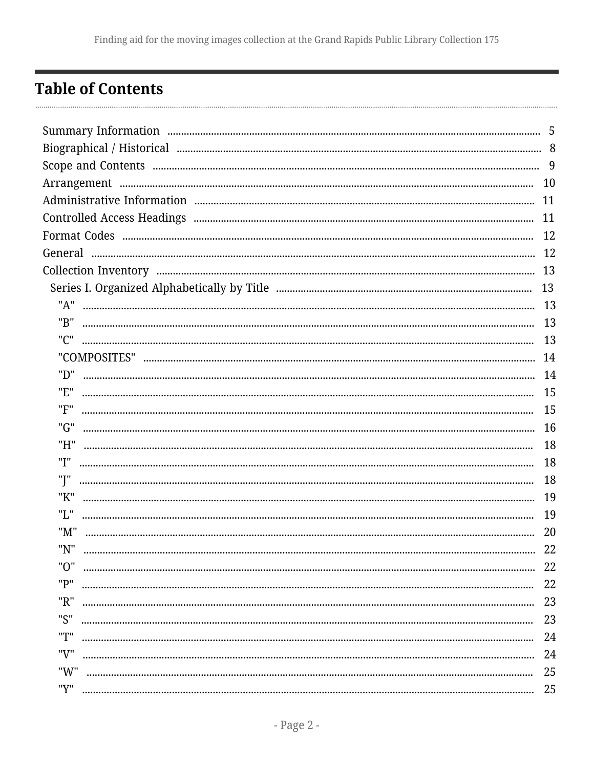# Table of Contents

- Summary Information ..... 5
- Biographical / Historical ..... 8
- Scope and Contents ..... 9
- Arrangement ..... 10
- Administrative Information ..... 11
- Controlled Access Headings ..... 11
- Format Codes ..... 12
- General ..... 12
- Collection Inventory ..... 13
  - Series I. Organized Alphabetically by Title ..... 13
    - "A" ..... 13
    - "B" ..... 13
    - "C" ..... 13
    - "COMPOSITES" ..... 14
    - "D" ..... 14
    - "E" ..... 15
    - "F" ..... 15
    - "G" ..... 16
    - "H" ..... 18
    - "I" ..... 18
    - "J" ..... 18
    - "K" ..... 19
    - "L" ..... 19
    - "M" ..... 20
    - "N" ..... 22
    - "O" ..... 22
    - "P" ..... 22
    - "R" ..... 23
    - "S" ..... 23
    - "T" ..... 24
    - "V" ..... 24
    - "W" ..... 25
    - "Y" ..... 25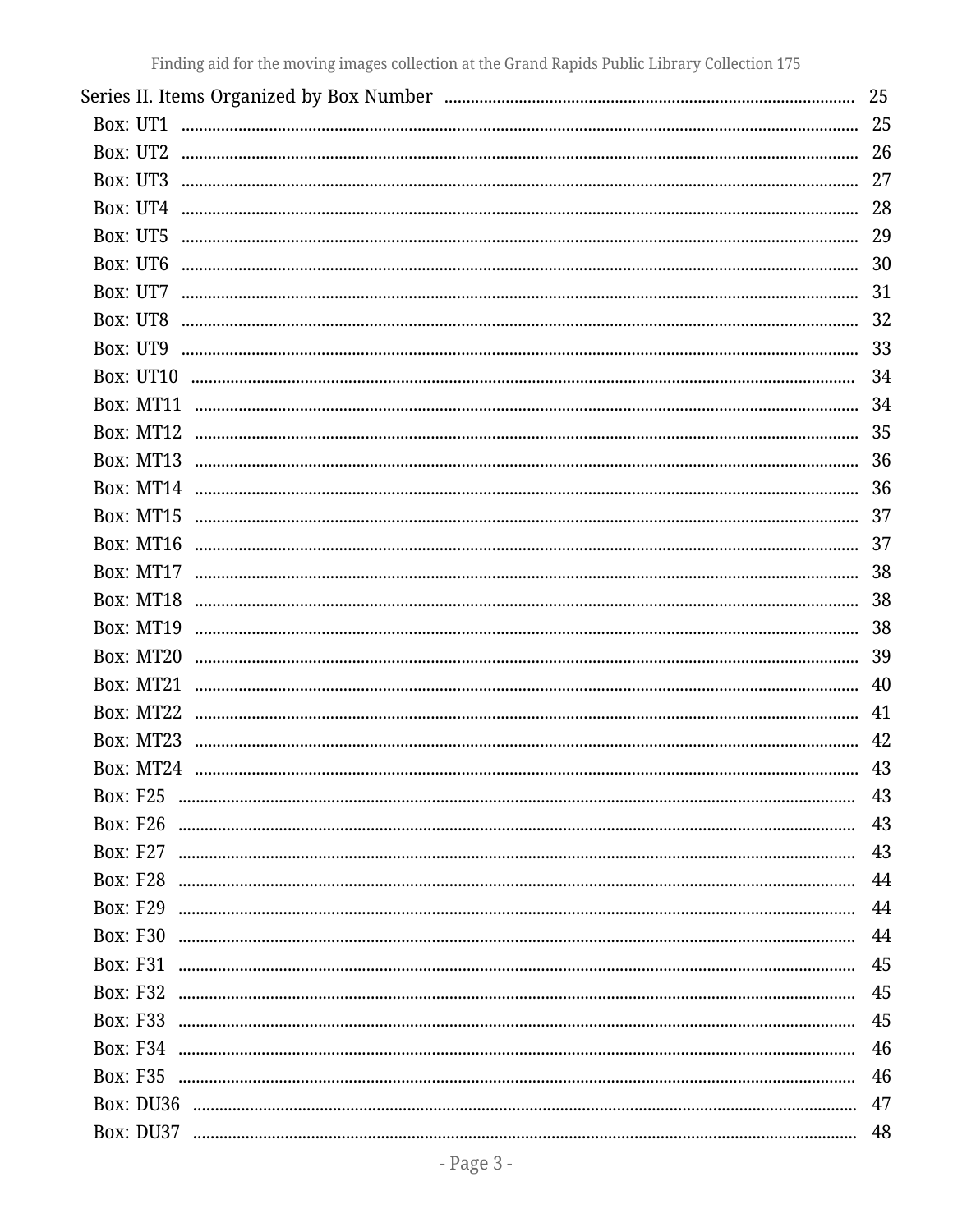Series II. Items Organized by Box Number ........ 25

- Box: UT1 ........ 25
- Box: UT2 ........ 26
- Box: UT3 ........ 27
- Box: UT4 ........ 28
- Box: UT5 ........ 29
- Box: UT6 ........ 30
- Box: UT7 ........ 31
- Box: UT8 ........ 32
- Box: UT9 ........ 33
- Box: UT10 ........ 34
- Box: MT11 ........ 34
- Box: MT12 ........ 35
- Box: MT13 ........ 36
- Box: MT14 ........ 36
- Box: MT15 ........ 37
- Box: MT16 ........ 37
- Box: MT17 ........ 38
- Box: MT18 ........ 38
- Box: MT19 ........ 38
- Box: MT20 ........ 39
- Box: MT21 ........ 40
- Box: MT22 ........ 41
- Box: MT23 ........ 42
- Box: MT24 ........ 43
- Box: F25 ........ 43
- Box: F26 ........ 43
- Box: F27 ........ 43
- Box: F28 ........ 44
- Box: F29 ........ 44
- Box: F30 ........ 44
- Box: F31 ........ 45
- Box: F32 ........ 45
- Box: F33 ........ 45
- Box: F34 ........ 46
- Box: F35 ........ 46
- Box: DU36 ........ 47
- Box: DU37 ........ 48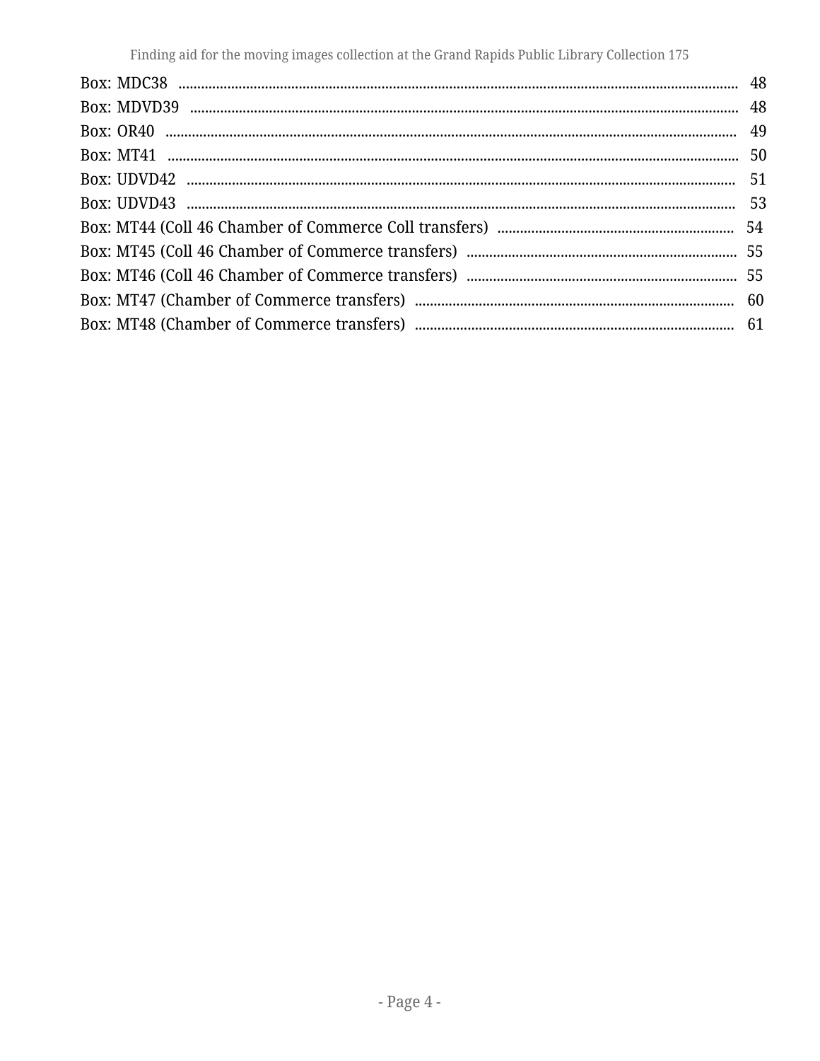Box: MDC38 ........................................................................................................................................ 48
Box: MDVD39 ..................................................................................................................................... 48
Box: OR40 ........................................................................................................................................... 49
Box: MT41 ........................................................................................................................................... 50
Box: UDVD42 ..................................................................................................................................... 51
Box: UDVD43 ..................................................................................................................................... 53
Box: MT44 (Coll 46 Chamber of Commerce Coll transfers) ............................................................... 54
Box: MT45 (Coll 46 Chamber of Commerce transfers) ....................................................................... 55
Box: MT46 (Coll 46 Chamber of Commerce transfers) ....................................................................... 55
Box: MT47 (Chamber of Commerce transfers) .................................................................................... 60
Box: MT48 (Chamber of Commerce transfers) .................................................................................... 61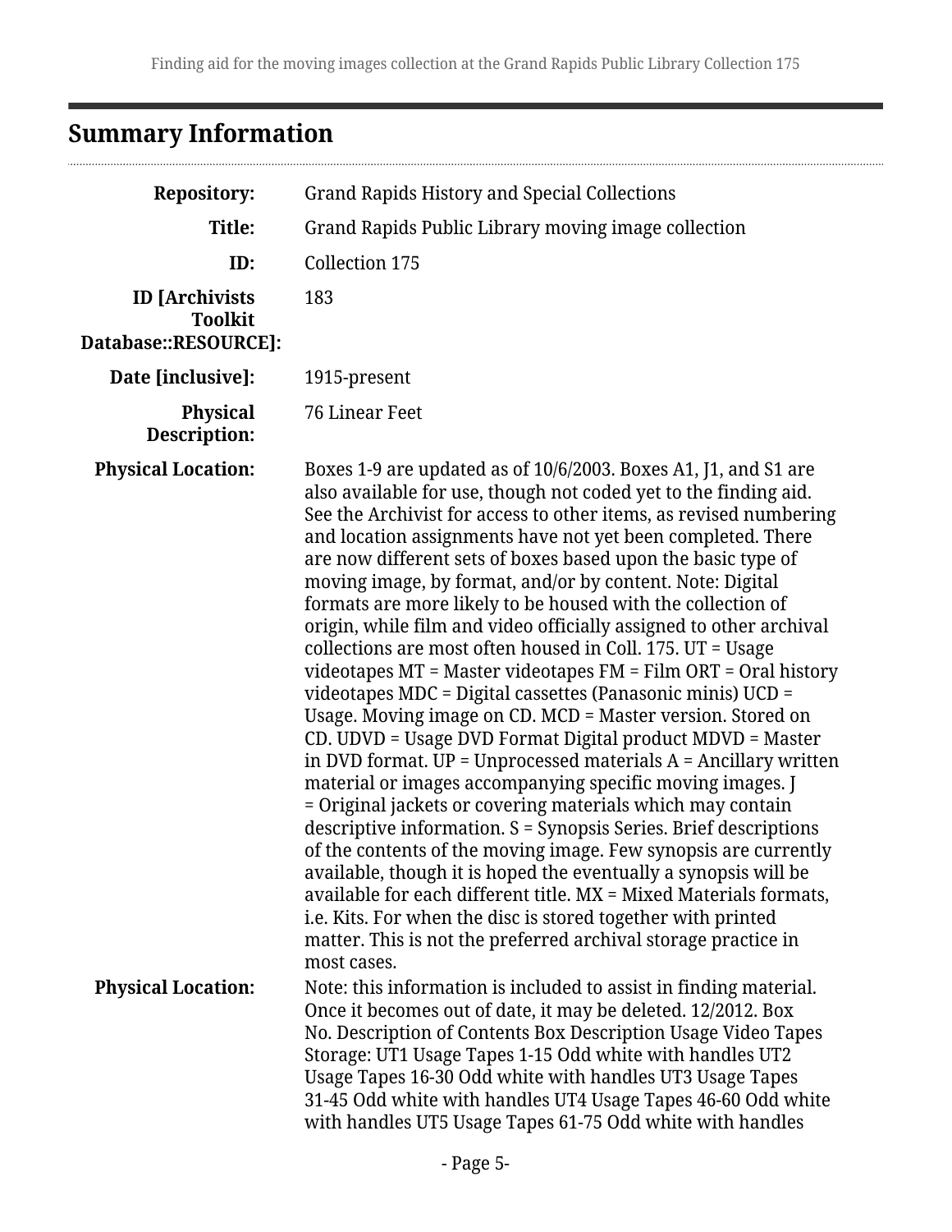## Summary Information

| | |
|---|---|
| **Repository:** | Grand Rapids History and Special Collections |
| **Title:** | Grand Rapids Public Library moving image collection |
| **ID:** | Collection 175 |
| **ID [Archivists Toolkit Database::RESOURCE]:** | 183 |
| **Date [inclusive]:** | 1915-present |
| **Physical Description:** | 76 Linear Feet |
| **Physical Location:** | Boxes 1-9 are updated as of 10/6/2003. Boxes A1, J1, and S1 are also available for use, though not coded yet to the finding aid. See the Archivist for access to other items, as revised numbering and location assignments have not yet been completed. There are now different sets of boxes based upon the basic type of moving image, by format, and/or by content. Note: Digital formats are more likely to be housed with the collection of origin, while film and video officially assigned to other archival collections are most often housed in Coll. 175. UT = Usage videotapes MT = Master videotapes FM = Film ORT = Oral history videotapes MDC = Digital cassettes (Panasonic minis) UCD = Usage. Moving image on CD. MCD = Master version. Stored on CD. UDVD = Usage DVD Format Digital product MDVD = Master in DVD format. UP = Unprocessed materials A = Ancillary written material or images accompanying specific moving images. J = Original jackets or covering materials which may contain descriptive information. S = Synopsis Series. Brief descriptions of the contents of the moving image. Few synopsis are currently available, though it is hoped the eventually a synopsis will be available for each different title. MX = Mixed Materials formats, i.e. Kits. For when the disc is stored together with printed matter. This is not the preferred archival storage practice in most cases. |
| **Physical Location:** | Note: this information is included to assist in finding material. Once it becomes out of date, it may be deleted. 12/2012. Box No. Description of Contents Box Description Usage Video Tapes Storage: UT1 Usage Tapes 1-15 Odd white with handles UT2 Usage Tapes 16-30 Odd white with handles UT3 Usage Tapes 31-45 Odd white with handles UT4 Usage Tapes 46-60 Odd white with handles UT5 Usage Tapes 61-75 Odd white with handles |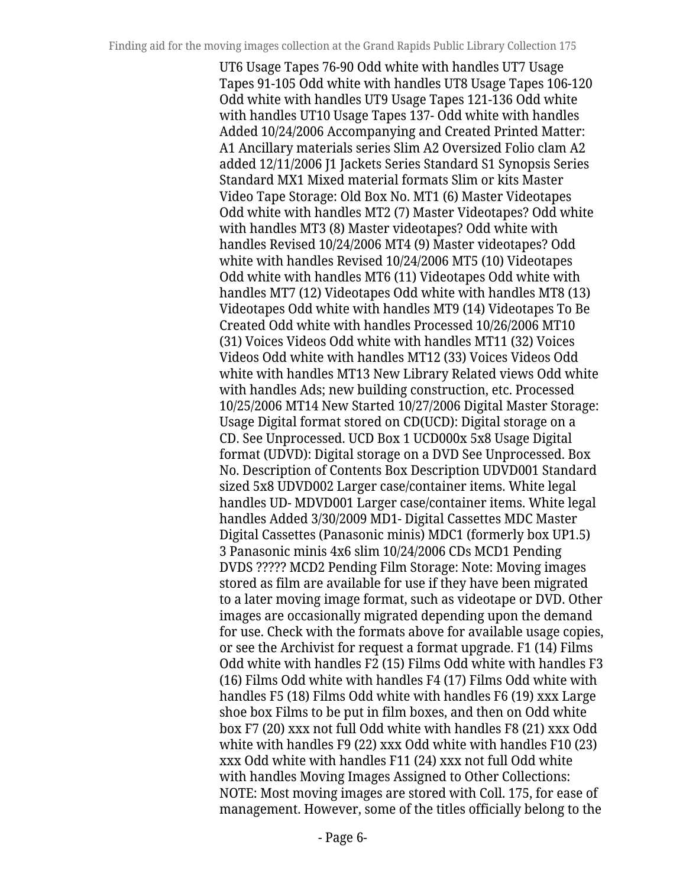UT6 Usage Tapes 76-90 Odd white with handles UT7 Usage Tapes 91-105 Odd white with handles UT8 Usage Tapes 106-120 Odd white with handles UT9 Usage Tapes 121-136 Odd white with handles UT10 Usage Tapes 137- Odd white with handles Added 10/24/2006 Accompanying and Created Printed Matter: A1 Ancillary materials series Slim A2 Oversized Folio clam A2 added 12/11/2006 J1 Jackets Series Standard S1 Synopsis Series Standard MX1 Mixed material formats Slim or kits Master Video Tape Storage: Old Box No. MT1 (6) Master Videotapes Odd white with handles MT2 (7) Master Videotapes? Odd white with handles MT3 (8) Master videotapes? Odd white with handles Revised 10/24/2006 MT4 (9) Master videotapes? Odd white with handles Revised 10/24/2006 MT5 (10) Videotapes Odd white with handles MT6 (11) Videotapes Odd white with handles MT7 (12) Videotapes Odd white with handles MT8 (13) Videotapes Odd white with handles MT9 (14) Videotapes To Be Created Odd white with handles Processed 10/26/2006 MT10 (31) Voices Videos Odd white with handles MT11 (32) Voices Videos Odd white with handles MT12 (33) Voices Videos Odd white with handles MT13 New Library Related views Odd white with handles Ads; new building construction, etc. Processed 10/25/2006 MT14 New Started 10/27/2006 Digital Master Storage: Usage Digital format stored on CD(UCD): Digital storage on a CD. See Unprocessed. UCD Box 1 UCD000x 5x8 Usage Digital format (UDVD): Digital storage on a DVD See Unprocessed. Box No. Description of Contents Box Description UDVD001 Standard sized 5x8 UDVD002 Larger case/container items. White legal handles UD- MDVD001 Larger case/container items. White legal handles Added 3/30/2009 MD1- Digital Cassettes MDC Master Digital Cassettes (Panasonic minis) MDC1 (formerly box UP1.5) 3 Panasonic minis 4x6 slim 10/24/2006 CDs MCD1 Pending DVDS ????? MCD2 Pending Film Storage: Note: Moving images stored as film are available for use if they have been migrated to a later moving image format, such as videotape or DVD. Other images are occasionally migrated depending upon the demand for use. Check with the formats above for available usage copies, or see the Archivist for request a format upgrade. F1 (14) Films Odd white with handles F2 (15) Films Odd white with handles F3 (16) Films Odd white with handles F4 (17) Films Odd white with handles F5 (18) Films Odd white with handles F6 (19) xxx Large shoe box Films to be put in film boxes, and then on Odd white box F7 (20) xxx not full Odd white with handles F8 (21) xxx Odd white with handles F9 (22) xxx Odd white with handles F10 (23) xxx Odd white with handles F11 (24) xxx not full Odd white with handles Moving Images Assigned to Other Collections: NOTE: Most moving images are stored with Coll. 175, for ease of management. However, some of the titles officially belong to the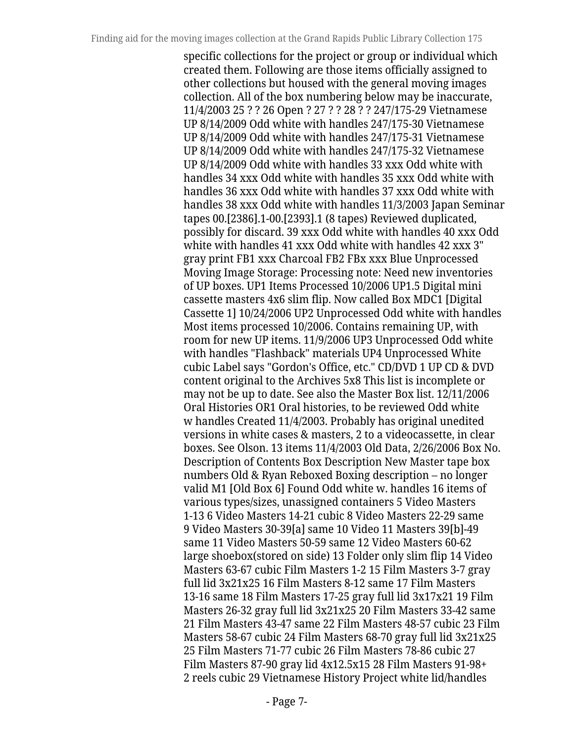specific collections for the project or group or individual which created them. Following are those items officially assigned to other collections but housed with the general moving images collection. All of the box numbering below may be inaccurate, 11/4/2003 25 ? ? 26 Open ? 27 ? ? 28 ? ? 247/175-29 Vietnamese UP 8/14/2009 Odd white with handles 247/175-30 Vietnamese UP 8/14/2009 Odd white with handles 247/175-31 Vietnamese UP 8/14/2009 Odd white with handles 247/175-32 Vietnamese UP 8/14/2009 Odd white with handles 33 xxx Odd white with handles 34 xxx Odd white with handles 35 xxx Odd white with handles 36 xxx Odd white with handles 37 xxx Odd white with handles 38 xxx Odd white with handles 11/3/2003 Japan Seminar tapes 00.[2386].1-00.[2393].1 (8 tapes) Reviewed duplicated, possibly for discard. 39 xxx Odd white with handles 40 xxx Odd white with handles 41 xxx Odd white with handles 42 xxx 3" gray print FB1 xxx Charcoal FB2 FBx xxx Blue Unprocessed Moving Image Storage: Processing note: Need new inventories of UP boxes. UP1 Items Processed 10/2006 UP1.5 Digital mini cassette masters 4x6 slim flip. Now called Box MDC1 [Digital Cassette 1] 10/24/2006 UP2 Unprocessed Odd white with handles Most items processed 10/2006. Contains remaining UP, with room for new UP items. 11/9/2006 UP3 Unprocessed Odd white with handles "Flashback" materials UP4 Unprocessed White cubic Label says "Gordon's Office, etc." CD/DVD 1 UP CD & DVD content original to the Archives 5x8 This list is incomplete or may not be up to date. See also the Master Box list. 12/11/2006 Oral Histories OR1 Oral histories, to be reviewed Odd white w handles Created 11/4/2003. Probably has original unedited versions in white cases & masters, 2 to a videocassette, in clear boxes. See Olson. 13 items 11/4/2003 Old Data, 2/26/2006 Box No. Description of Contents Box Description New Master tape box numbers Old & Ryan Reboxed Boxing description – no longer valid M1 [Old Box 6] Found Odd white w. handles 16 items of various types/sizes, unassigned containers 5 Video Masters 1-13 6 Video Masters 14-21 cubic 8 Video Masters 22-29 same 9 Video Masters 30-39[a] same 10 Video 11 Masters 39[b]-49 same 11 Video Masters 50-59 same 12 Video Masters 60-62 large shoebox(stored on side) 13 Folder only slim flip 14 Video Masters 63-67 cubic Film Masters 1-2 15 Film Masters 3-7 gray full lid 3x21x25 16 Film Masters 8-12 same 17 Film Masters 13-16 same 18 Film Masters 17-25 gray full lid 3x17x21 19 Film Masters 26-32 gray full lid 3x21x25 20 Film Masters 33-42 same 21 Film Masters 43-47 same 22 Film Masters 48-57 cubic 23 Film Masters 58-67 cubic 24 Film Masters 68-70 gray full lid 3x21x25 25 Film Masters 71-77 cubic 26 Film Masters 78-86 cubic 27 Film Masters 87-90 gray lid 4x12.5x15 28 Film Masters 91-98+ 2 reels cubic 29 Vietnamese History Project white lid/handles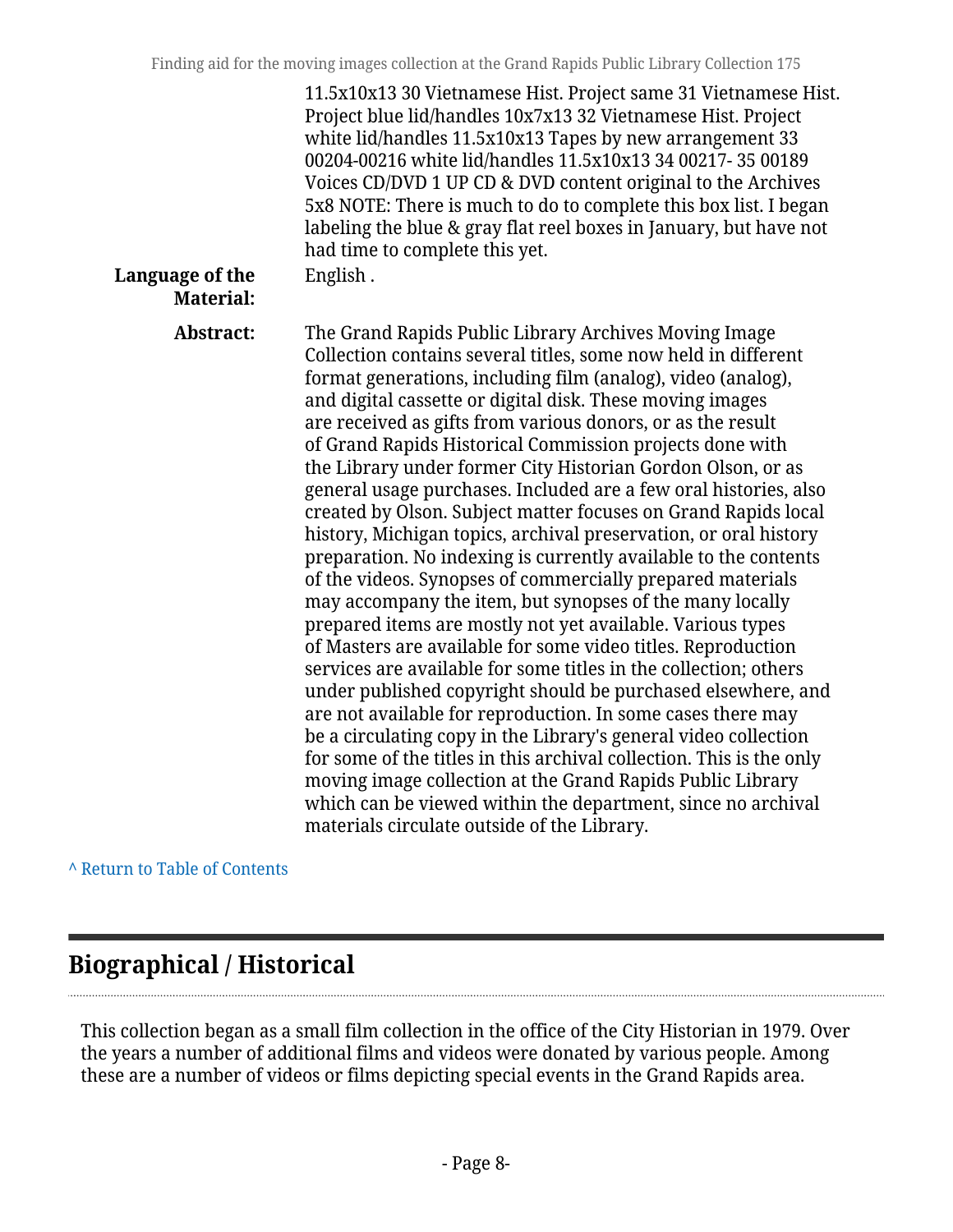11.5x10x13 30 Vietnamese Hist. Project same 31 Vietnamese Hist. Project blue lid/handles 10x7x13 32 Vietnamese Hist. Project white lid/handles 11.5x10x13 Tapes by new arrangement 33 00204-00216 white lid/handles 11.5x10x13 34 00217- 35 00189 Voices CD/DVD 1 UP CD & DVD content original to the Archives 5x8 NOTE: There is much to do to complete this box list. I began labeling the blue & gray flat reel boxes in January, but have not had time to complete this yet.

**Language of the Material:** English .

**Abstract:** The Grand Rapids Public Library Archives Moving Image Collection contains several titles, some now held in different format generations, including film (analog), video (analog), and digital cassette or digital disk. These moving images are received as gifts from various donors, or as the result of Grand Rapids Historical Commission projects done with the Library under former City Historian Gordon Olson, or as general usage purchases. Included are a few oral histories, also created by Olson. Subject matter focuses on Grand Rapids local history, Michigan topics, archival preservation, or oral history preparation. No indexing is currently available to the contents of the videos. Synopses of commercially prepared materials may accompany the item, but synopses of the many locally prepared items are mostly not yet available. Various types of Masters are available for some video titles. Reproduction services are available for some titles in the collection; others under published copyright should be purchased elsewhere, and are not available for reproduction. In some cases there may be a circulating copy in the Library's general video collection for some of the titles in this archival collection. This is the only moving image collection at the Grand Rapids Public Library which can be viewed within the department, since no archival materials circulate outside of the Library.

^ Return to Table of Contents

## Biographical / Historical

This collection began as a small film collection in the office of the City Historian in 1979. Over the years a number of additional films and videos were donated by various people. Among these are a number of videos or films depicting special events in the Grand Rapids area.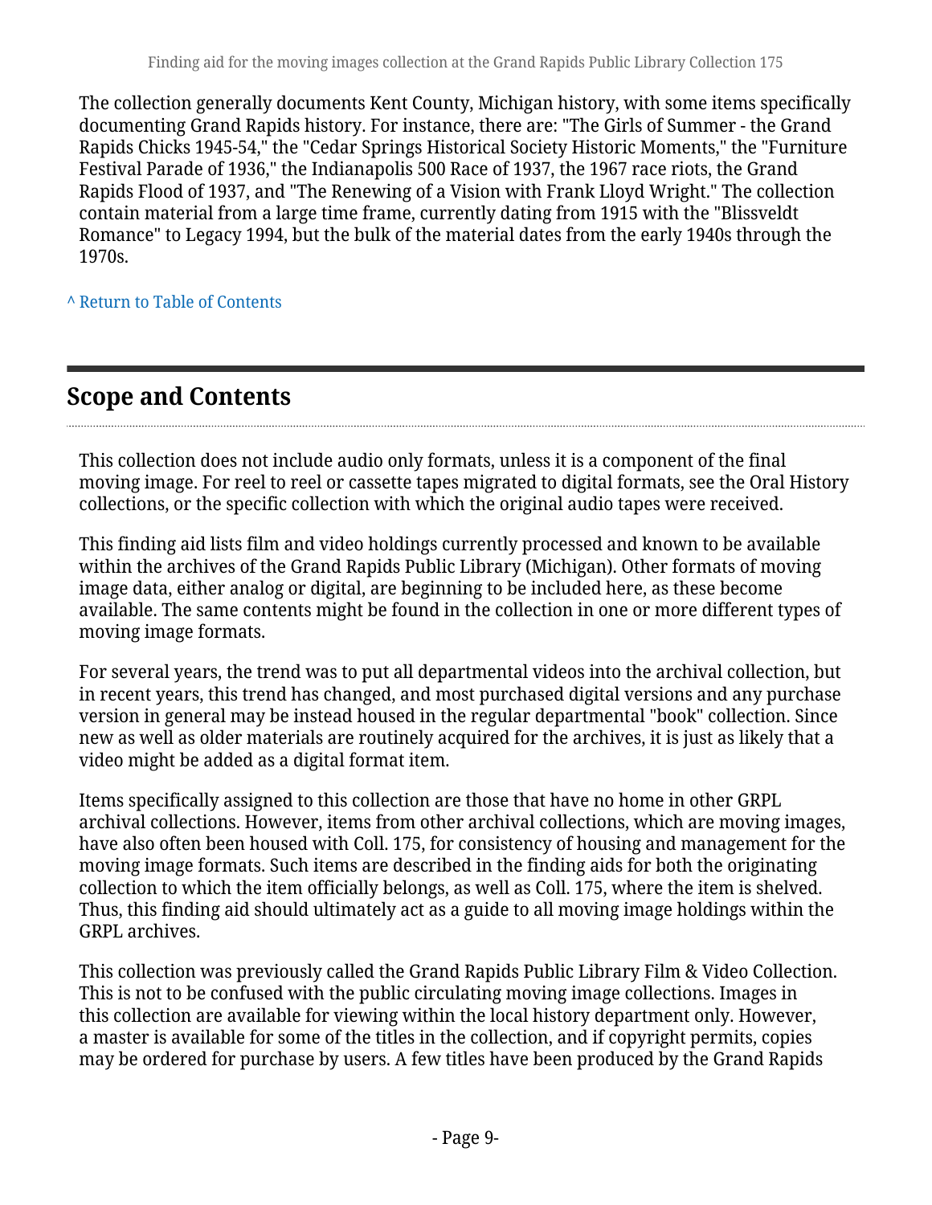The collection generally documents Kent County, Michigan history, with some items specifically documenting Grand Rapids history. For instance, there are: "The Girls of Summer - the Grand Rapids Chicks 1945-54," the "Cedar Springs Historical Society Historic Moments," the "Furniture Festival Parade of 1936," the Indianapolis 500 Race of 1937, the 1967 race riots, the Grand Rapids Flood of 1937, and "The Renewing of a Vision with Frank Lloyd Wright." The collection contain material from a large time frame, currently dating from 1915 with the "Blissveldt Romance" to Legacy 1994, but the bulk of the material dates from the early 1940s through the 1970s.

^ Return to Table of Contents

## Scope and Contents

This collection does not include audio only formats, unless it is a component of the final moving image. For reel to reel or cassette tapes migrated to digital formats, see the Oral History collections, or the specific collection with which the original audio tapes were received.

This finding aid lists film and video holdings currently processed and known to be available within the archives of the Grand Rapids Public Library (Michigan). Other formats of moving image data, either analog or digital, are beginning to be included here, as these become available. The same contents might be found in the collection in one or more different types of moving image formats.

For several years, the trend was to put all departmental videos into the archival collection, but in recent years, this trend has changed, and most purchased digital versions and any purchase version in general may be instead housed in the regular departmental "book" collection. Since new as well as older materials are routinely acquired for the archives, it is just as likely that a video might be added as a digital format item.

Items specifically assigned to this collection are those that have no home in other GRPL archival collections. However, items from other archival collections, which are moving images, have also often been housed with Coll. 175, for consistency of housing and management for the moving image formats. Such items are described in the finding aids for both the originating collection to which the item officially belongs, as well as Coll. 175, where the item is shelved. Thus, this finding aid should ultimately act as a guide to all moving image holdings within the GRPL archives.

This collection was previously called the Grand Rapids Public Library Film & Video Collection. This is not to be confused with the public circulating moving image collections. Images in this collection are available for viewing within the local history department only. However, a master is available for some of the titles in the collection, and if copyright permits, copies may be ordered for purchase by users. A few titles have been produced by the Grand Rapids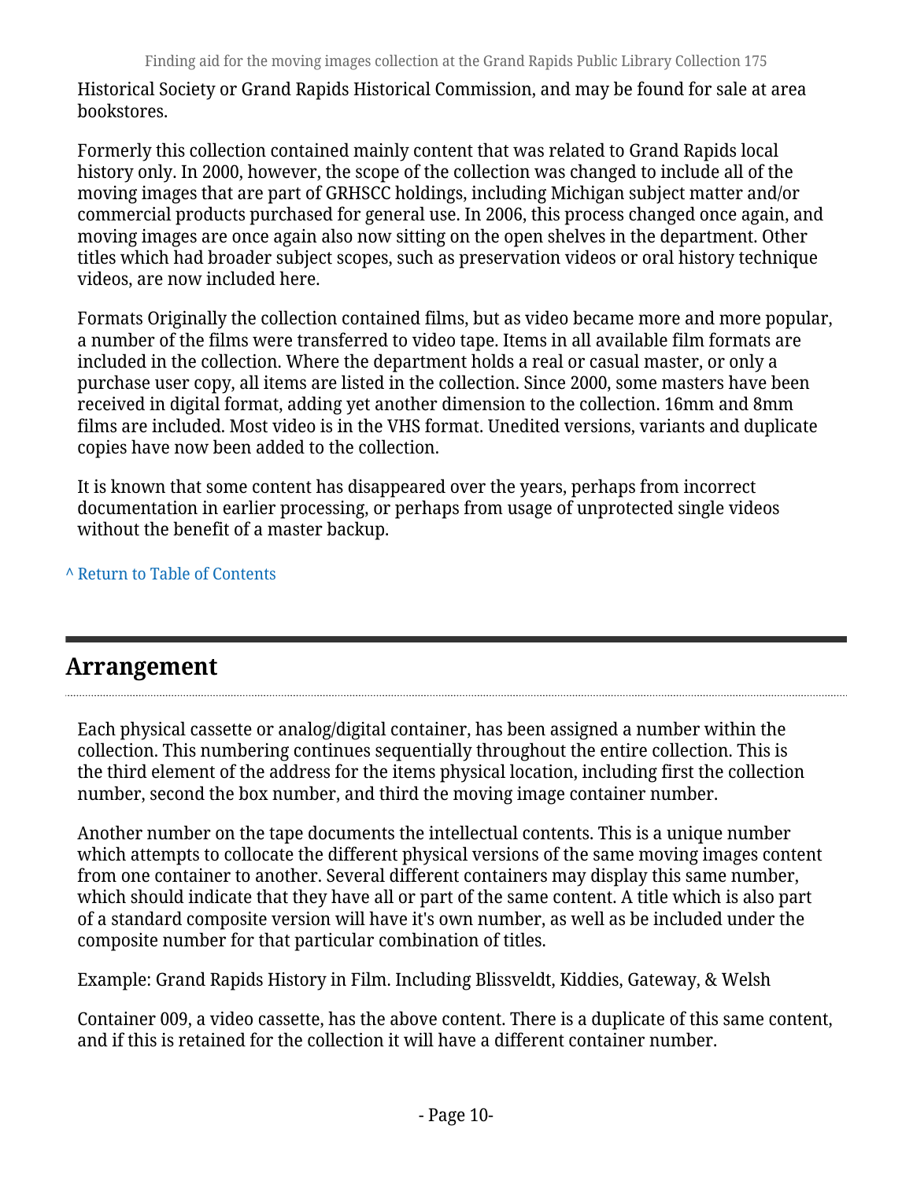Historical Society or Grand Rapids Historical Commission, and may be found for sale at area bookstores.

Formerly this collection contained mainly content that was related to Grand Rapids local history only. In 2000, however, the scope of the collection was changed to include all of the moving images that are part of GRHSCC holdings, including Michigan subject matter and/or commercial products purchased for general use. In 2006, this process changed once again, and moving images are once again also now sitting on the open shelves in the department. Other titles which had broader subject scopes, such as preservation videos or oral history technique videos, are now included here.

Formats Originally the collection contained films, but as video became more and more popular, a number of the films were transferred to video tape. Items in all available film formats are included in the collection. Where the department holds a real or casual master, or only a purchase user copy, all items are listed in the collection. Since 2000, some masters have been received in digital format, adding yet another dimension to the collection. 16mm and 8mm films are included. Most video is in the VHS format. Unedited versions, variants and duplicate copies have now been added to the collection.

It is known that some content has disappeared over the years, perhaps from incorrect documentation in earlier processing, or perhaps from usage of unprotected single videos without the benefit of a master backup.

^ Return to Table of Contents

## Arrangement

Each physical cassette or analog/digital container, has been assigned a number within the collection. This numbering continues sequentially throughout the entire collection. This is the third element of the address for the items physical location, including first the collection number, second the box number, and third the moving image container number.

Another number on the tape documents the intellectual contents. This is a unique number which attempts to collocate the different physical versions of the same moving images content from one container to another. Several different containers may display this same number, which should indicate that they have all or part of the same content. A title which is also part of a standard composite version will have it's own number, as well as be included under the composite number for that particular combination of titles.

Example: Grand Rapids History in Film. Including Blissveldt, Kiddies, Gateway, & Welsh

Container 009, a video cassette, has the above content. There is a duplicate of this same content, and if this is retained for the collection it will have a different container number.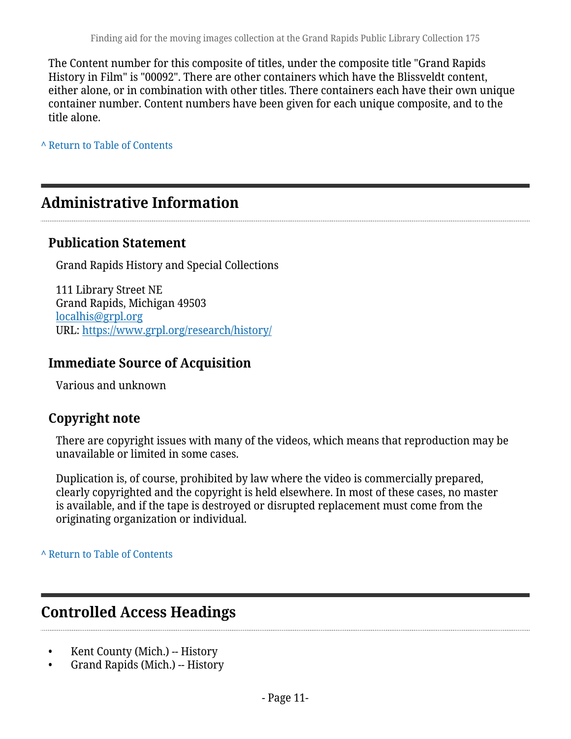The Content number for this composite of titles, under the composite title "Grand Rapids History in Film" is "00092". There are other containers which have the Blissveldt content, either alone, or in combination with other titles. There containers each have their own unique container number. Content numbers have been given for each unique composite, and to the title alone.

^ Return to Table of Contents

## Administrative Information

### Publication Statement

Grand Rapids History and Special Collections

111 Library Street NE
Grand Rapids, Michigan 49503
localhis@grpl.org
URL: https://www.grpl.org/research/history/

### Immediate Source of Acquisition

Various and unknown

### Copyright note

There are copyright issues with many of the videos, which means that reproduction may be unavailable or limited in some cases.

Duplication is, of course, prohibited by law where the video is commercially prepared, clearly copyrighted and the copyright is held elsewhere. In most of these cases, no master is available, and if the tape is destroyed or disrupted replacement must come from the originating organization or individual.

^ Return to Table of Contents

## Controlled Access Headings

- Kent County (Mich.) -- History
- Grand Rapids (Mich.) -- History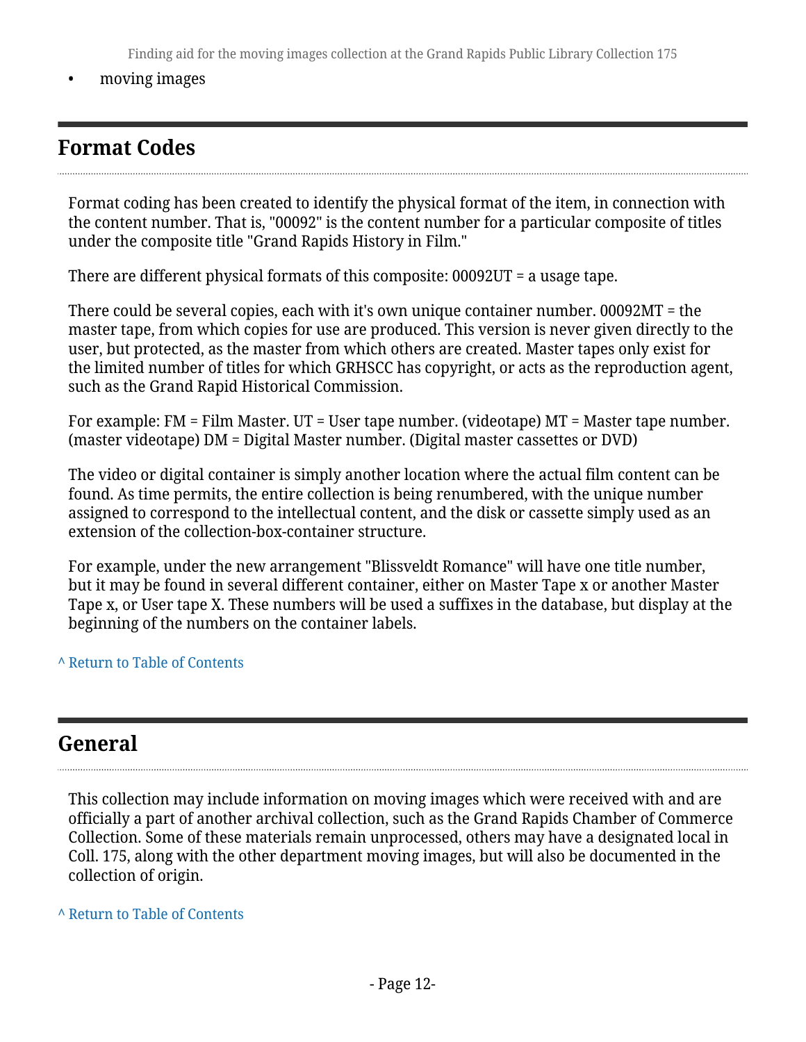- moving images

## Format Codes

Format coding has been created to identify the physical format of the item, in connection with the content number. That is, "00092" is the content number for a particular composite of titles under the composite title "Grand Rapids History in Film."

There are different physical formats of this composite: 00092UT = a usage tape.

There could be several copies, each with it's own unique container number. 00092MT = the master tape, from which copies for use are produced. This version is never given directly to the user, but protected, as the master from which others are created. Master tapes only exist for the limited number of titles for which GRHSCC has copyright, or acts as the reproduction agent, such as the Grand Rapid Historical Commission.

For example: FM = Film Master. UT = User tape number. (videotape) MT = Master tape number. (master videotape) DM = Digital Master number. (Digital master cassettes or DVD)

The video or digital container is simply another location where the actual film content can be found. As time permits, the entire collection is being renumbered, with the unique number assigned to correspond to the intellectual content, and the disk or cassette simply used as an extension of the collection-box-container structure.

For example, under the new arrangement "Blissveldt Romance" will have one title number, but it may be found in several different container, either on Master Tape x or another Master Tape x, or User tape X. These numbers will be used a suffixes in the database, but display at the beginning of the numbers on the container labels.

^ Return to Table of Contents

## General

This collection may include information on moving images which were received with and are officially a part of another archival collection, such as the Grand Rapids Chamber of Commerce Collection. Some of these materials remain unprocessed, others may have a designated local in Coll. 175, along with the other department moving images, but will also be documented in the collection of origin.

^ Return to Table of Contents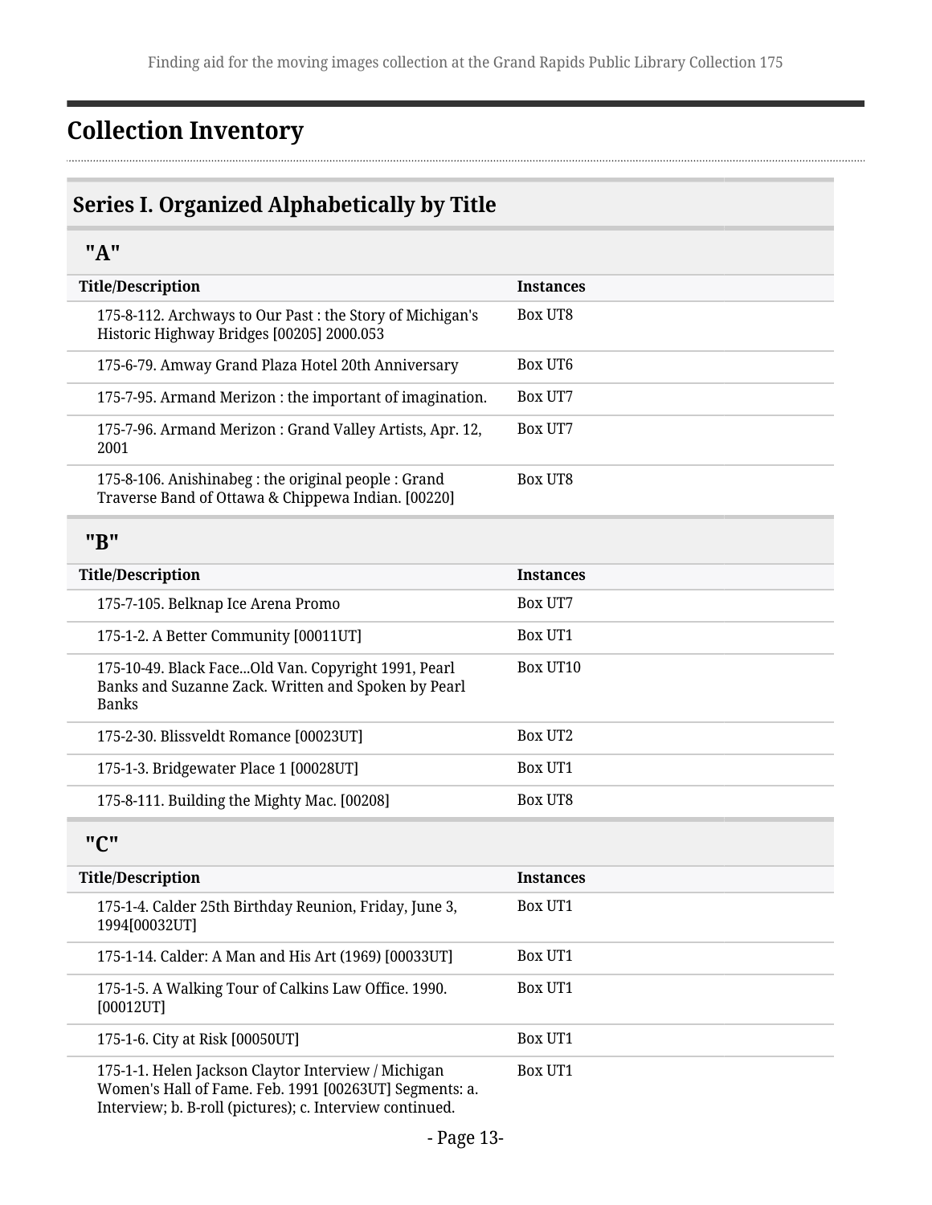## Collection Inventory

### Series I. Organized Alphabetically by Title

#### "A"

| Title/Description | Instances |
| --- | --- |
| 175-8-112. Archways to Our Past : the Story of Michigan's Historic Highway Bridges [00205] 2000.053 | Box UT8 |
| 175-6-79. Amway Grand Plaza Hotel 20th Anniversary | Box UT6 |
| 175-7-95. Armand Merizon : the important of imagination. | Box UT7 |
| 175-7-96. Armand Merizon : Grand Valley Artists, Apr. 12, 2001 | Box UT7 |
| 175-8-106. Anishinabeg : the original people : Grand Traverse Band of Ottawa & Chippewa Indian. [00220] | Box UT8 |

#### "B"

| Title/Description | Instances |
| --- | --- |
| 175-7-105. Belknap Ice Arena Promo | Box UT7 |
| 175-1-2. A Better Community [00011UT] | Box UT1 |
| 175-10-49. Black Face...Old Van. Copyright 1991, Pearl Banks and Suzanne Zack. Written and Spoken by Pearl Banks | Box UT10 |
| 175-2-30. Blissveldt Romance [00023UT] | Box UT2 |
| 175-1-3. Bridgewater Place 1 [00028UT] | Box UT1 |
| 175-8-111. Building the Mighty Mac. [00208] | Box UT8 |

#### "C"

| Title/Description | Instances |
| --- | --- |
| 175-1-4. Calder 25th Birthday Reunion, Friday, June 3, 1994[00032UT] | Box UT1 |
| 175-1-14. Calder: A Man and His Art (1969) [00033UT] | Box UT1 |
| 175-1-5. A Walking Tour of Calkins Law Office. 1990. [00012UT] | Box UT1 |
| 175-1-6. City at Risk [00050UT] | Box UT1 |
| 175-1-1. Helen Jackson Claytor Interview / Michigan Women's Hall of Fame. Feb. 1991 [00263UT] Segments: a. Interview; b. B-roll (pictures); c. Interview continued. | Box UT1 |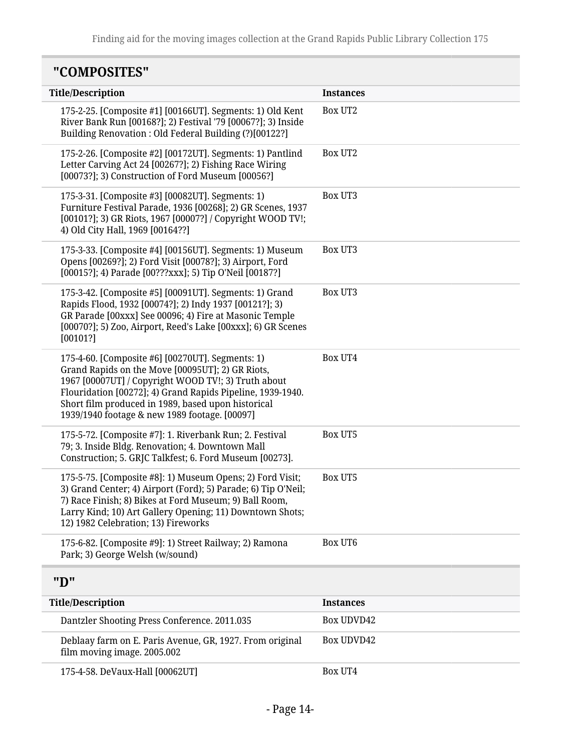## "COMPOSITES"

| Title/Description | Instances |
| --- | --- |
| 175-2-25. [Composite #1] [00166UT]. Segments: 1) Old Kent River Bank Run [00168?]; 2) Festival '79 [00067?]; 3) Inside Building Renovation : Old Federal Building (?)[00122?] | Box UT2 |
| 175-2-26. [Composite #2] [00172UT]. Segments: 1) Pantlind Letter Carving Act 24 [00267?]; 2) Fishing Race Wiring [00073?]; 3) Construction of Ford Museum [00056?] | Box UT2 |
| 175-3-31. [Composite #3] [00082UT]. Segments: 1) Furniture Festival Parade, 1936 [00268]; 2) GR Scenes, 1937 [00101?]; 3) GR Riots, 1967 [00007?] / Copyright WOOD TV!; 4) Old City Hall, 1969 [00164??] | Box UT3 |
| 175-3-33. [Composite #4] [00156UT]. Segments: 1) Museum Opens [00269?]; 2) Ford Visit [00078?]; 3) Airport, Ford [00015?]; 4) Parade [00???xxx]; 5) Tip O'Neil [00187?] | Box UT3 |
| 175-3-42. [Composite #5] [00091UT]. Segments: 1) Grand Rapids Flood, 1932 [00074?]; 2) Indy 1937 [00121?]; 3) GR Parade [00xxx] See 00096; 4) Fire at Masonic Temple [00070?]; 5) Zoo, Airport, Reed's Lake [00xxx]; 6) GR Scenes [00101?] | Box UT3 |
| 175-4-60. [Composite #6] [00270UT]. Segments: 1) Grand Rapids on the Move [00095UT]; 2) GR Riots, 1967 [00007UT] / Copyright WOOD TV!; 3) Truth about Flouridation [00272]; 4) Grand Rapids Pipeline, 1939-1940. Short film produced in 1989, based upon historical 1939/1940 footage & new 1989 footage. [00097] | Box UT4 |
| 175-5-72. [Composite #7]: 1. Riverbank Run; 2. Festival 79; 3. Inside Bldg. Renovation; 4. Downtown Mall Construction; 5. GRJC Talkfest; 6. Ford Museum [00273]. | Box UT5 |
| 175-5-75. [Composite #8]: 1) Museum Opens; 2) Ford Visit; 3) Grand Center; 4) Airport (Ford); 5) Parade; 6) Tip O'Neil; 7) Race Finish; 8) Bikes at Ford Museum; 9) Ball Room, Larry Kind; 10) Art Gallery Opening; 11) Downtown Shots; 12) 1982 Celebration; 13) Fireworks | Box UT5 |
| 175-6-82. [Composite #9]: 1) Street Railway; 2) Ramona Park; 3) George Welsh (w/sound) | Box UT6 |

## "D"

| Title/Description | Instances |
| --- | --- |
| Dantzler Shooting Press Conference. 2011.035 | Box UDVD42 |
| Deblaay farm on E. Paris Avenue, GR, 1927. From original film moving image. 2005.002 | Box UDVD42 |
| 175-4-58. DeVaux-Hall [00062UT] | Box UT4 |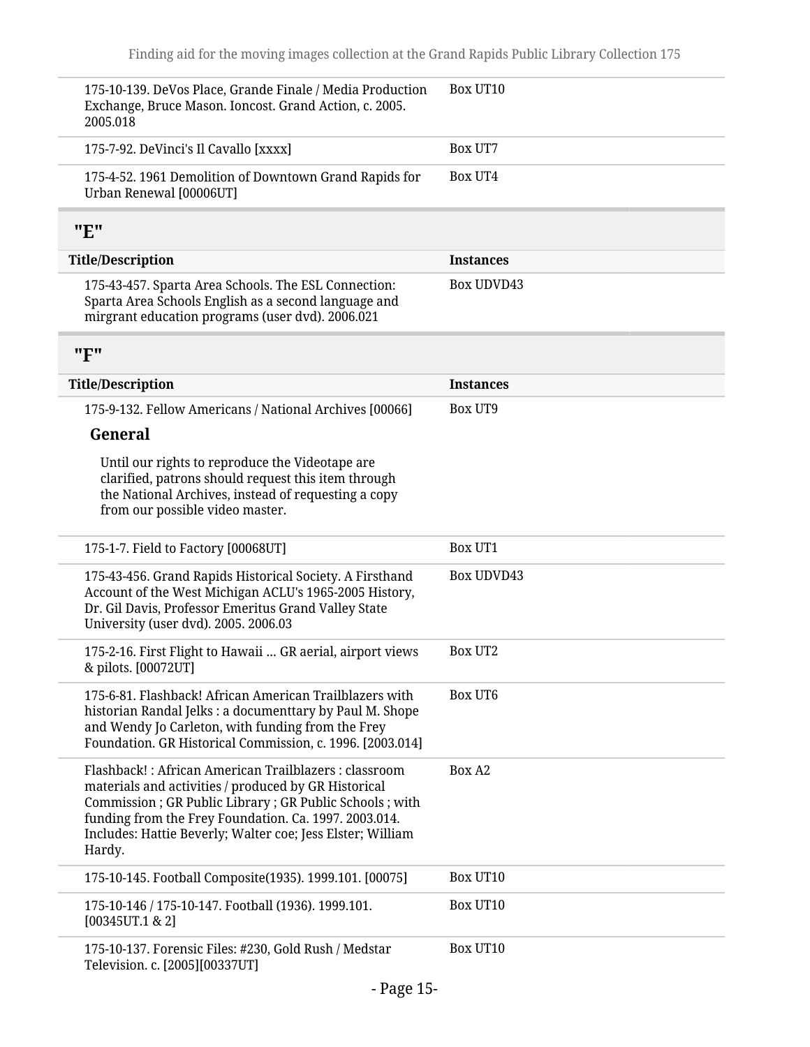| Title/Description | Instances |
| --- | --- |
| 175-10-139. DeVos Place, Grande Finale / Media Production Exchange, Bruce Mason. Ioncost. Grand Action, c. 2005. 2005.018 | Box UT10 |
| 175-7-92. DeVinci's Il Cavallo [xxxx] | Box UT7 |
| 175-4-52. 1961 Demolition of Downtown Grand Rapids for Urban Renewal [00006UT] | Box UT4 |

## "E"

| Title/Description | Instances |
| --- | --- |
| 175-43-457. Sparta Area Schools. The ESL Connection: Sparta Area Schools English as a second language and mirgrant education programs (user dvd). 2006.021 | Box UDVD43 |

## "F"

| Title/Description | Instances |
| --- | --- |
| 175-9-132. Fellow Americans / National Archives [00066]<br>**General**<br>Until our rights to reproduce the Videotape are clarified, patrons should request this item through the National Archives, instead of requesting a copy from our possible video master. | Box UT9 |
| 175-1-7. Field to Factory [00068UT] | Box UT1 |
| 175-43-456. Grand Rapids Historical Society. A Firsthand Account of the West Michigan ACLU's 1965-2005 History, Dr. Gil Davis, Professor Emeritus Grand Valley State University (user dvd). 2005. 2006.03 | Box UDVD43 |
| 175-2-16. First Flight to Hawaii … GR aerial, airport views & pilots. [00072UT] | Box UT2 |
| 175-6-81. Flashback! African American Trailblazers with historian Randal Jelks : a documenttary by Paul M. Shope and Wendy Jo Carleton, with funding from the Frey Foundation. GR Historical Commission, c. 1996. [2003.014] | Box UT6 |
| Flashback! : African American Trailblazers : classroom materials and activities / produced by GR Historical Commission ; GR Public Library ; GR Public Schools ; with funding from the Frey Foundation. Ca. 1997. 2003.014. Includes: Hattie Beverly; Walter coe; Jess Elster; William Hardy. | Box A2 |
| 175-10-145. Football Composite(1935). 1999.101. [00075] | Box UT10 |
| 175-10-146 / 175-10-147. Football (1936). 1999.101. [00345UT.1 & 2] | Box UT10 |
| 175-10-137. Forensic Files: #230, Gold Rush / Medstar Television. c. [2005][00337UT] | Box UT10 |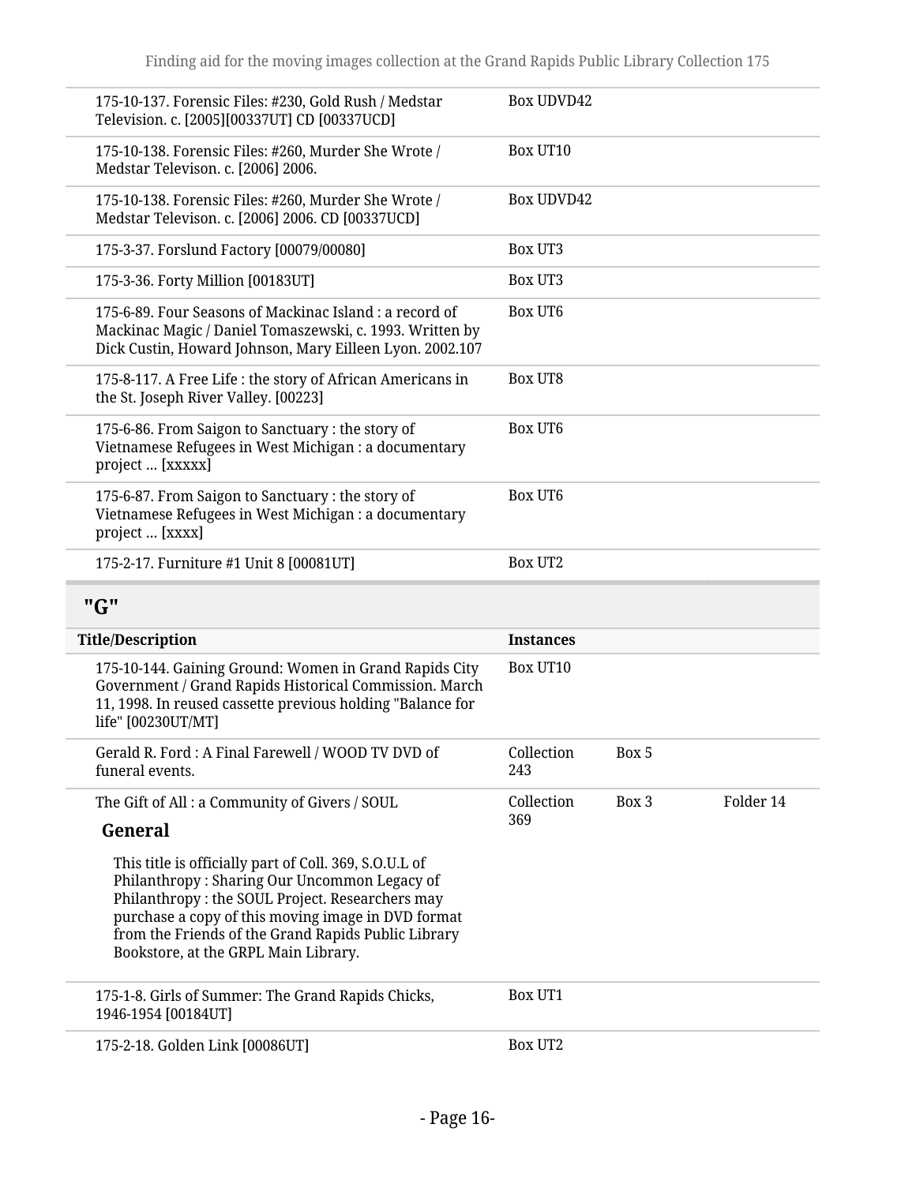| Title/Description | Instances | | |
|---|---|---|---|
| 175-10-137. Forensic Files: #230, Gold Rush / Medstar Television. c. [2005][00337UT] CD [00337UCD] | Box UDVD42 | | |
| 175-10-138. Forensic Files: #260, Murder She Wrote / Medstar Televison. c. [2006] 2006. | Box UT10 | | |
| 175-10-138. Forensic Files: #260, Murder She Wrote / Medstar Televison. c. [2006] 2006. CD [00337UCD] | Box UDVD42 | | |
| 175-3-37. Forslund Factory [00079/00080] | Box UT3 | | |
| 175-3-36. Forty Million [00183UT] | Box UT3 | | |
| 175-6-89. Four Seasons of Mackinac Island : a record of Mackinac Magic / Daniel Tomaszewski, c. 1993. Written by Dick Custin, Howard Johnson, Mary Eilleen Lyon. 2002.107 | Box UT6 | | |
| 175-8-117. A Free Life : the story of African Americans in the St. Joseph River Valley. [00223] | Box UT8 | | |
| 175-6-86. From Saigon to Sanctuary : the story of Vietnamese Refugees in West Michigan : a documentary project ... [xxxxx] | Box UT6 | | |
| 175-6-87. From Saigon to Sanctuary : the story of Vietnamese Refugees in West Michigan : a documentary project ... [xxxx] | Box UT6 | | |
| 175-2-17. Furniture #1 Unit 8 [00081UT] | Box UT2 | | |

## "G"

| Title/Description | Instances | | |
|---|---|---|---|
| 175-10-144. Gaining Ground: Women in Grand Rapids City Government / Grand Rapids Historical Commission. March 11, 1998. In reused cassette previous holding "Balance for life" [00230UT/MT] | Box UT10 | | |
| Gerald R. Ford : A Final Farewell / WOOD TV DVD of funeral events. | Collection 243 | Box 5 | |
| The Gift of All : a Community of Givers / SOUL<br><br>**General**<br><br>This title is officially part of Coll. 369, S.O.U.L of Philanthropy : Sharing Our Uncommon Legacy of Philanthropy : the SOUL Project. Researchers may purchase a copy of this moving image in DVD format from the Friends of the Grand Rapids Public Library Bookstore, at the GRPL Main Library. | Collection 369 | Box 3 | Folder 14 |
| 175-1-8. Girls of Summer: The Grand Rapids Chicks, 1946-1954 [00184UT] | Box UT1 | | |
| 175-2-18. Golden Link [00086UT] | Box UT2 | | |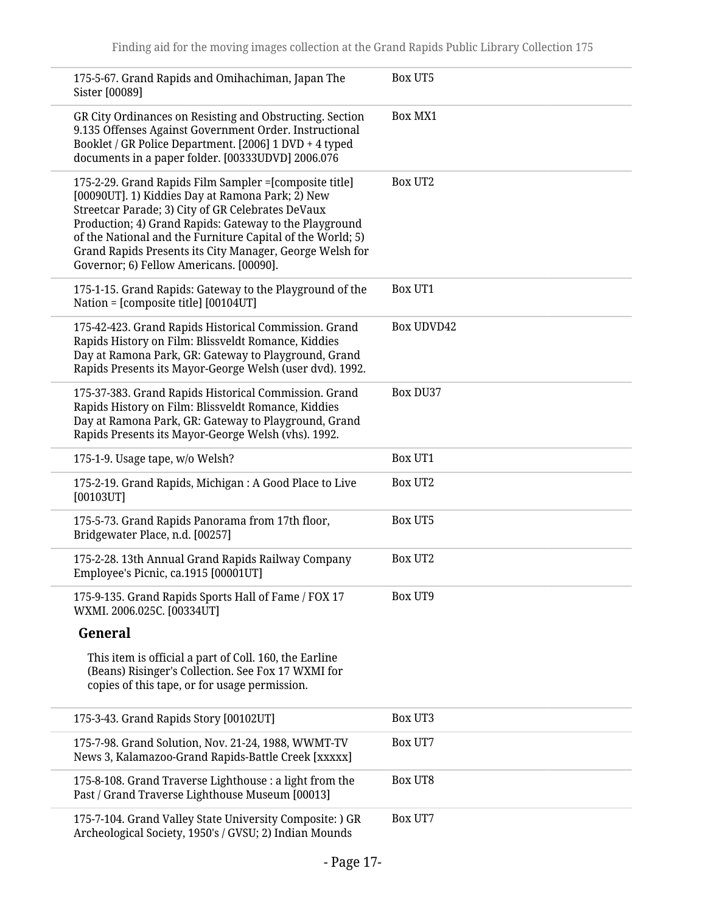| | |
|---|---|
| 175-5-67. Grand Rapids and Omihachiman, Japan The Sister [00089] | Box UT5 |
| GR City Ordinances on Resisting and Obstructing. Section 9.135 Offenses Against Government Order. Instructional Booklet / GR Police Department. [2006] 1 DVD + 4 typed documents in a paper folder. [00333UDVD] 2006.076 | Box MX1 |
| 175-2-29. Grand Rapids Film Sampler =[composite title] [00090UT]. 1) Kiddies Day at Ramona Park; 2) New Streetcar Parade; 3) City of GR Celebrates DeVaux Production; 4) Grand Rapids: Gateway to the Playground of the National and the Furniture Capital of the World; 5) Grand Rapids Presents its City Manager, George Welsh for Governor; 6) Fellow Americans. [00090]. | Box UT2 |
| 175-1-15. Grand Rapids: Gateway to the Playground of the Nation = [composite title] [00104UT] | Box UT1 |
| 175-42-423. Grand Rapids Historical Commission. Grand Rapids History on Film: Blissveldt Romance, Kiddies Day at Ramona Park, GR: Gateway to Playground, Grand Rapids Presents its Mayor-George Welsh (user dvd). 1992. | Box UDVD42 |
| 175-37-383. Grand Rapids Historical Commission. Grand Rapids History on Film: Blissveldt Romance, Kiddies Day at Ramona Park, GR: Gateway to Playground, Grand Rapids Presents its Mayor-George Welsh (vhs). 1992. | Box DU37 |
| 175-1-9. Usage tape, w/o Welsh? | Box UT1 |
| 175-2-19. Grand Rapids, Michigan : A Good Place to Live [00103UT] | Box UT2 |
| 175-5-73. Grand Rapids Panorama from 17th floor, Bridgewater Place, n.d. [00257] | Box UT5 |
| 175-2-28. 13th Annual Grand Rapids Railway Company Employee's Picnic, ca.1915 [00001UT] | Box UT2 |
| 175-9-135. Grand Rapids Sports Hall of Fame / FOX 17 WXMI. 2006.025C. [00334UT]<br><br>**General**<br><br>This item is official a part of Coll. 160, the Earline (Beans) Risinger's Collection. See Fox 17 WXMI for copies of this tape, or for usage permission. | Box UT9 |
| 175-3-43. Grand Rapids Story [00102UT] | Box UT3 |
| 175-7-98. Grand Solution, Nov. 21-24, 1988, WWMT-TV News 3, Kalamazoo-Grand Rapids-Battle Creek [xxxxx] | Box UT7 |
| 175-8-108. Grand Traverse Lighthouse : a light from the Past / Grand Traverse Lighthouse Museum [00013] | Box UT8 |
| 175-7-104. Grand Valley State University Composite: ) GR Archeological Society, 1950's / GVSU; 2) Indian Mounds | Box UT7 |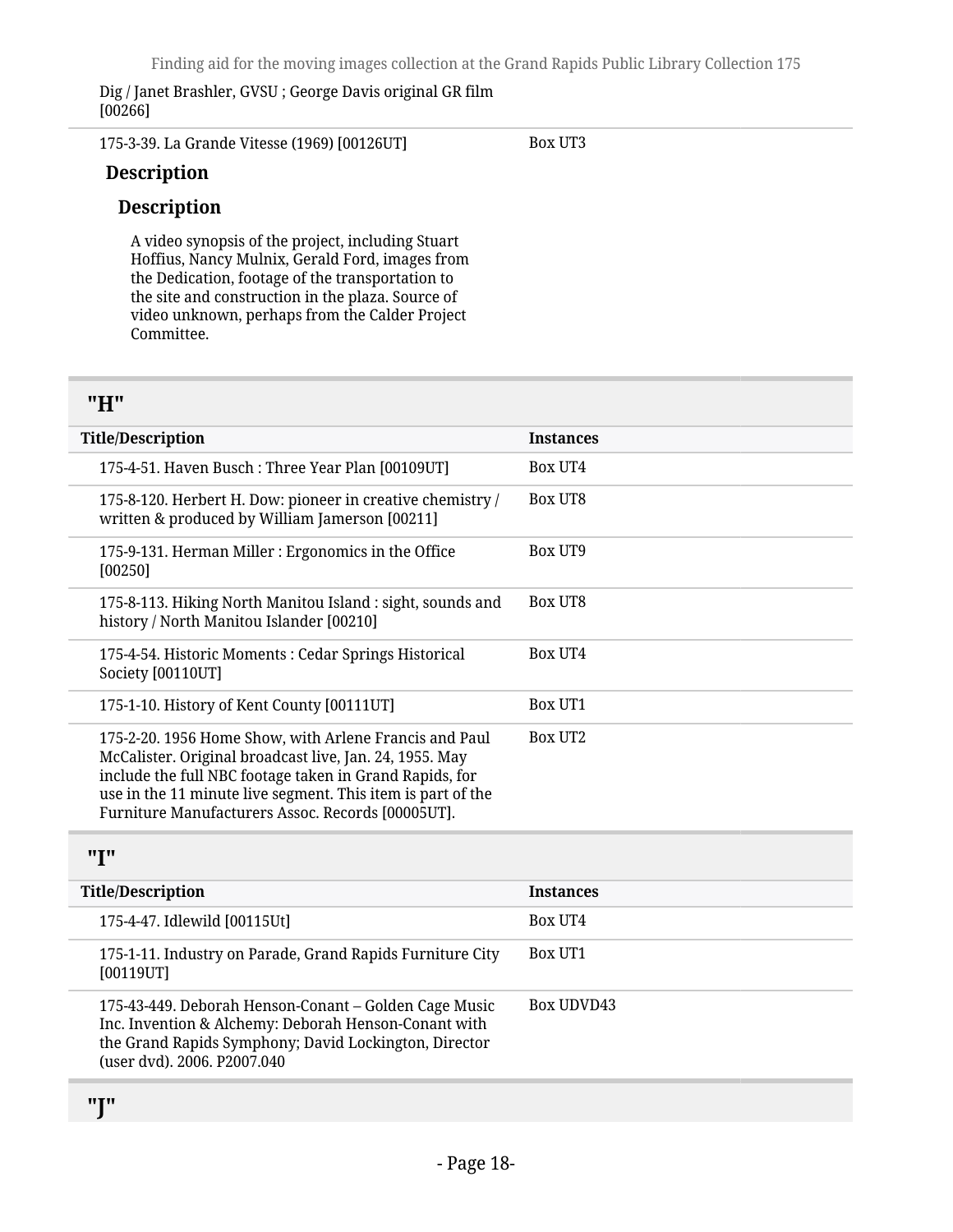Dig / Janet Brashler, GVSU ; George Davis original GR film [00266]

| Title/Description | Instances |
| --- | --- |
| 175-3-39. La Grande Vitesse (1969) [00126UT] | Box UT3 |

**Description**

**Description**

A video synopsis of the project, including Stuart Hoffius, Nancy Mulnix, Gerald Ford, images from the Dedication, footage of the transportation to the site and construction in the plaza. Source of video unknown, perhaps from the Calder Project Committee.

## "H"

| Title/Description | Instances |
| --- | --- |
| 175-4-51. Haven Busch : Three Year Plan [00109UT] | Box UT4 |
| 175-8-120. Herbert H. Dow: pioneer in creative chemistry / written & produced by William Jamerson [00211] | Box UT8 |
| 175-9-131. Herman Miller : Ergonomics in the Office [00250] | Box UT9 |
| 175-8-113. Hiking North Manitou Island : sight, sounds and history / North Manitou Islander [00210] | Box UT8 |
| 175-4-54. Historic Moments : Cedar Springs Historical Society [00110UT] | Box UT4 |
| 175-1-10. History of Kent County [00111UT] | Box UT1 |
| 175-2-20. 1956 Home Show, with Arlene Francis and Paul McCalister. Original broadcast live, Jan. 24, 1955. May include the full NBC footage taken in Grand Rapids, for use in the 11 minute live segment. This item is part of the Furniture Manufacturers Assoc. Records [00005UT]. | Box UT2 |

## "I"

| Title/Description | Instances |
| --- | --- |
| 175-4-47. Idlewild [00115Ut] | Box UT4 |
| 175-1-11. Industry on Parade, Grand Rapids Furniture City [00119UT] | Box UT1 |
| 175-43-449. Deborah Henson-Conant – Golden Cage Music Inc. Invention & Alchemy: Deborah Henson-Conant with the Grand Rapids Symphony; David Lockington, Director (user dvd). 2006. P2007.040 | Box UDVD43 |

## "J"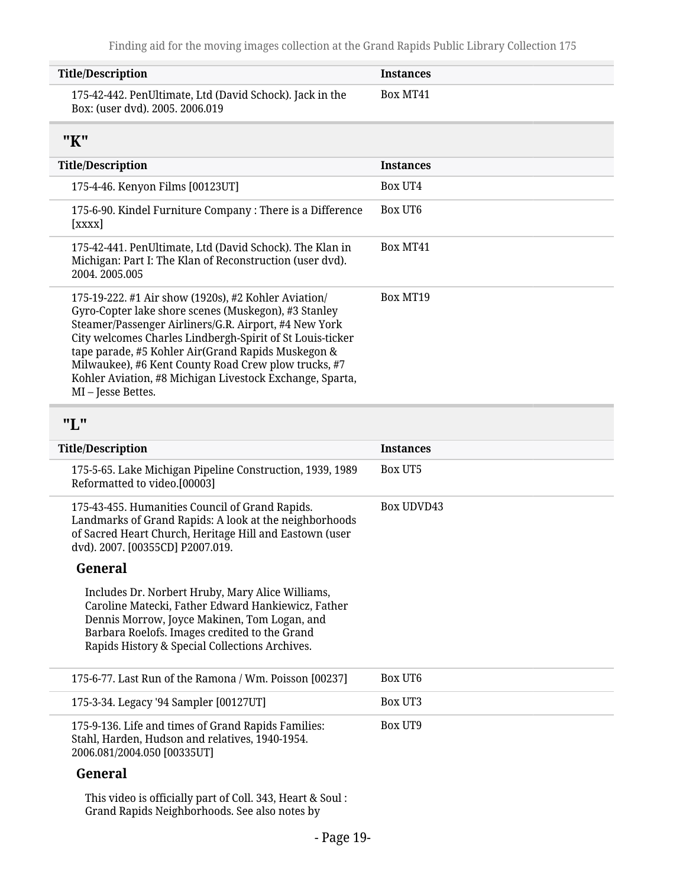| Title/Description | Instances |
| --- | --- |
| 175-42-442. PenUltimate, Ltd (David Schock). Jack in the Box: (user dvd). 2005. 2006.019 | Box MT41 |

## "K"

| Title/Description | Instances |
| --- | --- |
| 175-4-46. Kenyon Films [00123UT] | Box UT4 |
| 175-6-90. Kindel Furniture Company : There is a Difference [xxxx] | Box UT6 |
| 175-42-441. PenUltimate, Ltd (David Schock). The Klan in Michigan: Part I: The Klan of Reconstruction (user dvd). 2004. 2005.005 | Box MT41 |
| 175-19-222. #1 Air show (1920s), #2 Kohler Aviation/ Gyro-Copter lake shore scenes (Muskegon), #3 Stanley Steamer/Passenger Airliners/G.R. Airport, #4 New York City welcomes Charles Lindbergh-Spirit of St Louis-ticker tape parade, #5 Kohler Air(Grand Rapids Muskegon & Milwaukee), #6 Kent County Road Crew plow trucks, #7 Kohler Aviation, #8 Michigan Livestock Exchange, Sparta, MI – Jesse Bettes. | Box MT19 |

## "L"

| Title/Description | Instances |
| --- | --- |
| 175-5-65. Lake Michigan Pipeline Construction, 1939, 1989 Reformatted to video.[00003] | Box UT5 |
| 175-43-455. Humanities Council of Grand Rapids. Landmarks of Grand Rapids: A look at the neighborhoods of Sacred Heart Church, Heritage Hill and Eastown (user dvd). 2007. [00355CD] P2007.019. | Box UDVD43 |

### General

Includes Dr. Norbert Hruby, Mary Alice Williams, Caroline Matecki, Father Edward Hankiewicz, Father Dennis Morrow, Joyce Makinen, Tom Logan, and Barbara Roelofs. Images credited to the Grand Rapids History & Special Collections Archives.

| Title/Description | Instances |
| --- | --- |
| 175-6-77. Last Run of the Ramona / Wm. Poisson [00237] | Box UT6 |
| 175-3-34. Legacy '94 Sampler [00127UT] | Box UT3 |
| 175-9-136. Life and times of Grand Rapids Families: Stahl, Harden, Hudson and relatives, 1940-1954. 2006.081/2004.050 [00335UT] | Box UT9 |

### General

This video is officially part of Coll. 343, Heart & Soul : Grand Rapids Neighborhoods. See also notes by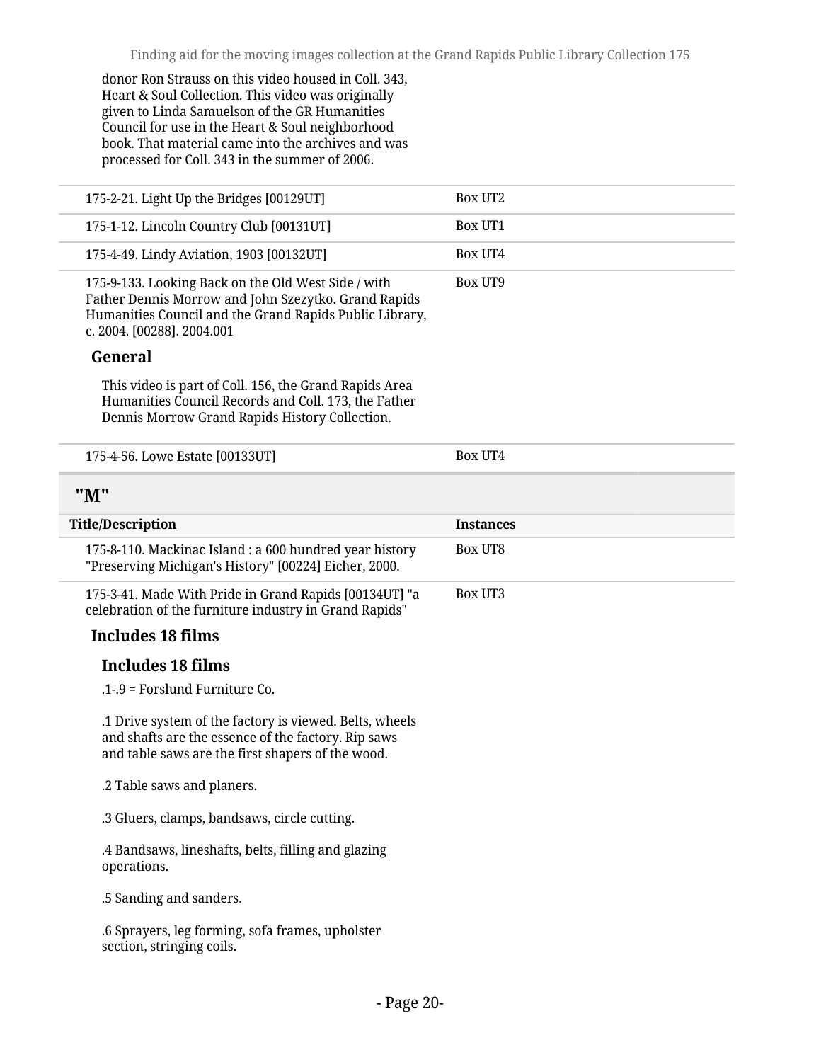donor Ron Strauss on this video housed in Coll. 343, Heart & Soul Collection. This video was originally given to Linda Samuelson of the GR Humanities Council for use in the Heart & Soul neighborhood book. That material came into the archives and was processed for Coll. 343 in the summer of 2006.

| | |
|---|---|
| 175-2-21. Light Up the Bridges [00129UT] | Box UT2 |
| 175-1-12. Lincoln Country Club [00131UT] | Box UT1 |
| 175-4-49. Lindy Aviation, 1903 [00132UT] | Box UT4 |
| 175-9-133. Looking Back on the Old West Side / with Father Dennis Morrow and John Szezytko. Grand Rapids Humanities Council and the Grand Rapids Public Library, c. 2004. [00288]. 2004.001 | Box UT9 |

**General**

This video is part of Coll. 156, the Grand Rapids Area Humanities Council Records and Coll. 173, the Father Dennis Morrow Grand Rapids History Collection.

| | |
|---|---|
| 175-4-56. Lowe Estate [00133UT] | Box UT4 |

## "M"

| Title/Description | Instances |
|---|---|
| 175-8-110. Mackinac Island : a 600 hundred year history "Preserving Michigan's History" [00224] Eicher, 2000. | Box UT8 |
| 175-3-41. Made With Pride in Grand Rapids [00134UT] "a celebration of the furniture industry in Grand Rapids" | Box UT3 |

**Includes 18 films**

**Includes 18 films**

.1-.9 = Forslund Furniture Co.

.1 Drive system of the factory is viewed. Belts, wheels and shafts are the essence of the factory. Rip saws and table saws are the first shapers of the wood.

.2 Table saws and planers.

.3 Gluers, clamps, bandsaws, circle cutting.

.4 Bandsaws, lineshafts, belts, filling and glazing operations.

.5 Sanding and sanders.

.6 Sprayers, leg forming, sofa frames, upholster section, stringing coils.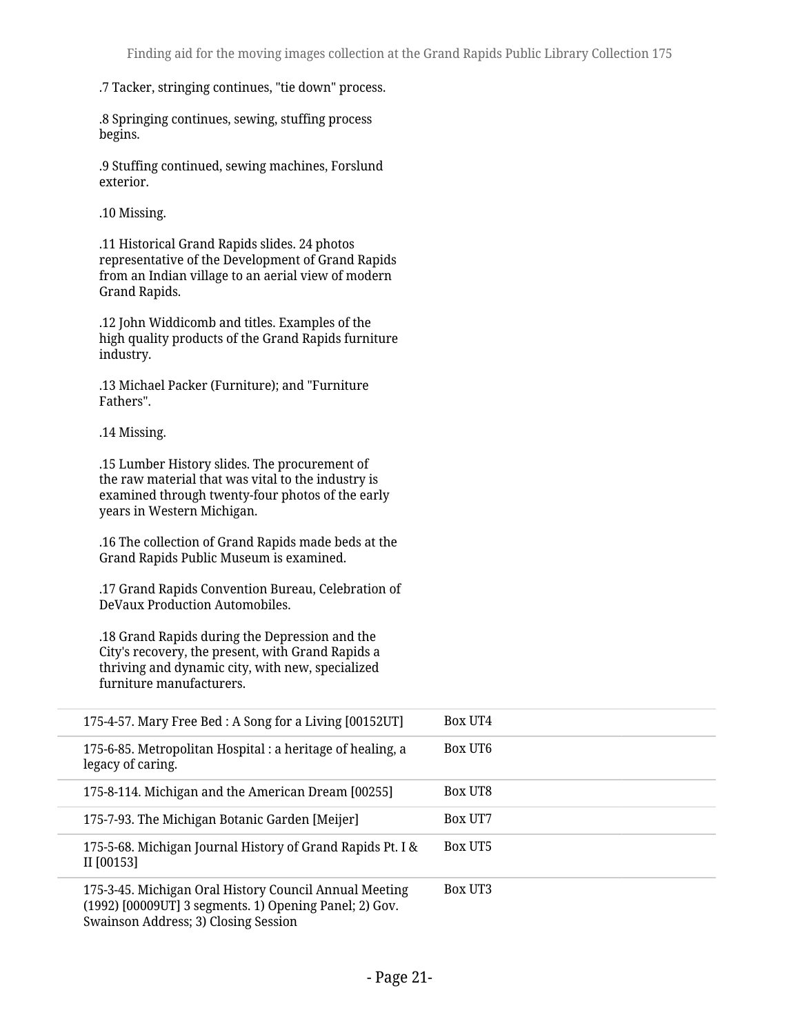.7 Tacker, stringing continues, "tie down" process.

.8 Springing continues, sewing, stuffing process begins.

.9 Stuffing continued, sewing machines, Forslund exterior.

.10 Missing.

.11 Historical Grand Rapids slides. 24 photos representative of the Development of Grand Rapids from an Indian village to an aerial view of modern Grand Rapids.

.12 John Widdicomb and titles. Examples of the high quality products of the Grand Rapids furniture industry.

.13 Michael Packer (Furniture); and "Furniture Fathers".

.14 Missing.

.15 Lumber History slides. The procurement of the raw material that was vital to the industry is examined through twenty-four photos of the early years in Western Michigan.

.16 The collection of Grand Rapids made beds at the Grand Rapids Public Museum is examined.

.17 Grand Rapids Convention Bureau, Celebration of DeVaux Production Automobiles.

.18 Grand Rapids during the Depression and the City's recovery, the present, with Grand Rapids a thriving and dynamic city, with new, specialized furniture manufacturers.

| | |
|---|---|
| 175-4-57. Mary Free Bed : A Song for a Living [00152UT] | Box UT4 |
| 175-6-85. Metropolitan Hospital : a heritage of healing, a legacy of caring. | Box UT6 |
| 175-8-114. Michigan and the American Dream [00255] | Box UT8 |
| 175-7-93. The Michigan Botanic Garden [Meijer] | Box UT7 |
| 175-5-68. Michigan Journal History of Grand Rapids Pt. I & II [00153] | Box UT5 |
| 175-3-45. Michigan Oral History Council Annual Meeting (1992) [00009UT] 3 segments. 1) Opening Panel; 2) Gov. Swainson Address; 3) Closing Session | Box UT3 |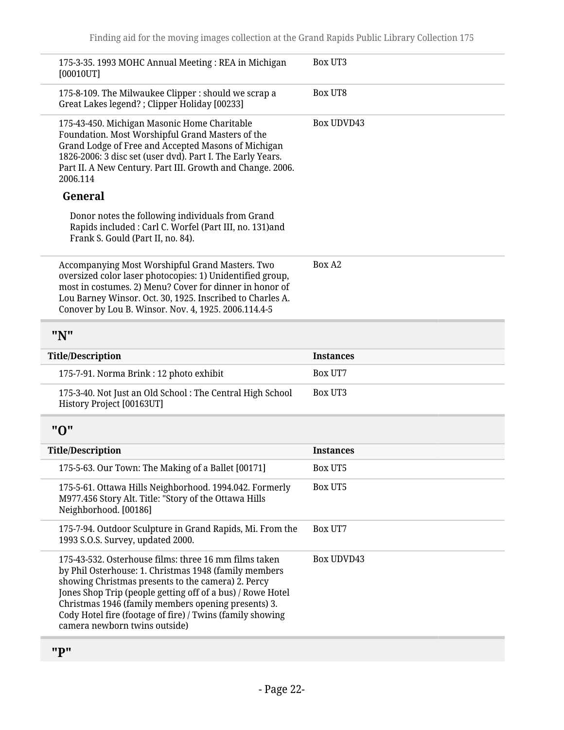| Title/Description | Instances |
|---|---|
| 175-3-35. 1993 MOHC Annual Meeting : REA in Michigan [00010UT] | Box UT3 |
| 175-8-109. The Milwaukee Clipper : should we scrap a Great Lakes legend? ; Clipper Holiday [00233] | Box UT8 |
| 175-43-450. Michigan Masonic Home Charitable Foundation. Most Worshipful Grand Masters of the Grand Lodge of Free and Accepted Masons of Michigan 1826-2006: 3 disc set (user dvd). Part I. The Early Years. Part II. A New Century. Part III. Growth and Change. 2006. 2006.114<br><br>**General**<br><br>Donor notes the following individuals from Grand Rapids included : Carl C. Worfel (Part III, no. 131)and Frank S. Gould (Part II, no. 84). | Box UDVD43 |
| Accompanying Most Worshipful Grand Masters. Two oversized color laser photocopies: 1) Unidentified group, most in costumes. 2) Menu? Cover for dinner in honor of Lou Barney Winsor. Oct. 30, 1925. Inscribed to Charles A. Conover by Lou B. Winsor. Nov. 4, 1925. 2006.114.4-5 | Box A2 |

## "N"

| Title/Description | Instances |
|---|---|
| 175-7-91. Norma Brink : 12 photo exhibit | Box UT7 |
| 175-3-40. Not Just an Old School : The Central High School History Project [00163UT] | Box UT3 |

## "O"

| Title/Description | Instances |
|---|---|
| 175-5-63. Our Town: The Making of a Ballet [00171] | Box UT5 |
| 175-5-61. Ottawa Hills Neighborhood. 1994.042. Formerly M977.456 Story Alt. Title: "Story of the Ottawa Hills Neighborhood. [00186] | Box UT5 |
| 175-7-94. Outdoor Sculpture in Grand Rapids, Mi. From the 1993 S.O.S. Survey, updated 2000. | Box UT7 |
| 175-43-532. Osterhouse films: three 16 mm films taken by Phil Osterhouse: 1. Christmas 1948 (family members showing Christmas presents to the camera) 2. Percy Jones Shop Trip (people getting off of a bus) / Rowe Hotel Christmas 1946 (family members opening presents) 3. Cody Hotel fire (footage of fire) / Twins (family showing camera newborn twins outside) | Box UDVD43 |

## "P"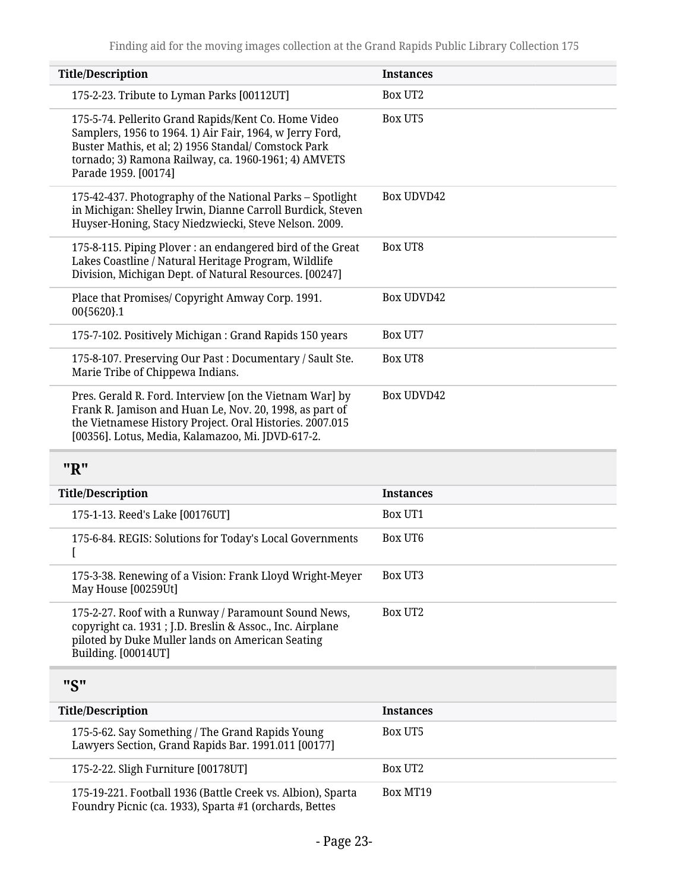| Title/Description | Instances |
| --- | --- |
| 175-2-23. Tribute to Lyman Parks [00112UT] | Box UT2 |
| 175-5-74. Pellerito Grand Rapids/Kent Co. Home Video Samplers, 1956 to 1964. 1) Air Fair, 1964, w Jerry Ford, Buster Mathis, et al; 2) 1956 Standal/ Comstock Park tornado; 3) Ramona Railway, ca. 1960-1961; 4) AMVETS Parade 1959. [00174] | Box UT5 |
| 175-42-437. Photography of the National Parks – Spotlight in Michigan: Shelley Irwin, Dianne Carroll Burdick, Steven Huyser-Honing, Stacy Niedzwiecki, Steve Nelson. 2009. | Box UDVD42 |
| 175-8-115. Piping Plover : an endangered bird of the Great Lakes Coastline / Natural Heritage Program, Wildlife Division, Michigan Dept. of Natural Resources. [00247] | Box UT8 |
| Place that Promises/ Copyright Amway Corp. 1991. 00{5620}.1 | Box UDVD42 |
| 175-7-102. Positively Michigan : Grand Rapids 150 years | Box UT7 |
| 175-8-107. Preserving Our Past : Documentary / Sault Ste. Marie Tribe of Chippewa Indians. | Box UT8 |
| Pres. Gerald R. Ford. Interview [on the Vietnam War] by Frank R. Jamison and Huan Le, Nov. 20, 1998, as part of the Vietnamese History Project. Oral Histories. 2007.015 [00356]. Lotus, Media, Kalamazoo, Mi. JDVD-617-2. | Box UDVD42 |

## "R"

| Title/Description | Instances |
| --- | --- |
| 175-1-13. Reed's Lake [00176UT] | Box UT1 |
| 175-6-84. REGIS: Solutions for Today's Local Governments [ | Box UT6 |
| 175-3-38. Renewing of a Vision: Frank Lloyd Wright-Meyer May House [00259Ut] | Box UT3 |
| 175-2-27. Roof with a Runway / Paramount Sound News, copyright ca. 1931 ; J.D. Breslin & Assoc., Inc. Airplane piloted by Duke Muller lands on American Seating Building. [00014UT] | Box UT2 |

## "S"

| Title/Description | Instances |
| --- | --- |
| 175-5-62. Say Something / The Grand Rapids Young Lawyers Section, Grand Rapids Bar. 1991.011 [00177] | Box UT5 |
| 175-2-22. Sligh Furniture [00178UT] | Box UT2 |
| 175-19-221. Football 1936 (Battle Creek vs. Albion), Sparta Foundry Picnic (ca. 1933), Sparta #1 (orchards, Bettes | Box MT19 |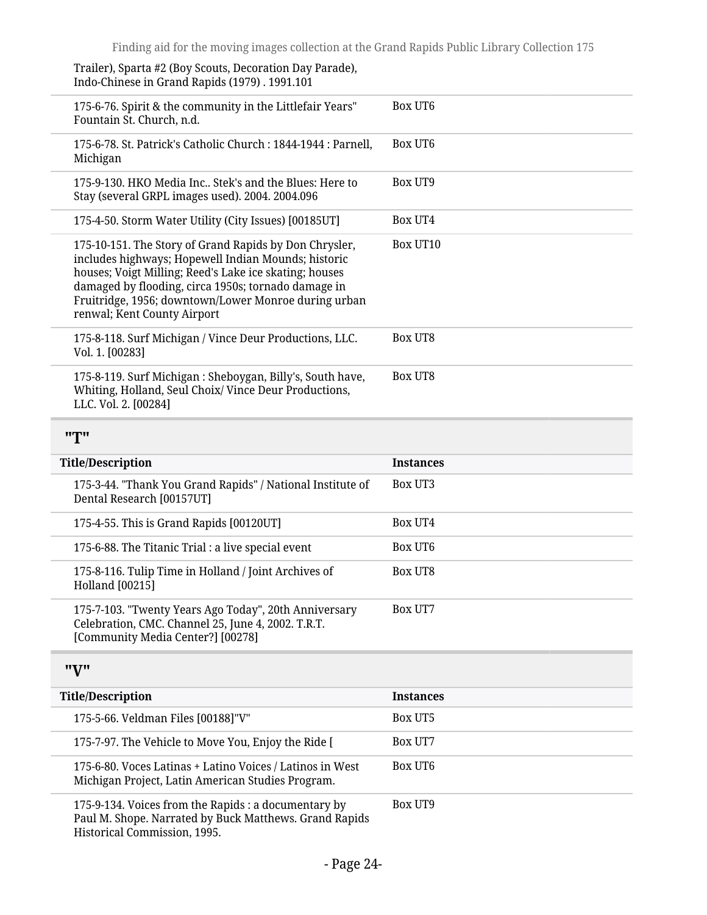| Title/Description | Instances |
| --- | --- |
| Trailer), Sparta #2 (Boy Scouts, Decoration Day Parade), Indo-Chinese in Grand Rapids (1979) . 1991.101 | |
| 175-6-76. Spirit & the community in the Littlefair Years" Fountain St. Church, n.d. | Box UT6 |
| 175-6-78. St. Patrick's Catholic Church : 1844-1944 : Parnell, Michigan | Box UT6 |
| 175-9-130. HKO Media Inc.. Stek's and the Blues: Here to Stay (several GRPL images used). 2004. 2004.096 | Box UT9 |
| 175-4-50. Storm Water Utility (City Issues) [00185UT] | Box UT4 |
| 175-10-151. The Story of Grand Rapids by Don Chrysler, includes highways; Hopewell Indian Mounds; historic houses; Voigt Milling; Reed's Lake ice skating; houses damaged by flooding, circa 1950s; tornado damage in Fruitridge, 1956; downtown/Lower Monroe during urban renwal; Kent County Airport | Box UT10 |
| 175-8-118. Surf Michigan / Vince Deur Productions, LLC. Vol. 1. [00283] | Box UT8 |
| 175-8-119. Surf Michigan : Sheboygan, Billy's, South have, Whiting, Holland, Seul Choix/ Vince Deur Productions, LLC. Vol. 2. [00284] | Box UT8 |

## "T"

| Title/Description | Instances |
| --- | --- |
| 175-3-44. "Thank You Grand Rapids" / National Institute of Dental Research [00157UT] | Box UT3 |
| 175-4-55. This is Grand Rapids [00120UT] | Box UT4 |
| 175-6-88. The Titanic Trial : a live special event | Box UT6 |
| 175-8-116. Tulip Time in Holland / Joint Archives of Holland [00215] | Box UT8 |
| 175-7-103. "Twenty Years Ago Today", 20th Anniversary Celebration, CMC. Channel 25, June 4, 2002. T.R.T. [Community Media Center?] [00278] | Box UT7 |

## "V"

| Title/Description | Instances |
| --- | --- |
| 175-5-66. Veldman Files [00188]"V" | Box UT5 |
| 175-7-97. The Vehicle to Move You, Enjoy the Ride [ | Box UT7 |
| 175-6-80. Voces Latinas + Latino Voices / Latinos in West Michigan Project, Latin American Studies Program. | Box UT6 |
| 175-9-134. Voices from the Rapids : a documentary by Paul M. Shope. Narrated by Buck Matthews. Grand Rapids Historical Commission, 1995. | Box UT9 |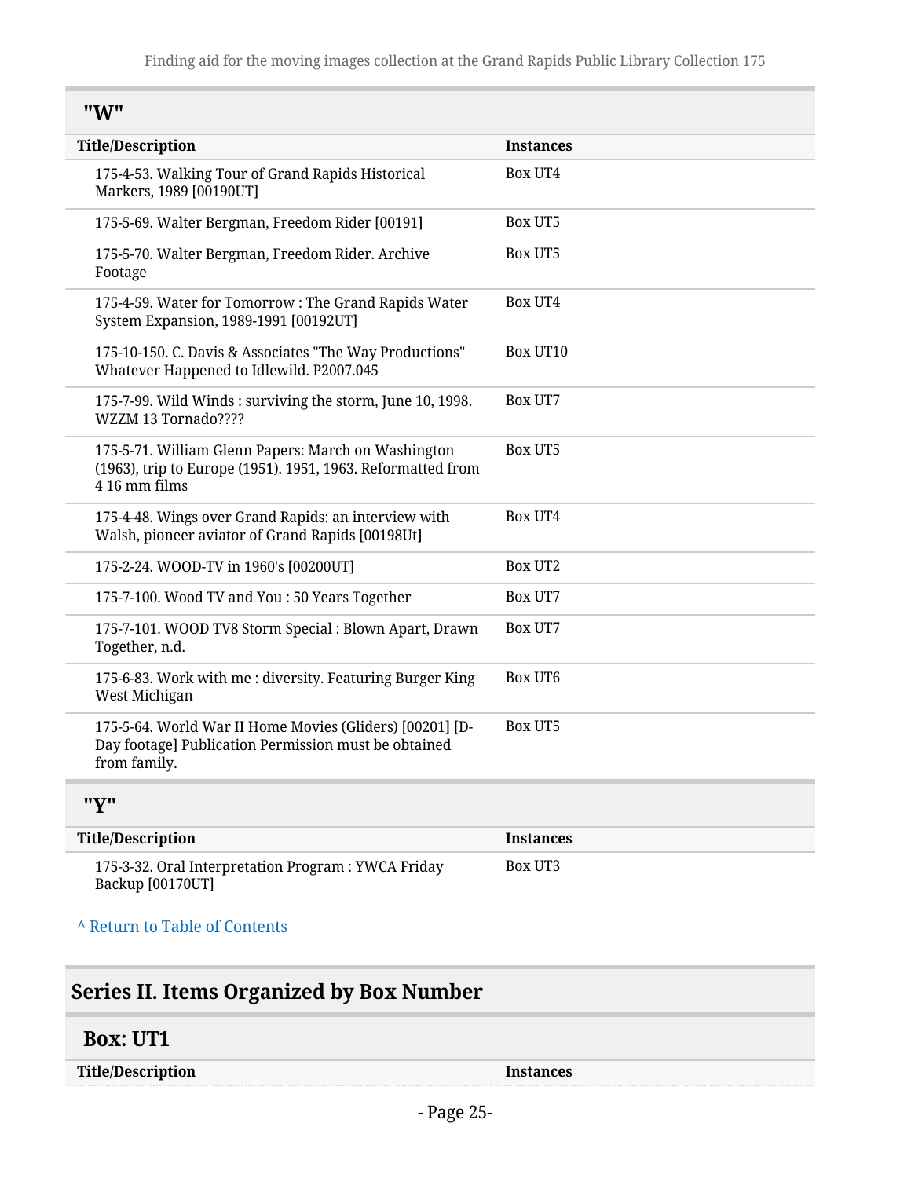## "W"

| Title/Description | Instances |
| --- | --- |
| 175-4-53. Walking Tour of Grand Rapids Historical Markers, 1989 [00190UT] | Box UT4 |
| 175-5-69. Walter Bergman, Freedom Rider [00191] | Box UT5 |
| 175-5-70. Walter Bergman, Freedom Rider. Archive Footage | Box UT5 |
| 175-4-59. Water for Tomorrow : The Grand Rapids Water System Expansion, 1989-1991 [00192UT] | Box UT4 |
| 175-10-150. C. Davis & Associates "The Way Productions" Whatever Happened to Idlewild. P2007.045 | Box UT10 |
| 175-7-99. Wild Winds : surviving the storm, June 10, 1998. WZZM 13 Tornado???? | Box UT7 |
| 175-5-71. William Glenn Papers: March on Washington (1963), trip to Europe (1951). 1951, 1963. Reformatted from 4 16 mm films | Box UT5 |
| 175-4-48. Wings over Grand Rapids: an interview with Walsh, pioneer aviator of Grand Rapids [00198Ut] | Box UT4 |
| 175-2-24. WOOD-TV in 1960's [00200UT] | Box UT2 |
| 175-7-100. Wood TV and You : 50 Years Together | Box UT7 |
| 175-7-101. WOOD TV8 Storm Special : Blown Apart, Drawn Together, n.d. | Box UT7 |
| 175-6-83. Work with me : diversity. Featuring Burger King West Michigan | Box UT6 |
| 175-5-64. World War II Home Movies (Gliders) [00201] [D-Day footage] Publication Permission must be obtained from family. | Box UT5 |

## "Y"

| Title/Description | Instances |
| --- | --- |
| 175-3-32. Oral Interpretation Program : YWCA Friday Backup [00170UT] | Box UT3 |

^ Return to Table of Contents

# Series II. Items Organized by Box Number

## Box: UT1

| Title/Description | Instances |
| --- | --- |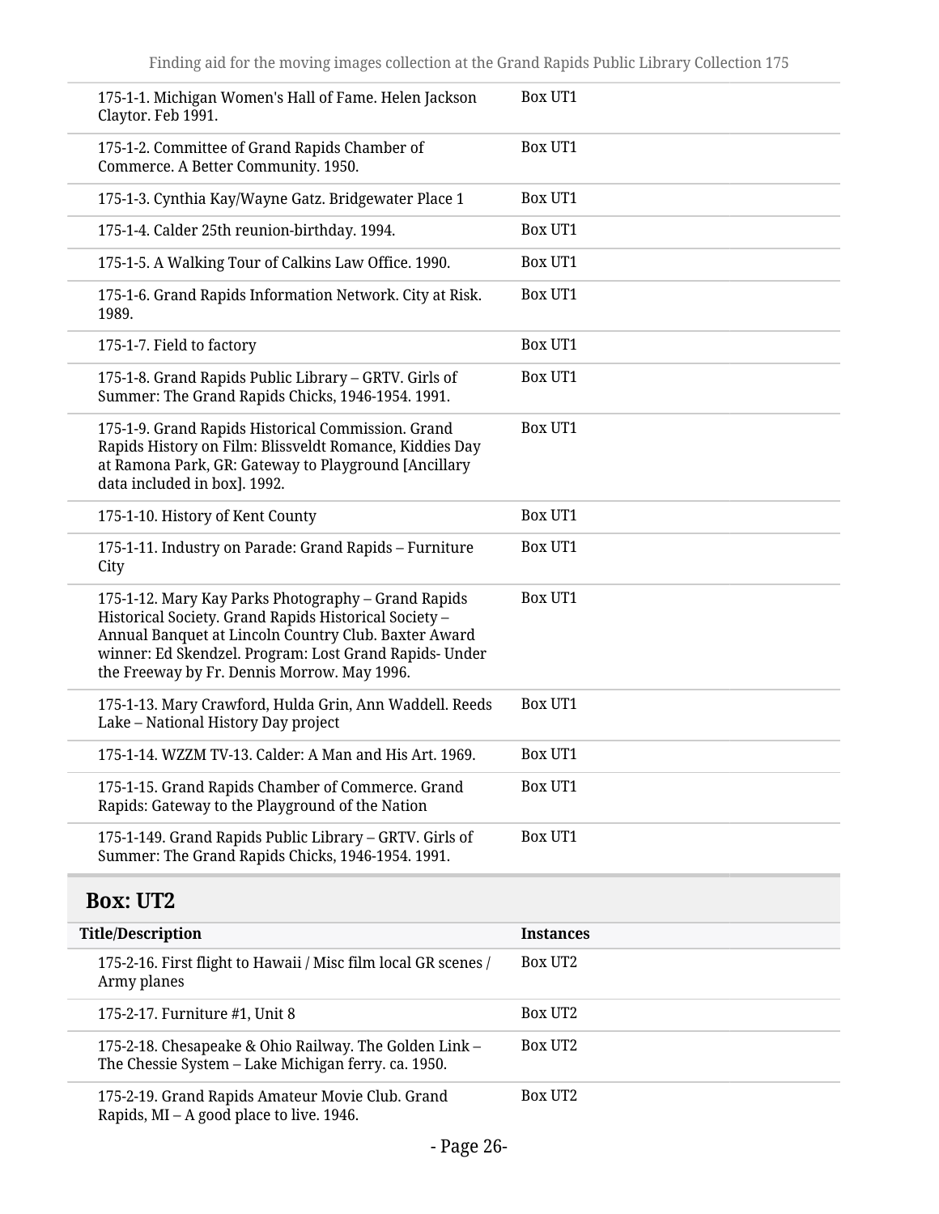| | |
|---|---|
| 175-1-1. Michigan Women's Hall of Fame. Helen Jackson Claytor. Feb 1991. | Box UT1 |
| 175-1-2. Committee of Grand Rapids Chamber of Commerce. A Better Community. 1950. | Box UT1 |
| 175-1-3. Cynthia Kay/Wayne Gatz. Bridgewater Place 1 | Box UT1 |
| 175-1-4. Calder 25th reunion-birthday. 1994. | Box UT1 |
| 175-1-5. A Walking Tour of Calkins Law Office. 1990. | Box UT1 |
| 175-1-6. Grand Rapids Information Network. City at Risk. 1989. | Box UT1 |
| 175-1-7. Field to factory | Box UT1 |
| 175-1-8. Grand Rapids Public Library – GRTV. Girls of Summer: The Grand Rapids Chicks, 1946-1954. 1991. | Box UT1 |
| 175-1-9. Grand Rapids Historical Commission. Grand Rapids History on Film: Blissveldt Romance, Kiddies Day at Ramona Park, GR: Gateway to Playground [Ancillary data included in box]. 1992. | Box UT1 |
| 175-1-10. History of Kent County | Box UT1 |
| 175-1-11. Industry on Parade: Grand Rapids – Furniture City | Box UT1 |
| 175-1-12. Mary Kay Parks Photography – Grand Rapids Historical Society. Grand Rapids Historical Society – Annual Banquet at Lincoln Country Club. Baxter Award winner: Ed Skendzel. Program: Lost Grand Rapids- Under the Freeway by Fr. Dennis Morrow. May 1996. | Box UT1 |
| 175-1-13. Mary Crawford, Hulda Grin, Ann Waddell. Reeds Lake – National History Day project | Box UT1 |
| 175-1-14. WZZM TV-13. Calder: A Man and His Art. 1969. | Box UT1 |
| 175-1-15. Grand Rapids Chamber of Commerce. Grand Rapids: Gateway to the Playground of the Nation | Box UT1 |
| 175-1-149. Grand Rapids Public Library – GRTV. Girls of Summer: The Grand Rapids Chicks, 1946-1954. 1991. | Box UT1 |

## Box: UT2

| Title/Description | Instances |
|---|---|
| 175-2-16. First flight to Hawaii / Misc film local GR scenes / Army planes | Box UT2 |
| 175-2-17. Furniture #1, Unit 8 | Box UT2 |
| 175-2-18. Chesapeake & Ohio Railway. The Golden Link – The Chessie System – Lake Michigan ferry. ca. 1950. | Box UT2 |
| 175-2-19. Grand Rapids Amateur Movie Club. Grand Rapids, MI – A good place to live. 1946. | Box UT2 |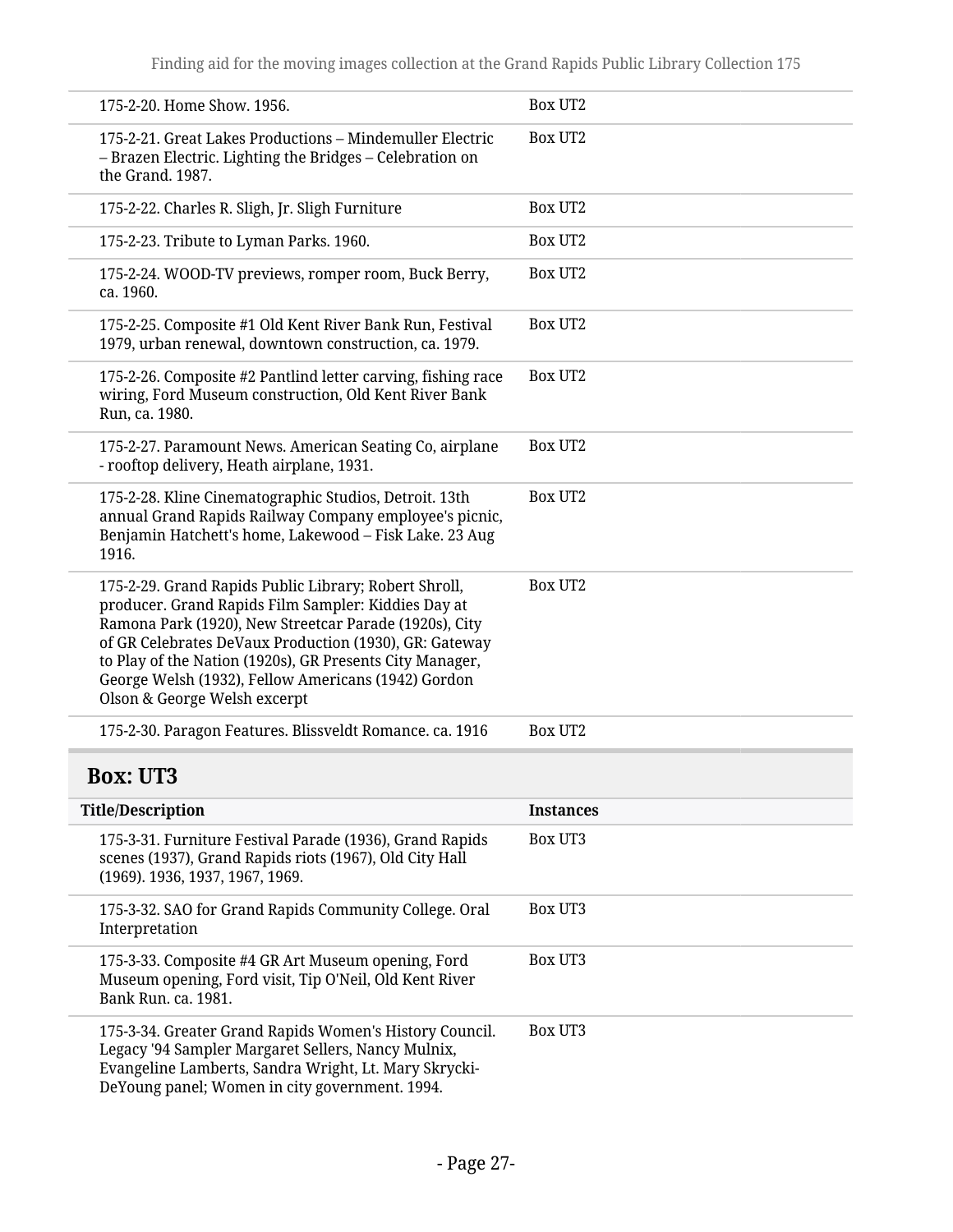| | |
|---|---|
| 175-2-20. Home Show. 1956. | Box UT2 |
| 175-2-21. Great Lakes Productions – Mindemuller Electric – Brazen Electric. Lighting the Bridges – Celebration on the Grand. 1987. | Box UT2 |
| 175-2-22. Charles R. Sligh, Jr. Sligh Furniture | Box UT2 |
| 175-2-23. Tribute to Lyman Parks. 1960. | Box UT2 |
| 175-2-24. WOOD-TV previews, romper room, Buck Berry, ca. 1960. | Box UT2 |
| 175-2-25. Composite #1 Old Kent River Bank Run, Festival 1979, urban renewal, downtown construction, ca. 1979. | Box UT2 |
| 175-2-26. Composite #2 Pantlind letter carving, fishing race wiring, Ford Museum construction, Old Kent River Bank Run, ca. 1980. | Box UT2 |
| 175-2-27. Paramount News. American Seating Co, airplane - rooftop delivery, Heath airplane, 1931. | Box UT2 |
| 175-2-28. Kline Cinematographic Studios, Detroit. 13th annual Grand Rapids Railway Company employee's picnic, Benjamin Hatchett's home, Lakewood – Fisk Lake. 23 Aug 1916. | Box UT2 |
| 175-2-29. Grand Rapids Public Library; Robert Shroll, producer. Grand Rapids Film Sampler: Kiddies Day at Ramona Park (1920), New Streetcar Parade (1920s), City of GR Celebrates DeVaux Production (1930), GR: Gateway to Play of the Nation (1920s), GR Presents City Manager, George Welsh (1932), Fellow Americans (1942) Gordon Olson & George Welsh excerpt | Box UT2 |
| 175-2-30. Paragon Features. Blissveldt Romance. ca. 1916 | Box UT2 |

## Box: UT3

| Title/Description | Instances |
|---|---|
| 175-3-31. Furniture Festival Parade (1936), Grand Rapids scenes (1937), Grand Rapids riots (1967), Old City Hall (1969). 1936, 1937, 1967, 1969. | Box UT3 |
| 175-3-32. SAO for Grand Rapids Community College. Oral Interpretation | Box UT3 |
| 175-3-33. Composite #4 GR Art Museum opening, Ford Museum opening, Ford visit, Tip O'Neil, Old Kent River Bank Run. ca. 1981. | Box UT3 |
| 175-3-34. Greater Grand Rapids Women's History Council. Legacy '94 Sampler Margaret Sellers, Nancy Mulnix, Evangeline Lamberts, Sandra Wright, Lt. Mary Skrycki-DeYoung panel; Women in city government. 1994. | Box UT3 |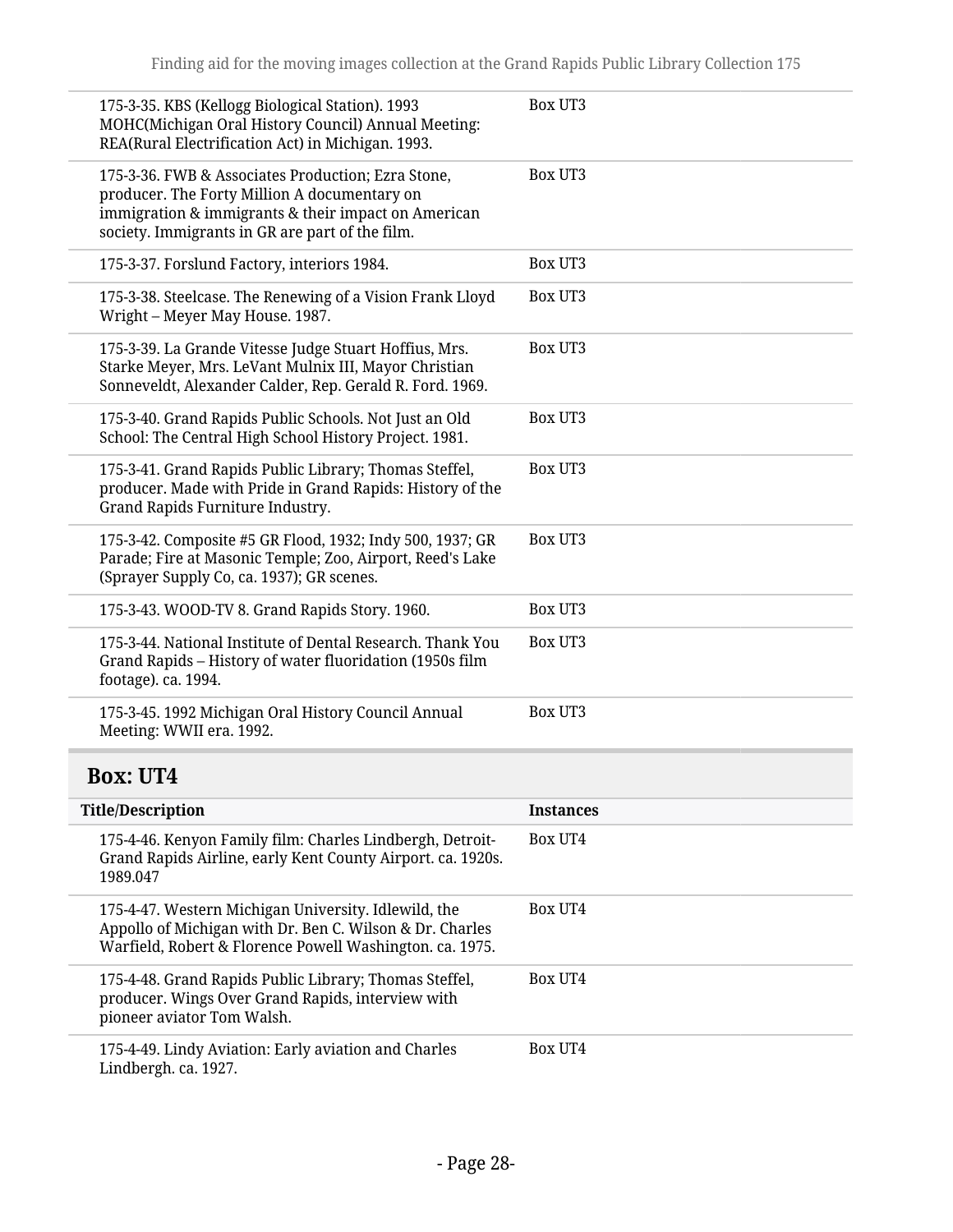| | |
|---|---|
| 175-3-35. KBS (Kellogg Biological Station). 1993 MOHC(Michigan Oral History Council) Annual Meeting: REA(Rural Electrification Act) in Michigan. 1993. | Box UT3 |
| 175-3-36. FWB & Associates Production; Ezra Stone, producer. The Forty Million A documentary on immigration & immigrants & their impact on American society. Immigrants in GR are part of the film. | Box UT3 |
| 175-3-37. Forslund Factory, interiors 1984. | Box UT3 |
| 175-3-38. Steelcase. The Renewing of a Vision Frank Lloyd Wright – Meyer May House. 1987. | Box UT3 |
| 175-3-39. La Grande Vitesse Judge Stuart Hoffius, Mrs. Starke Meyer, Mrs. LeVant Mulnix III, Mayor Christian Sonneveldt, Alexander Calder, Rep. Gerald R. Ford. 1969. | Box UT3 |
| 175-3-40. Grand Rapids Public Schools. Not Just an Old School: The Central High School History Project. 1981. | Box UT3 |
| 175-3-41. Grand Rapids Public Library; Thomas Steffel, producer. Made with Pride in Grand Rapids: History of the Grand Rapids Furniture Industry. | Box UT3 |
| 175-3-42. Composite #5 GR Flood, 1932; Indy 500, 1937; GR Parade; Fire at Masonic Temple; Zoo, Airport, Reed's Lake (Sprayer Supply Co, ca. 1937); GR scenes. | Box UT3 |
| 175-3-43. WOOD-TV 8. Grand Rapids Story. 1960. | Box UT3 |
| 175-3-44. National Institute of Dental Research. Thank You Grand Rapids – History of water fluoridation (1950s film footage). ca. 1994. | Box UT3 |
| 175-3-45. 1992 Michigan Oral History Council Annual Meeting: WWII era. 1992. | Box UT3 |

## Box: UT4

| Title/Description | Instances |
|---|---|
| 175-4-46. Kenyon Family film: Charles Lindbergh, Detroit-Grand Rapids Airline, early Kent County Airport. ca. 1920s. 1989.047 | Box UT4 |
| 175-4-47. Western Michigan University. Idlewild, the Appollo of Michigan with Dr. Ben C. Wilson & Dr. Charles Warfield, Robert & Florence Powell Washington. ca. 1975. | Box UT4 |
| 175-4-48. Grand Rapids Public Library; Thomas Steffel, producer. Wings Over Grand Rapids, interview with pioneer aviator Tom Walsh. | Box UT4 |
| 175-4-49. Lindy Aviation: Early aviation and Charles Lindbergh. ca. 1927. | Box UT4 |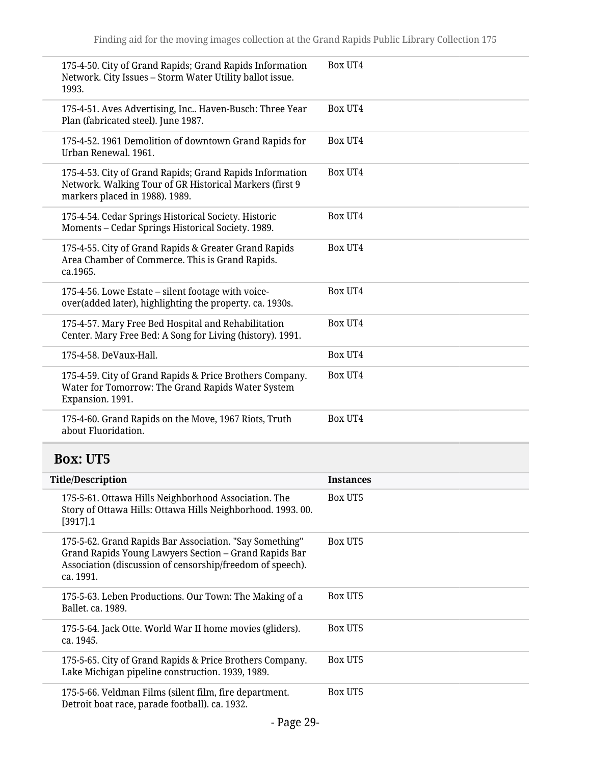| | |
|---|---|
| 175-4-50. City of Grand Rapids; Grand Rapids Information Network. City Issues – Storm Water Utility ballot issue. 1993. | Box UT4 |
| 175-4-51. Aves Advertising, Inc.. Haven-Busch: Three Year Plan (fabricated steel). June 1987. | Box UT4 |
| 175-4-52. 1961 Demolition of downtown Grand Rapids for Urban Renewal. 1961. | Box UT4 |
| 175-4-53. City of Grand Rapids; Grand Rapids Information Network. Walking Tour of GR Historical Markers (first 9 markers placed in 1988). 1989. | Box UT4 |
| 175-4-54. Cedar Springs Historical Society. Historic Moments – Cedar Springs Historical Society. 1989. | Box UT4 |
| 175-4-55. City of Grand Rapids & Greater Grand Rapids Area Chamber of Commerce. This is Grand Rapids. ca.1965. | Box UT4 |
| 175-4-56. Lowe Estate – silent footage with voice-over(added later), highlighting the property. ca. 1930s. | Box UT4 |
| 175-4-57. Mary Free Bed Hospital and Rehabilitation Center. Mary Free Bed: A Song for Living (history). 1991. | Box UT4 |
| 175-4-58. DeVaux-Hall. | Box UT4 |
| 175-4-59. City of Grand Rapids & Price Brothers Company. Water for Tomorrow: The Grand Rapids Water System Expansion. 1991. | Box UT4 |
| 175-4-60. Grand Rapids on the Move, 1967 Riots, Truth about Fluoridation. | Box UT4 |

## Box: UT5

| Title/Description | Instances |
|---|---|
| 175-5-61. Ottawa Hills Neighborhood Association. The Story of Ottawa Hills: Ottawa Hills Neighborhood. 1993. 00. [3917].1 | Box UT5 |
| 175-5-62. Grand Rapids Bar Association. "Say Something" Grand Rapids Young Lawyers Section – Grand Rapids Bar Association (discussion of censorship/freedom of speech). ca. 1991. | Box UT5 |
| 175-5-63. Leben Productions. Our Town: The Making of a Ballet. ca. 1989. | Box UT5 |
| 175-5-64. Jack Otte. World War II home movies (gliders). ca. 1945. | Box UT5 |
| 175-5-65. City of Grand Rapids & Price Brothers Company. Lake Michigan pipeline construction. 1939, 1989. | Box UT5 |
| 175-5-66. Veldman Films (silent film, fire department. Detroit boat race, parade football). ca. 1932. | Box UT5 |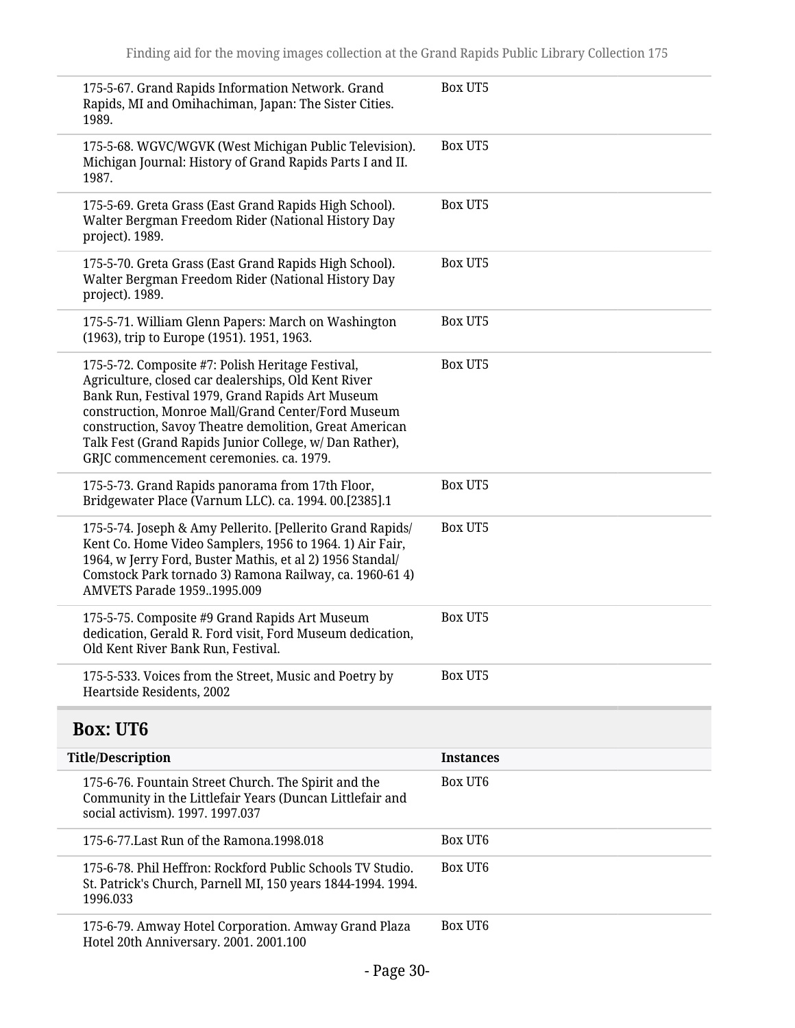| Title/Description | Instances |
|---|---|
| 175-5-67. Grand Rapids Information Network. Grand Rapids, MI and Omihachiman, Japan: The Sister Cities. 1989. | Box UT5 |
| 175-5-68. WGVC/WGVK (West Michigan Public Television). Michigan Journal: History of Grand Rapids Parts I and II. 1987. | Box UT5 |
| 175-5-69. Greta Grass (East Grand Rapids High School). Walter Bergman Freedom Rider (National History Day project). 1989. | Box UT5 |
| 175-5-70. Greta Grass (East Grand Rapids High School). Walter Bergman Freedom Rider (National History Day project). 1989. | Box UT5 |
| 175-5-71. William Glenn Papers: March on Washington (1963), trip to Europe (1951). 1951, 1963. | Box UT5 |
| 175-5-72. Composite #7: Polish Heritage Festival, Agriculture, closed car dealerships, Old Kent River Bank Run, Festival 1979, Grand Rapids Art Museum construction, Monroe Mall/Grand Center/Ford Museum construction, Savoy Theatre demolition, Great American Talk Fest (Grand Rapids Junior College, w/ Dan Rather), GRJC commencement ceremonies. ca. 1979. | Box UT5 |
| 175-5-73. Grand Rapids panorama from 17th Floor, Bridgewater Place (Varnum LLC). ca. 1994. 00.[2385].1 | Box UT5 |
| 175-5-74. Joseph & Amy Pellerito. [Pellerito Grand Rapids/ Kent Co. Home Video Samplers, 1956 to 1964. 1) Air Fair, 1964, w Jerry Ford, Buster Mathis, et al 2) 1956 Standal/ Comstock Park tornado 3) Ramona Railway, ca. 1960-61 4) AMVETS Parade 1959..1995.009 | Box UT5 |
| 175-5-75. Composite #9 Grand Rapids Art Museum dedication, Gerald R. Ford visit, Ford Museum dedication, Old Kent River Bank Run, Festival. | Box UT5 |
| 175-5-533. Voices from the Street, Music and Poetry by Heartside Residents, 2002 | Box UT5 |

## Box: UT6

| Title/Description | Instances |
|---|---|
| 175-6-76. Fountain Street Church. The Spirit and the Community in the Littlefair Years (Duncan Littlefair and social activism). 1997. 1997.037 | Box UT6 |
| 175-6-77.Last Run of the Ramona.1998.018 | Box UT6 |
| 175-6-78. Phil Heffron: Rockford Public Schools TV Studio. St. Patrick's Church, Parnell MI, 150 years 1844-1994. 1994. 1996.033 | Box UT6 |
| 175-6-79. Amway Hotel Corporation. Amway Grand Plaza Hotel 20th Anniversary. 2001. 2001.100 | Box UT6 |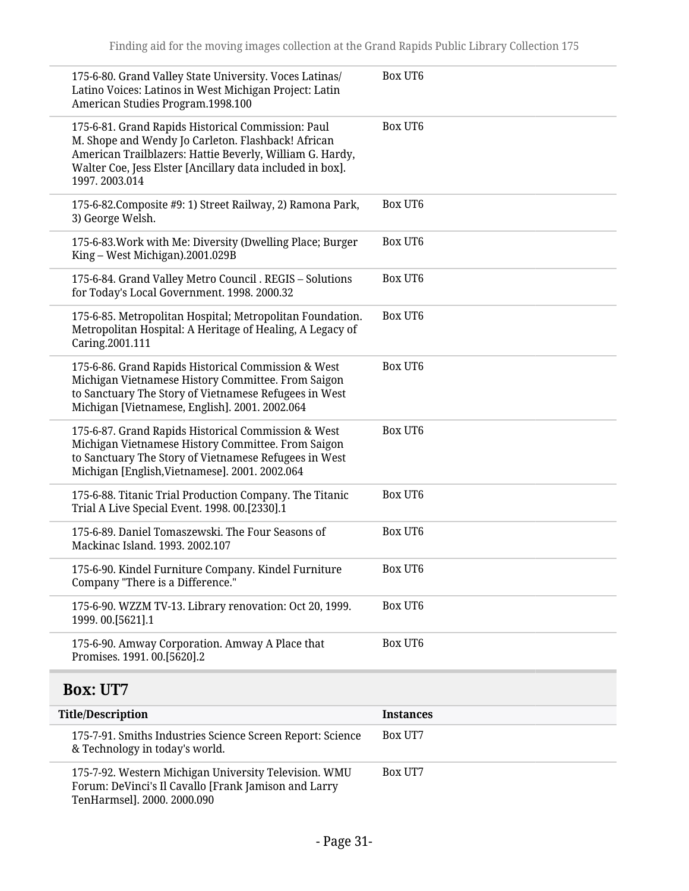| | |
|---|---|
| 175-6-80. Grand Valley State University. Voces Latinas/ Latino Voices: Latinos in West Michigan Project: Latin American Studies Program.1998.100 | Box UT6 |
| 175-6-81. Grand Rapids Historical Commission: Paul M. Shope and Wendy Jo Carleton. Flashback! African American Trailblazers: Hattie Beverly, William G. Hardy, Walter Coe, Jess Elster [Ancillary data included in box]. 1997. 2003.014 | Box UT6 |
| 175-6-82.Composite #9: 1) Street Railway, 2) Ramona Park, 3) George Welsh. | Box UT6 |
| 175-6-83.Work with Me: Diversity (Dwelling Place; Burger King – West Michigan).2001.029B | Box UT6 |
| 175-6-84. Grand Valley Metro Council . REGIS – Solutions for Today's Local Government. 1998. 2000.32 | Box UT6 |
| 175-6-85. Metropolitan Hospital; Metropolitan Foundation. Metropolitan Hospital: A Heritage of Healing, A Legacy of Caring.2001.111 | Box UT6 |
| 175-6-86. Grand Rapids Historical Commission & West Michigan Vietnamese History Committee. From Saigon to Sanctuary The Story of Vietnamese Refugees in West Michigan [Vietnamese, English]. 2001. 2002.064 | Box UT6 |
| 175-6-87. Grand Rapids Historical Commission & West Michigan Vietnamese History Committee. From Saigon to Sanctuary The Story of Vietnamese Refugees in West Michigan [English,Vietnamese]. 2001. 2002.064 | Box UT6 |
| 175-6-88. Titanic Trial Production Company. The Titanic Trial A Live Special Event. 1998. 00.[2330].1 | Box UT6 |
| 175-6-89. Daniel Tomaszewski. The Four Seasons of Mackinac Island. 1993. 2002.107 | Box UT6 |
| 175-6-90. Kindel Furniture Company. Kindel Furniture Company "There is a Difference." | Box UT6 |
| 175-6-90. WZZM TV-13. Library renovation: Oct 20, 1999. 1999. 00.[5621].1 | Box UT6 |
| 175-6-90. Amway Corporation. Amway A Place that Promises. 1991. 00.[5620].2 | Box UT6 |

## Box: UT7

| Title/Description | Instances |
|---|---|
| 175-7-91. Smiths Industries Science Screen Report: Science & Technology in today's world. | Box UT7 |
| 175-7-92. Western Michigan University Television. WMU Forum: DeVinci's Il Cavallo [Frank Jamison and Larry TenHarmsel]. 2000. 2000.090 | Box UT7 |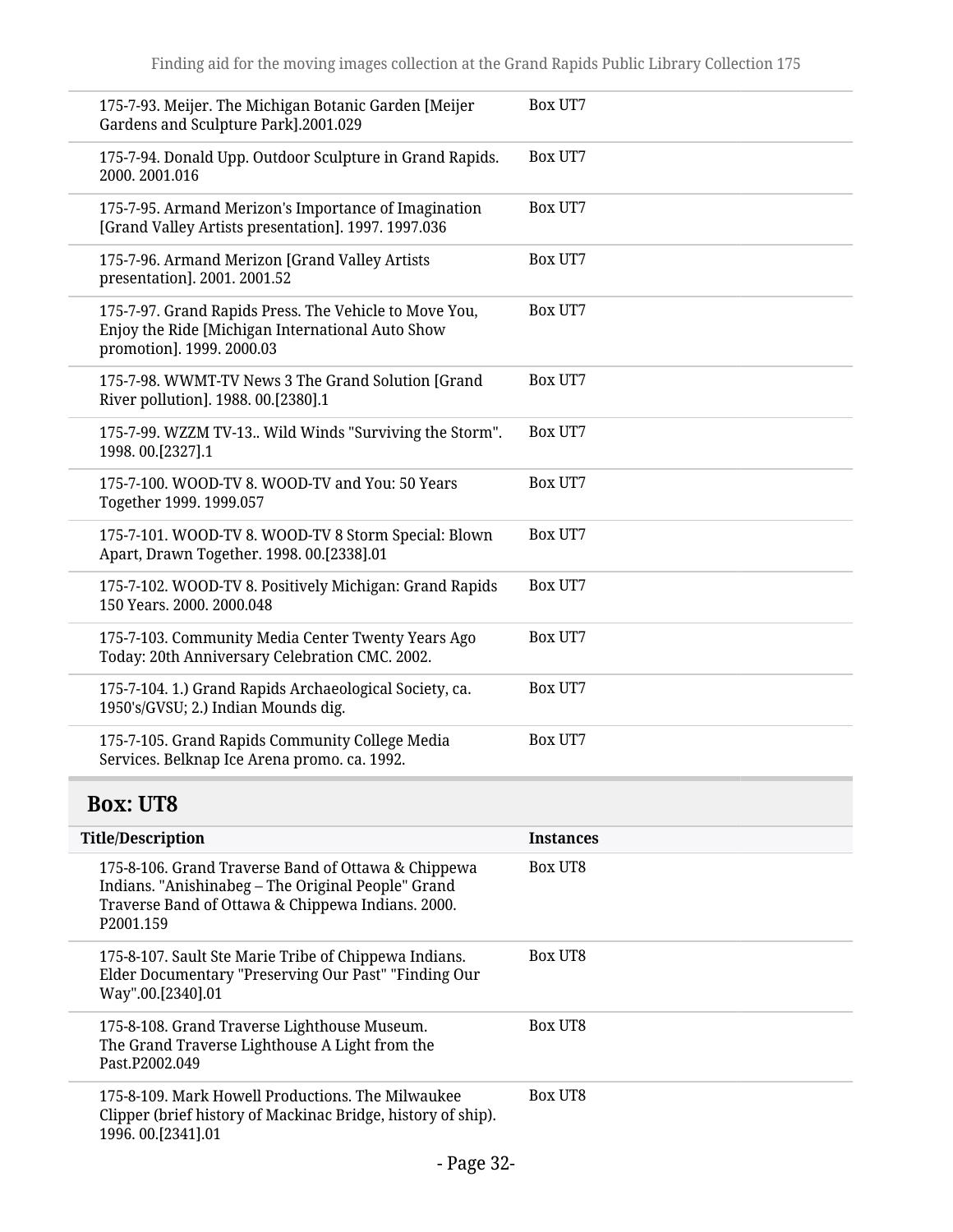| Title/Description | Instances |
| --- | --- |
| 175-7-93. Meijer. The Michigan Botanic Garden [Meijer Gardens and Sculpture Park].2001.029 | Box UT7 |
| 175-7-94. Donald Upp. Outdoor Sculpture in Grand Rapids. 2000. 2001.016 | Box UT7 |
| 175-7-95. Armand Merizon's Importance of Imagination [Grand Valley Artists presentation]. 1997. 1997.036 | Box UT7 |
| 175-7-96. Armand Merizon [Grand Valley Artists presentation]. 2001. 2001.52 | Box UT7 |
| 175-7-97. Grand Rapids Press. The Vehicle to Move You, Enjoy the Ride [Michigan International Auto Show promotion]. 1999. 2000.03 | Box UT7 |
| 175-7-98. WWMT-TV News 3 The Grand Solution [Grand River pollution]. 1988. 00.[2380].1 | Box UT7 |
| 175-7-99. WZZM TV-13.. Wild Winds "Surviving the Storm". 1998. 00.[2327].1 | Box UT7 |
| 175-7-100. WOOD-TV 8. WOOD-TV and You: 50 Years Together 1999. 1999.057 | Box UT7 |
| 175-7-101. WOOD-TV 8. WOOD-TV 8 Storm Special: Blown Apart, Drawn Together. 1998. 00.[2338].01 | Box UT7 |
| 175-7-102. WOOD-TV 8. Positively Michigan: Grand Rapids 150 Years. 2000. 2000.048 | Box UT7 |
| 175-7-103. Community Media Center Twenty Years Ago Today: 20th Anniversary Celebration CMC. 2002. | Box UT7 |
| 175-7-104. 1.) Grand Rapids Archaeological Society, ca. 1950's/GVSU; 2.) Indian Mounds dig. | Box UT7 |
| 175-7-105. Grand Rapids Community College Media Services. Belknap Ice Arena promo. ca. 1992. | Box UT7 |

## Box: UT8

| Title/Description | Instances |
| --- | --- |
| 175-8-106. Grand Traverse Band of Ottawa & Chippewa Indians. "Anishinabeg – The Original People" Grand Traverse Band of Ottawa & Chippewa Indians. 2000. P2001.159 | Box UT8 |
| 175-8-107. Sault Ste Marie Tribe of Chippewa Indians. Elder Documentary "Preserving Our Past" "Finding Our Way".00.[2340].01 | Box UT8 |
| 175-8-108. Grand Traverse Lighthouse Museum. The Grand Traverse Lighthouse A Light from the Past.P2002.049 | Box UT8 |
| 175-8-109. Mark Howell Productions. The Milwaukee Clipper (brief history of Mackinac Bridge, history of ship). 1996. 00.[2341].01 | Box UT8 |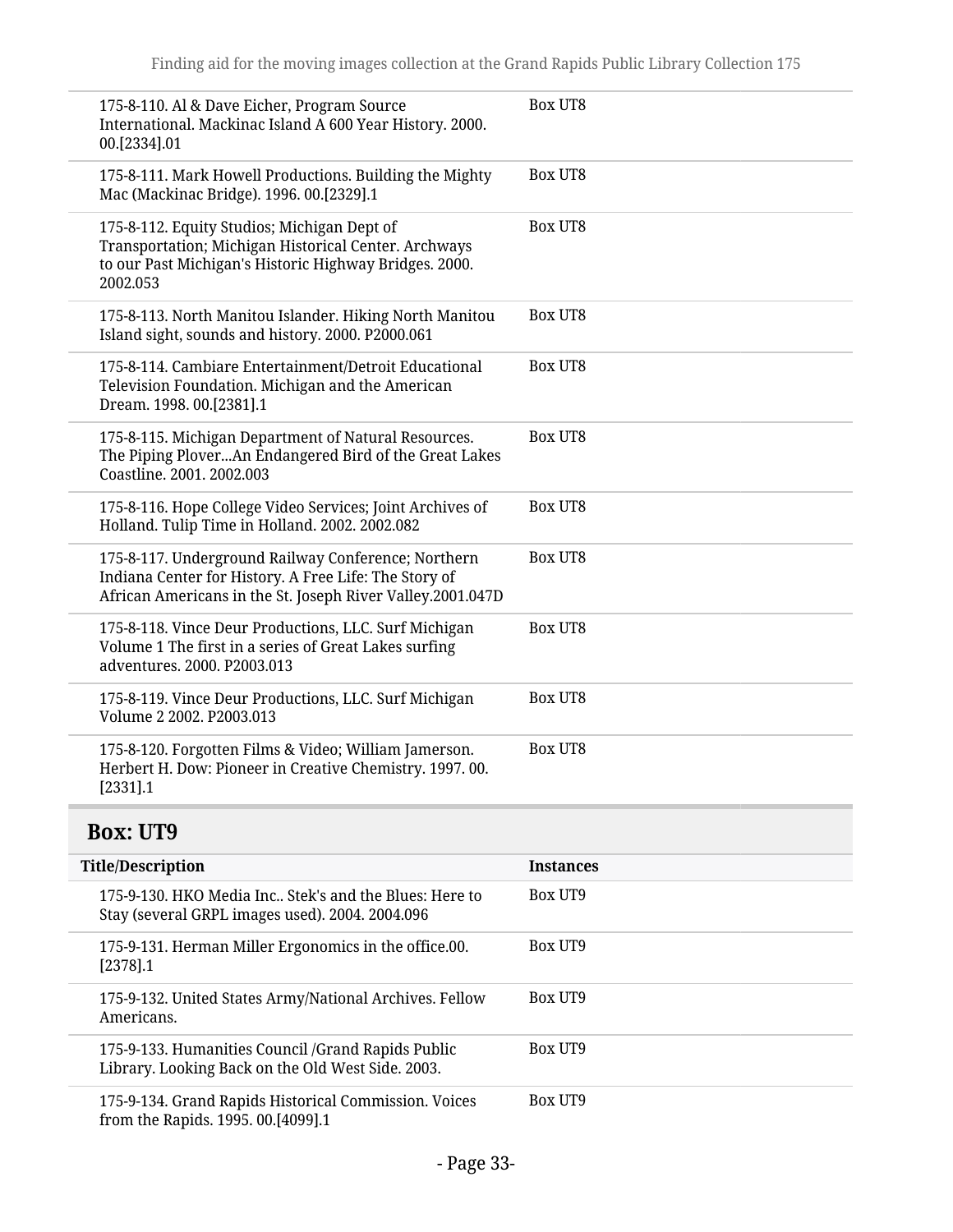| | |
|---|---|
| 175-8-110. Al & Dave Eicher, Program Source International. Mackinac Island A 600 Year History. 2000. 00.[2334].01 | Box UT8 |
| 175-8-111. Mark Howell Productions. Building the Mighty Mac (Mackinac Bridge). 1996. 00.[2329].1 | Box UT8 |
| 175-8-112. Equity Studios; Michigan Dept of Transportation; Michigan Historical Center. Archways to our Past Michigan's Historic Highway Bridges. 2000. 2002.053 | Box UT8 |
| 175-8-113. North Manitou Islander. Hiking North Manitou Island sight, sounds and history. 2000. P2000.061 | Box UT8 |
| 175-8-114. Cambiare Entertainment/Detroit Educational Television Foundation. Michigan and the American Dream. 1998. 00.[2381].1 | Box UT8 |
| 175-8-115. Michigan Department of Natural Resources. The Piping Plover...An Endangered Bird of the Great Lakes Coastline. 2001. 2002.003 | Box UT8 |
| 175-8-116. Hope College Video Services; Joint Archives of Holland. Tulip Time in Holland. 2002. 2002.082 | Box UT8 |
| 175-8-117. Underground Railway Conference; Northern Indiana Center for History. A Free Life: The Story of African Americans in the St. Joseph River Valley.2001.047D | Box UT8 |
| 175-8-118. Vince Deur Productions, LLC. Surf Michigan Volume 1 The first in a series of Great Lakes surfing adventures. 2000. P2003.013 | Box UT8 |
| 175-8-119. Vince Deur Productions, LLC. Surf Michigan Volume 2 2002. P2003.013 | Box UT8 |
| 175-8-120. Forgotten Films & Video; William Jamerson. Herbert H. Dow: Pioneer in Creative Chemistry. 1997. 00. [2331].1 | Box UT8 |

## Box: UT9

| Title/Description | Instances |
|---|---|
| 175-9-130. HKO Media Inc.. Stek's and the Blues: Here to Stay (several GRPL images used). 2004. 2004.096 | Box UT9 |
| 175-9-131. Herman Miller Ergonomics in the office.00. [2378].1 | Box UT9 |
| 175-9-132. United States Army/National Archives. Fellow Americans. | Box UT9 |
| 175-9-133. Humanities Council /Grand Rapids Public Library. Looking Back on the Old West Side. 2003. | Box UT9 |
| 175-9-134. Grand Rapids Historical Commission. Voices from the Rapids. 1995. 00.[4099].1 | Box UT9 |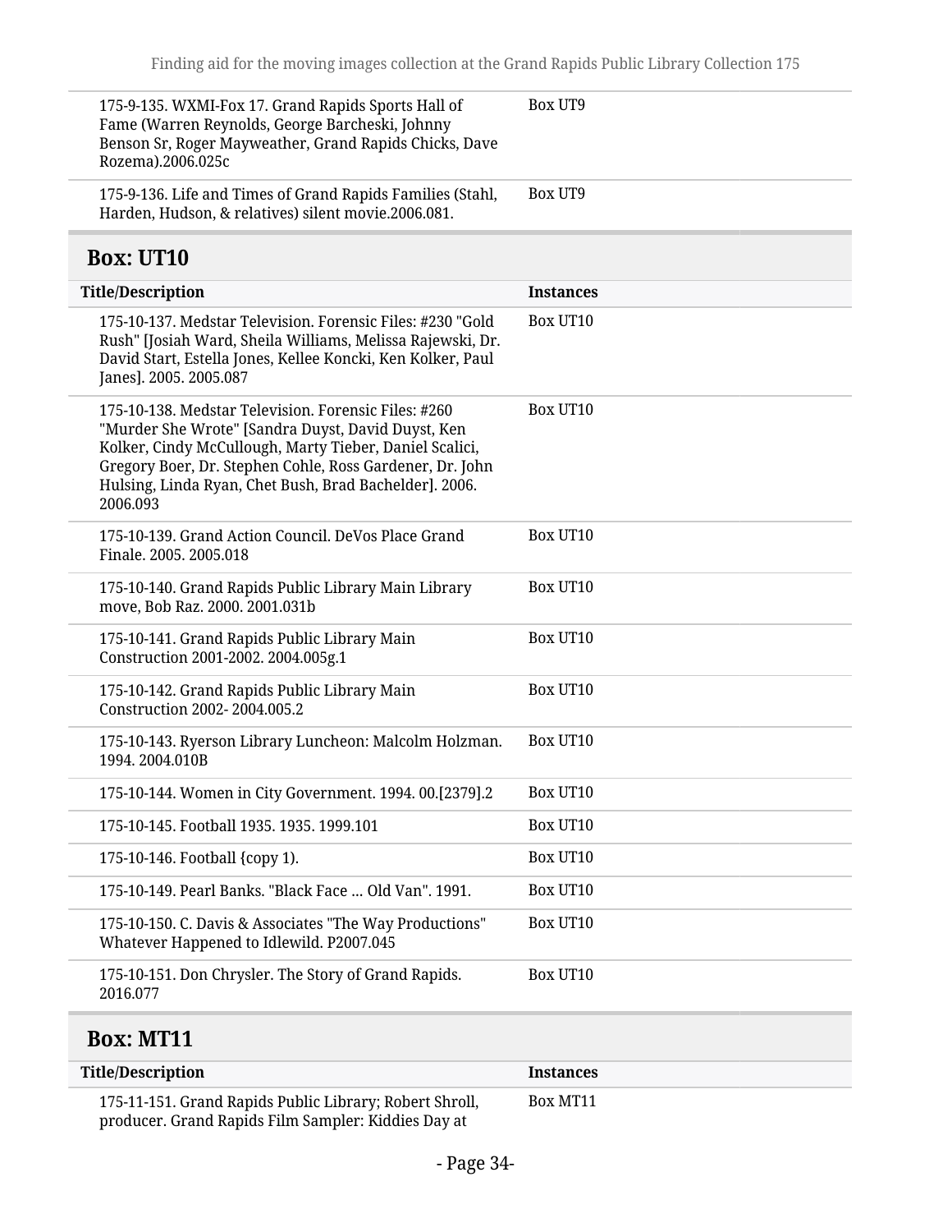| | |
|---|---|
| 175-9-135. WXMI-Fox 17. Grand Rapids Sports Hall of Fame (Warren Reynolds, George Barcheski, Johnny Benson Sr, Roger Mayweather, Grand Rapids Chicks, Dave Rozema).2006.025c | Box UT9 |
| 175-9-136. Life and Times of Grand Rapids Families (Stahl, Harden, Hudson, & relatives) silent movie.2006.081. | Box UT9 |

## Box: UT10

| Title/Description | Instances |
|---|---|
| 175-10-137. Medstar Television. Forensic Files: #230 "Gold Rush" [Josiah Ward, Sheila Williams, Melissa Rajewski, Dr. David Start, Estella Jones, Kellee Koncki, Ken Kolker, Paul Janes]. 2005. 2005.087 | Box UT10 |
| 175-10-138. Medstar Television. Forensic Files: #260 "Murder She Wrote" [Sandra Duyst, David Duyst, Ken Kolker, Cindy McCullough, Marty Tieber, Daniel Scalici, Gregory Boer, Dr. Stephen Cohle, Ross Gardener, Dr. John Hulsing, Linda Ryan, Chet Bush, Brad Bachelder]. 2006. 2006.093 | Box UT10 |
| 175-10-139. Grand Action Council. DeVos Place Grand Finale. 2005. 2005.018 | Box UT10 |
| 175-10-140. Grand Rapids Public Library Main Library move, Bob Raz. 2000. 2001.031b | Box UT10 |
| 175-10-141. Grand Rapids Public Library Main Construction 2001-2002. 2004.005g.1 | Box UT10 |
| 175-10-142. Grand Rapids Public Library Main Construction 2002- 2004.005.2 | Box UT10 |
| 175-10-143. Ryerson Library Luncheon: Malcolm Holzman. 1994. 2004.010B | Box UT10 |
| 175-10-144. Women in City Government. 1994. 00.[2379].2 | Box UT10 |
| 175-10-145. Football 1935. 1935. 1999.101 | Box UT10 |
| 175-10-146. Football {copy 1). | Box UT10 |
| 175-10-149. Pearl Banks. "Black Face ... Old Van". 1991. | Box UT10 |
| 175-10-150. C. Davis & Associates "The Way Productions" Whatever Happened to Idlewild. P2007.045 | Box UT10 |
| 175-10-151. Don Chrysler. The Story of Grand Rapids. 2016.077 | Box UT10 |

## Box: MT11

| Title/Description | Instances |
|---|---|
| 175-11-151. Grand Rapids Public Library; Robert Shroll, producer. Grand Rapids Film Sampler: Kiddies Day at | Box MT11 |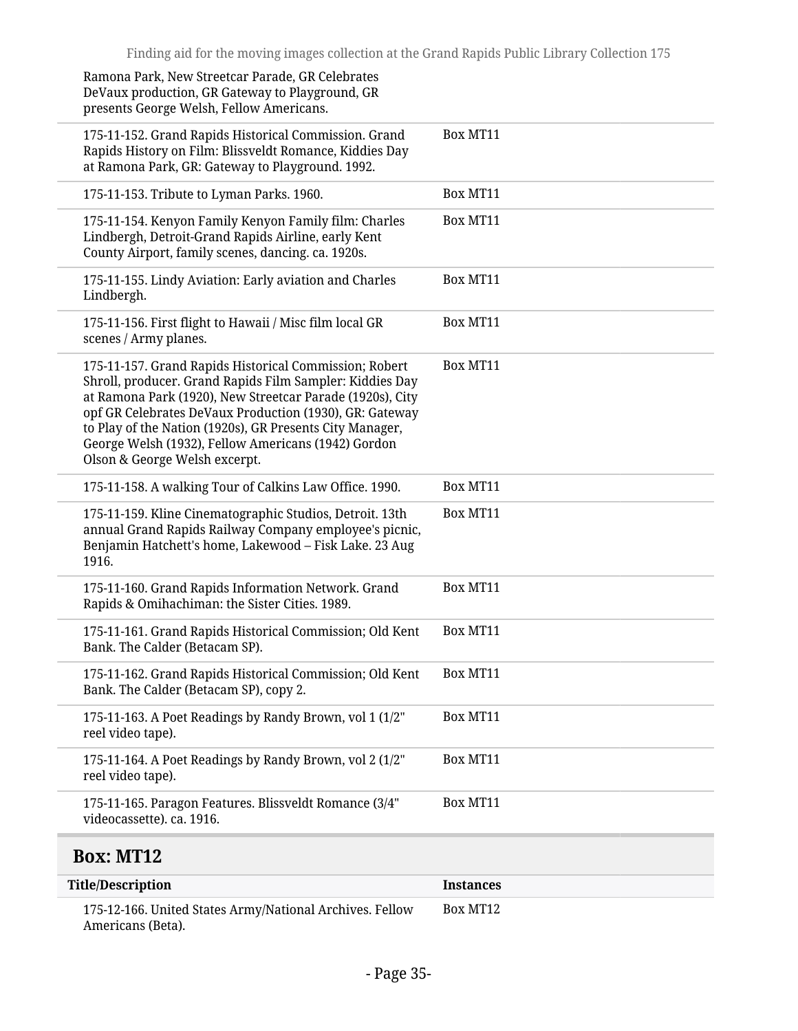| Title/Description | Instances |
|---|---|
| Ramona Park, New Streetcar Parade, GR Celebrates DeVaux production, GR Gateway to Playground, GR presents George Welsh, Fellow Americans. | |
| 175-11-152. Grand Rapids Historical Commission. Grand Rapids History on Film: Blissveldt Romance, Kiddies Day at Ramona Park, GR: Gateway to Playground. 1992. | Box MT11 |
| 175-11-153. Tribute to Lyman Parks. 1960. | Box MT11 |
| 175-11-154. Kenyon Family Kenyon Family film: Charles Lindbergh, Detroit-Grand Rapids Airline, early Kent County Airport, family scenes, dancing. ca. 1920s. | Box MT11 |
| 175-11-155. Lindy Aviation: Early aviation and Charles Lindbergh. | Box MT11 |
| 175-11-156. First flight to Hawaii / Misc film local GR scenes / Army planes. | Box MT11 |
| 175-11-157. Grand Rapids Historical Commission; Robert Shroll, producer. Grand Rapids Film Sampler: Kiddies Day at Ramona Park (1920), New Streetcar Parade (1920s), City opf GR Celebrates DeVaux Production (1930), GR: Gateway to Play of the Nation (1920s), GR Presents City Manager, George Welsh (1932), Fellow Americans (1942) Gordon Olson & George Welsh excerpt. | Box MT11 |
| 175-11-158. A walking Tour of Calkins Law Office. 1990. | Box MT11 |
| 175-11-159. Kline Cinematographic Studios, Detroit. 13th annual Grand Rapids Railway Company employee's picnic, Benjamin Hatchett's home, Lakewood – Fisk Lake. 23 Aug 1916. | Box MT11 |
| 175-11-160. Grand Rapids Information Network. Grand Rapids & Omihachiman: the Sister Cities. 1989. | Box MT11 |
| 175-11-161. Grand Rapids Historical Commission; Old Kent Bank. The Calder (Betacam SP). | Box MT11 |
| 175-11-162. Grand Rapids Historical Commission; Old Kent Bank. The Calder (Betacam SP), copy 2. | Box MT11 |
| 175-11-163. A Poet Readings by Randy Brown, vol 1 (1/2" reel video tape). | Box MT11 |
| 175-11-164. A Poet Readings by Randy Brown, vol 2 (1/2" reel video tape). | Box MT11 |
| 175-11-165. Paragon Features. Blissveldt Romance (3/4" videocassette). ca. 1916. | Box MT11 |

## Box: MT12

| Title/Description | Instances |
|---|---|
| 175-12-166. United States Army/National Archives. Fellow Americans (Beta). | Box MT12 |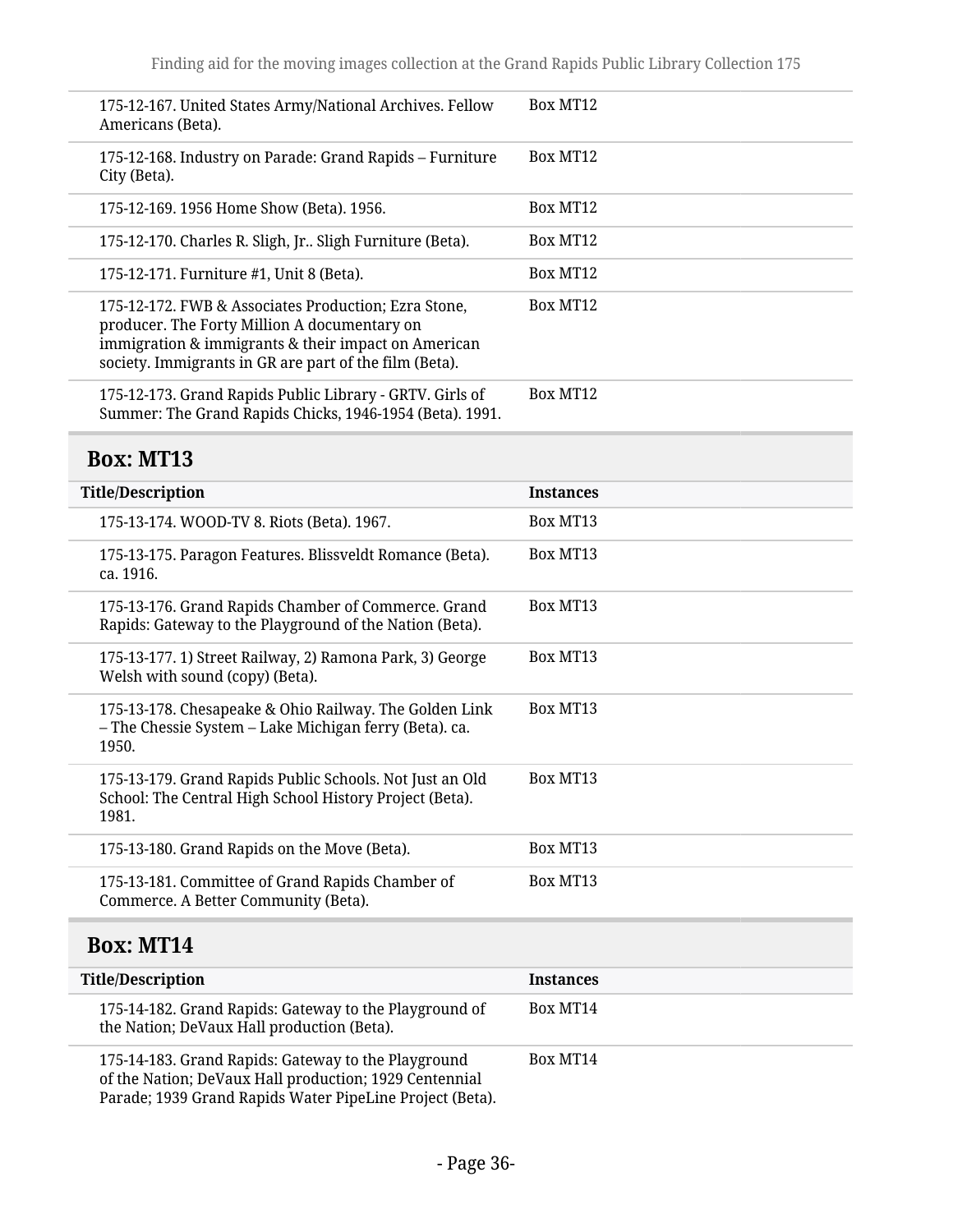| Title/Description | Instances |
|---|---|
| 175-12-167. United States Army/National Archives. Fellow Americans (Beta). | Box MT12 |
| 175-12-168. Industry on Parade: Grand Rapids – Furniture City (Beta). | Box MT12 |
| 175-12-169. 1956 Home Show (Beta). 1956. | Box MT12 |
| 175-12-170. Charles R. Sligh, Jr.. Sligh Furniture (Beta). | Box MT12 |
| 175-12-171. Furniture #1, Unit 8 (Beta). | Box MT12 |
| 175-12-172. FWB & Associates Production; Ezra Stone, producer. The Forty Million A documentary on immigration & immigrants & their impact on American society. Immigrants in GR are part of the film (Beta). | Box MT12 |
| 175-12-173. Grand Rapids Public Library - GRTV. Girls of Summer: The Grand Rapids Chicks, 1946-1954 (Beta). 1991. | Box MT12 |

## Box: MT13

| Title/Description | Instances |
|---|---|
| 175-13-174. WOOD-TV 8. Riots (Beta). 1967. | Box MT13 |
| 175-13-175. Paragon Features. Blissveldt Romance (Beta). ca. 1916. | Box MT13 |
| 175-13-176. Grand Rapids Chamber of Commerce. Grand Rapids: Gateway to the Playground of the Nation (Beta). | Box MT13 |
| 175-13-177. 1) Street Railway, 2) Ramona Park, 3) George Welsh with sound (copy) (Beta). | Box MT13 |
| 175-13-178. Chesapeake & Ohio Railway. The Golden Link – The Chessie System – Lake Michigan ferry (Beta). ca. 1950. | Box MT13 |
| 175-13-179. Grand Rapids Public Schools. Not Just an Old School: The Central High School History Project (Beta). 1981. | Box MT13 |
| 175-13-180. Grand Rapids on the Move (Beta). | Box MT13 |
| 175-13-181. Committee of Grand Rapids Chamber of Commerce. A Better Community (Beta). | Box MT13 |

## Box: MT14

| Title/Description | Instances |
|---|---|
| 175-14-182. Grand Rapids: Gateway to the Playground of the Nation; DeVaux Hall production (Beta). | Box MT14 |
| 175-14-183. Grand Rapids: Gateway to the Playground of the Nation; DeVaux Hall production; 1929 Centennial Parade; 1939 Grand Rapids Water PipeLine Project (Beta). | Box MT14 |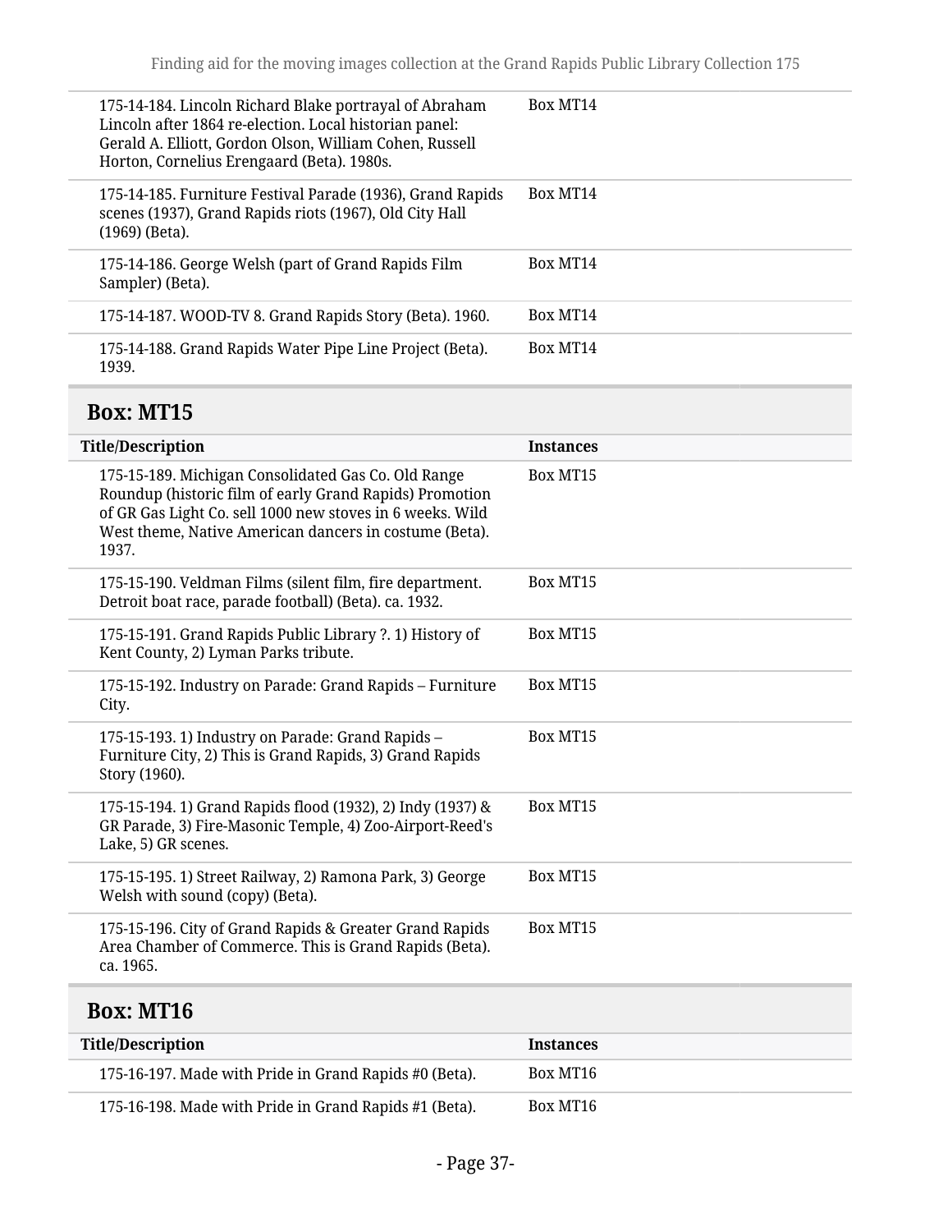| Title/Description | Instances |
| --- | --- |
| 175-14-184. Lincoln Richard Blake portrayal of Abraham Lincoln after 1864 re-election. Local historian panel: Gerald A. Elliott, Gordon Olson, William Cohen, Russell Horton, Cornelius Erengaard (Beta). 1980s. | Box MT14 |
| 175-14-185. Furniture Festival Parade (1936), Grand Rapids scenes (1937), Grand Rapids riots (1967), Old City Hall (1969) (Beta). | Box MT14 |
| 175-14-186. George Welsh (part of Grand Rapids Film Sampler) (Beta). | Box MT14 |
| 175-14-187. WOOD-TV 8. Grand Rapids Story (Beta). 1960. | Box MT14 |
| 175-14-188. Grand Rapids Water Pipe Line Project (Beta). 1939. | Box MT14 |

## Box: MT15

| Title/Description | Instances |
| --- | --- |
| 175-15-189. Michigan Consolidated Gas Co. Old Range Roundup (historic film of early Grand Rapids) Promotion of GR Gas Light Co. sell 1000 new stoves in 6 weeks. Wild West theme, Native American dancers in costume (Beta). 1937. | Box MT15 |
| 175-15-190. Veldman Films (silent film, fire department. Detroit boat race, parade football) (Beta). ca. 1932. | Box MT15 |
| 175-15-191. Grand Rapids Public Library ?. 1) History of Kent County, 2) Lyman Parks tribute. | Box MT15 |
| 175-15-192. Industry on Parade: Grand Rapids – Furniture City. | Box MT15 |
| 175-15-193. 1) Industry on Parade: Grand Rapids – Furniture City, 2) This is Grand Rapids, 3) Grand Rapids Story (1960). | Box MT15 |
| 175-15-194. 1) Grand Rapids flood (1932), 2) Indy (1937) & GR Parade, 3) Fire-Masonic Temple, 4) Zoo-Airport-Reed's Lake, 5) GR scenes. | Box MT15 |
| 175-15-195. 1) Street Railway, 2) Ramona Park, 3) George Welsh with sound (copy) (Beta). | Box MT15 |
| 175-15-196. City of Grand Rapids & Greater Grand Rapids Area Chamber of Commerce. This is Grand Rapids (Beta). ca. 1965. | Box MT15 |

## Box: MT16

| Title/Description | Instances |
| --- | --- |
| 175-16-197. Made with Pride in Grand Rapids #0 (Beta). | Box MT16 |
| 175-16-198. Made with Pride in Grand Rapids #1 (Beta). | Box MT16 |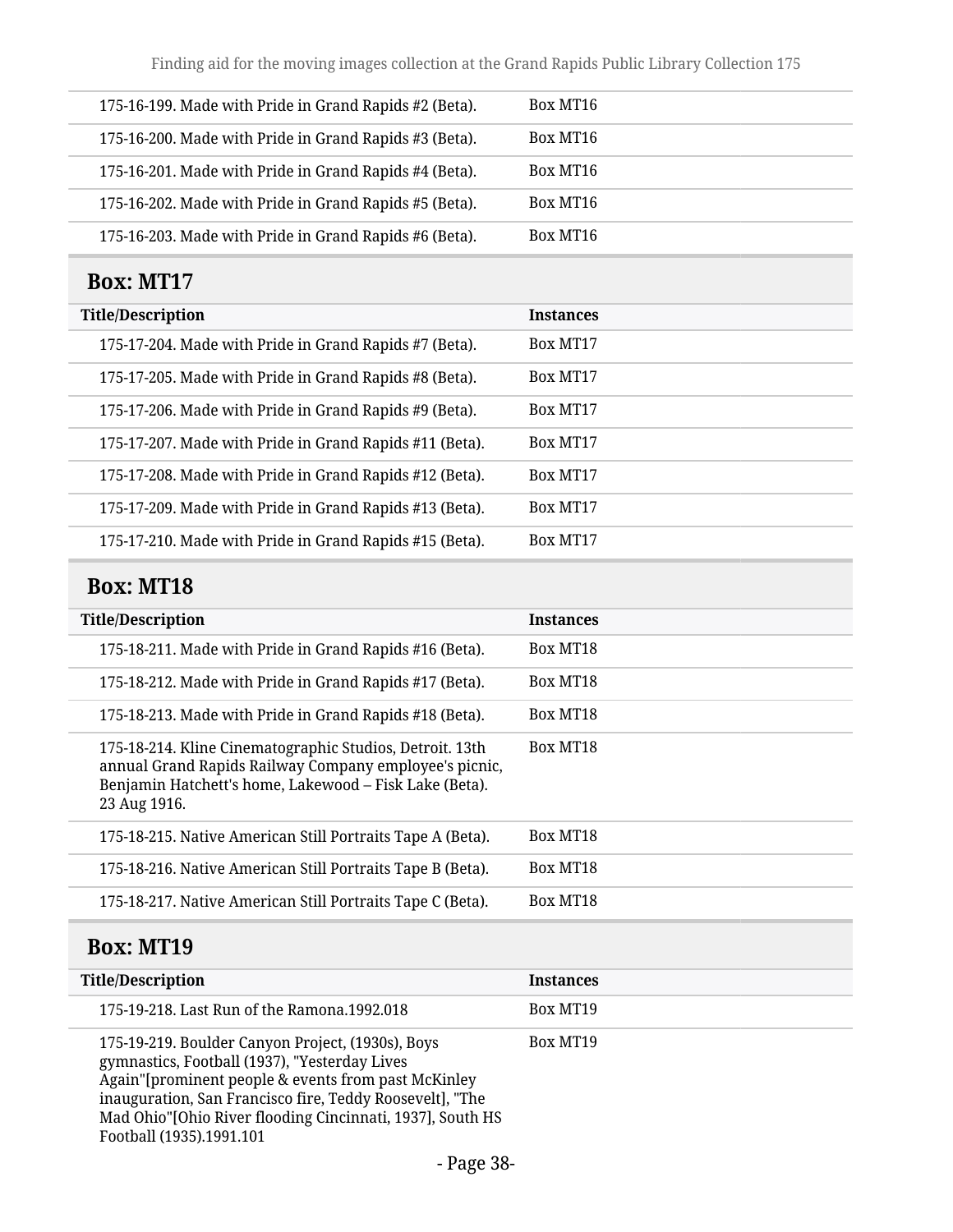| Title/Description | Instances |
| --- | --- |
| 175-16-199. Made with Pride in Grand Rapids #2 (Beta). | Box MT16 |
| 175-16-200. Made with Pride in Grand Rapids #3 (Beta). | Box MT16 |
| 175-16-201. Made with Pride in Grand Rapids #4 (Beta). | Box MT16 |
| 175-16-202. Made with Pride in Grand Rapids #5 (Beta). | Box MT16 |
| 175-16-203. Made with Pride in Grand Rapids #6 (Beta). | Box MT16 |

## Box: MT17

| Title/Description | Instances |
| --- | --- |
| 175-17-204. Made with Pride in Grand Rapids #7 (Beta). | Box MT17 |
| 175-17-205. Made with Pride in Grand Rapids #8 (Beta). | Box MT17 |
| 175-17-206. Made with Pride in Grand Rapids #9 (Beta). | Box MT17 |
| 175-17-207. Made with Pride in Grand Rapids #11 (Beta). | Box MT17 |
| 175-17-208. Made with Pride in Grand Rapids #12 (Beta). | Box MT17 |
| 175-17-209. Made with Pride in Grand Rapids #13 (Beta). | Box MT17 |
| 175-17-210. Made with Pride in Grand Rapids #15 (Beta). | Box MT17 |

## Box: MT18

| Title/Description | Instances |
| --- | --- |
| 175-18-211. Made with Pride in Grand Rapids #16 (Beta). | Box MT18 |
| 175-18-212. Made with Pride in Grand Rapids #17 (Beta). | Box MT18 |
| 175-18-213. Made with Pride in Grand Rapids #18 (Beta). | Box MT18 |
| 175-18-214. Kline Cinematographic Studios, Detroit. 13th annual Grand Rapids Railway Company employee's picnic, Benjamin Hatchett's home, Lakewood – Fisk Lake (Beta). 23 Aug 1916. | Box MT18 |
| 175-18-215. Native American Still Portraits Tape A (Beta). | Box MT18 |
| 175-18-216. Native American Still Portraits Tape B (Beta). | Box MT18 |
| 175-18-217. Native American Still Portraits Tape C (Beta). | Box MT18 |

## Box: MT19

| Title/Description | Instances |
| --- | --- |
| 175-19-218. Last Run of the Ramona.1992.018 | Box MT19 |
| 175-19-219. Boulder Canyon Project, (1930s), Boys gymnastics, Football (1937), "Yesterday Lives Again"[prominent people & events from past McKinley inauguration, San Francisco fire, Teddy Roosevelt], "The Mad Ohio"[Ohio River flooding Cincinnati, 1937], South HS Football (1935).1991.101 | Box MT19 |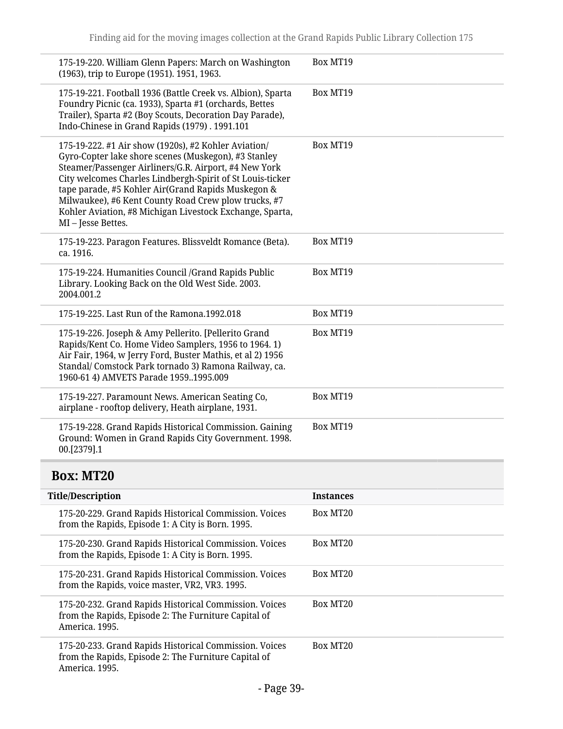| Title/Description | Instances |
| --- | --- |
| 175-19-220. William Glenn Papers: March on Washington (1963), trip to Europe (1951). 1951, 1963. | Box MT19 |
| 175-19-221. Football 1936 (Battle Creek vs. Albion), Sparta Foundry Picnic (ca. 1933), Sparta #1 (orchards, Bettes Trailer), Sparta #2 (Boy Scouts, Decoration Day Parade), Indo-Chinese in Grand Rapids (1979) . 1991.101 | Box MT19 |
| 175-19-222. #1 Air show (1920s), #2 Kohler Aviation/ Gyro-Copter lake shore scenes (Muskegon), #3 Stanley Steamer/Passenger Airliners/G.R. Airport, #4 New York City welcomes Charles Lindbergh-Spirit of St Louis-ticker tape parade, #5 Kohler Air(Grand Rapids Muskegon & Milwaukee), #6 Kent County Road Crew plow trucks, #7 Kohler Aviation, #8 Michigan Livestock Exchange, Sparta, MI – Jesse Bettes. | Box MT19 |
| 175-19-223. Paragon Features. Blissveldt Romance (Beta). ca. 1916. | Box MT19 |
| 175-19-224. Humanities Council /Grand Rapids Public Library. Looking Back on the Old West Side. 2003. 2004.001.2 | Box MT19 |
| 175-19-225. Last Run of the Ramona.1992.018 | Box MT19 |
| 175-19-226. Joseph & Amy Pellerito. [Pellerito Grand Rapids/Kent Co. Home Video Samplers, 1956 to 1964. 1) Air Fair, 1964, w Jerry Ford, Buster Mathis, et al 2) 1956 Standal/ Comstock Park tornado 3) Ramona Railway, ca. 1960-61 4) AMVETS Parade 1959..1995.009 | Box MT19 |
| 175-19-227. Paramount News. American Seating Co, airplane - rooftop delivery, Heath airplane, 1931. | Box MT19 |
| 175-19-228. Grand Rapids Historical Commission. Gaining Ground: Women in Grand Rapids City Government. 1998. 00.[2379].1 | Box MT19 |

## Box: MT20

| Title/Description | Instances |
| --- | --- |
| 175-20-229. Grand Rapids Historical Commission. Voices from the Rapids, Episode 1: A City is Born. 1995. | Box MT20 |
| 175-20-230. Grand Rapids Historical Commission. Voices from the Rapids, Episode 1: A City is Born. 1995. | Box MT20 |
| 175-20-231. Grand Rapids Historical Commission. Voices from the Rapids, voice master, VR2, VR3. 1995. | Box MT20 |
| 175-20-232. Grand Rapids Historical Commission. Voices from the Rapids, Episode 2: The Furniture Capital of America. 1995. | Box MT20 |
| 175-20-233. Grand Rapids Historical Commission. Voices from the Rapids, Episode 2: The Furniture Capital of America. 1995. | Box MT20 |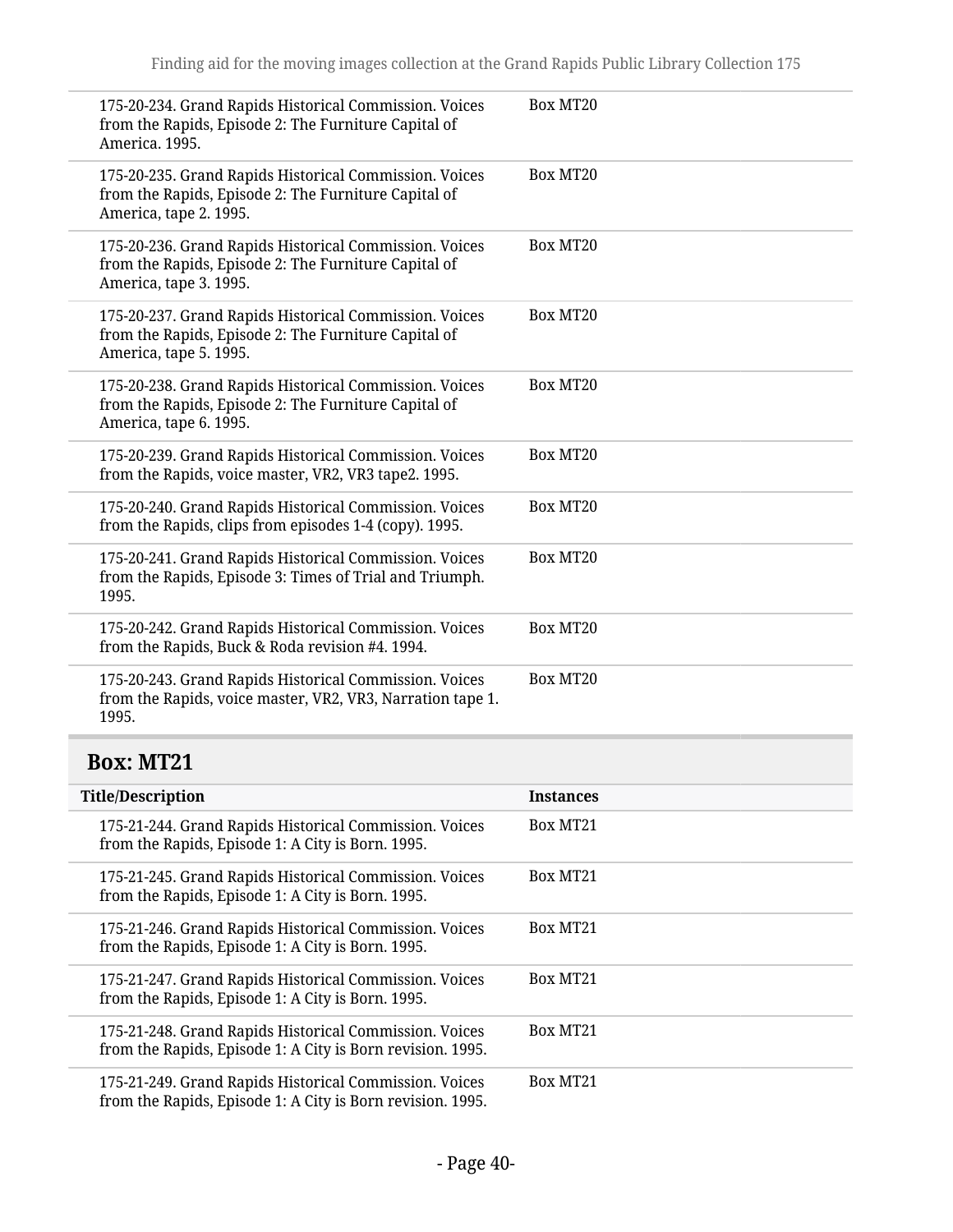| Title/Description | Instances |
|---|---|
| 175-20-234. Grand Rapids Historical Commission. Voices from the Rapids, Episode 2: The Furniture Capital of America. 1995. | Box MT20 |
| 175-20-235. Grand Rapids Historical Commission. Voices from the Rapids, Episode 2: The Furniture Capital of America, tape 2. 1995. | Box MT20 |
| 175-20-236. Grand Rapids Historical Commission. Voices from the Rapids, Episode 2: The Furniture Capital of America, tape 3. 1995. | Box MT20 |
| 175-20-237. Grand Rapids Historical Commission. Voices from the Rapids, Episode 2: The Furniture Capital of America, tape 5. 1995. | Box MT20 |
| 175-20-238. Grand Rapids Historical Commission. Voices from the Rapids, Episode 2: The Furniture Capital of America, tape 6. 1995. | Box MT20 |
| 175-20-239. Grand Rapids Historical Commission. Voices from the Rapids, voice master, VR2, VR3 tape2. 1995. | Box MT20 |
| 175-20-240. Grand Rapids Historical Commission. Voices from the Rapids, clips from episodes 1-4 (copy). 1995. | Box MT20 |
| 175-20-241. Grand Rapids Historical Commission. Voices from the Rapids, Episode 3: Times of Trial and Triumph. 1995. | Box MT20 |
| 175-20-242. Grand Rapids Historical Commission. Voices from the Rapids, Buck & Roda revision #4. 1994. | Box MT20 |
| 175-20-243. Grand Rapids Historical Commission. Voices from the Rapids, voice master, VR2, VR3, Narration tape 1. 1995. | Box MT20 |

## Box: MT21

| Title/Description | Instances |
|---|---|
| 175-21-244. Grand Rapids Historical Commission. Voices from the Rapids, Episode 1: A City is Born. 1995. | Box MT21 |
| 175-21-245. Grand Rapids Historical Commission. Voices from the Rapids, Episode 1: A City is Born. 1995. | Box MT21 |
| 175-21-246. Grand Rapids Historical Commission. Voices from the Rapids, Episode 1: A City is Born. 1995. | Box MT21 |
| 175-21-247. Grand Rapids Historical Commission. Voices from the Rapids, Episode 1: A City is Born. 1995. | Box MT21 |
| 175-21-248. Grand Rapids Historical Commission. Voices from the Rapids, Episode 1: A City is Born revision. 1995. | Box MT21 |
| 175-21-249. Grand Rapids Historical Commission. Voices from the Rapids, Episode 1: A City is Born revision. 1995. | Box MT21 |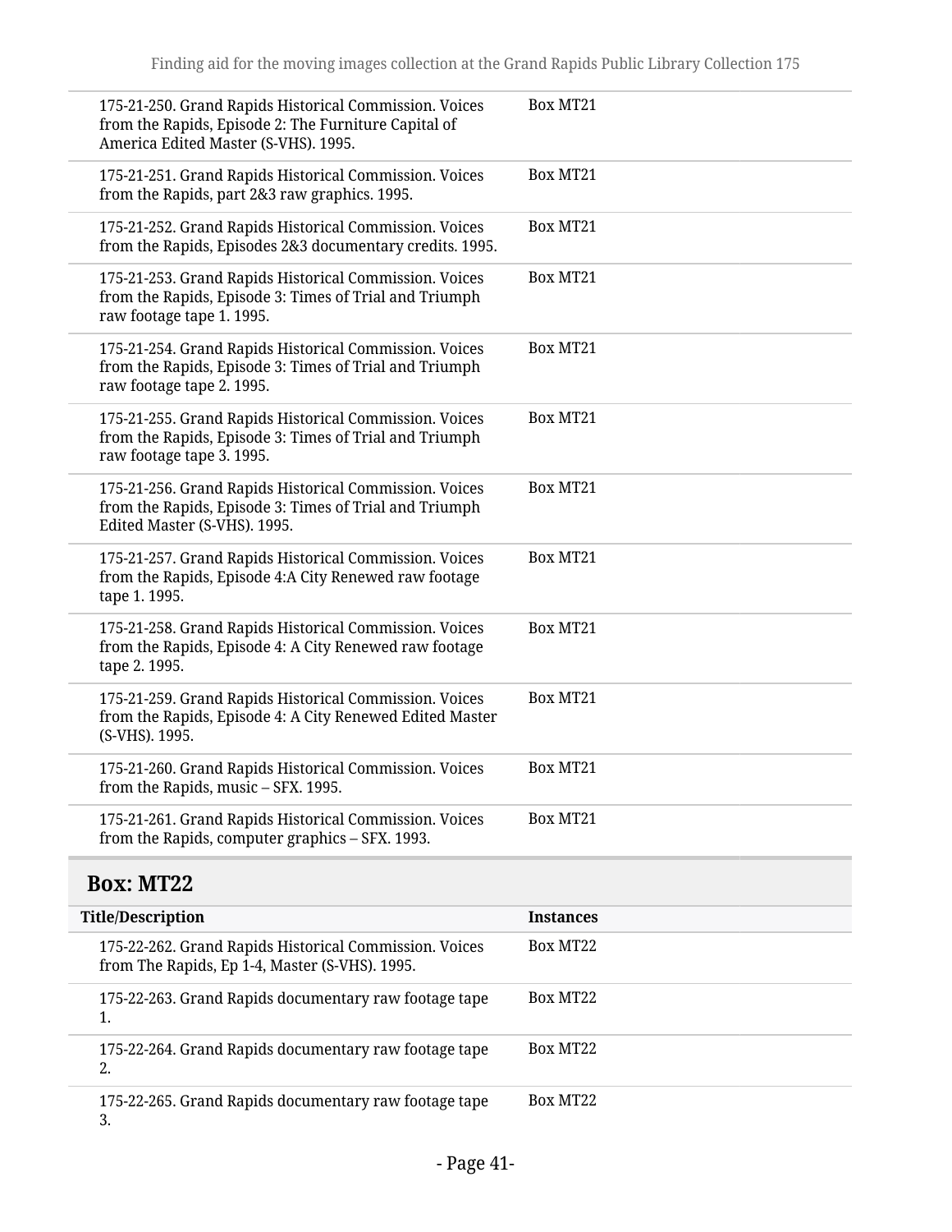| Title/Description | Instances |
| --- | --- |
| 175-21-250. Grand Rapids Historical Commission. Voices from the Rapids, Episode 2: The Furniture Capital of America Edited Master (S-VHS). 1995. | Box MT21 |
| 175-21-251. Grand Rapids Historical Commission. Voices from the Rapids, part 2&3 raw graphics. 1995. | Box MT21 |
| 175-21-252. Grand Rapids Historical Commission. Voices from the Rapids, Episodes 2&3 documentary credits. 1995. | Box MT21 |
| 175-21-253. Grand Rapids Historical Commission. Voices from the Rapids, Episode 3: Times of Trial and Triumph raw footage tape 1. 1995. | Box MT21 |
| 175-21-254. Grand Rapids Historical Commission. Voices from the Rapids, Episode 3: Times of Trial and Triumph raw footage tape 2. 1995. | Box MT21 |
| 175-21-255. Grand Rapids Historical Commission. Voices from the Rapids, Episode 3: Times of Trial and Triumph raw footage tape 3. 1995. | Box MT21 |
| 175-21-256. Grand Rapids Historical Commission. Voices from the Rapids, Episode 3: Times of Trial and Triumph Edited Master (S-VHS). 1995. | Box MT21 |
| 175-21-257. Grand Rapids Historical Commission. Voices from the Rapids, Episode 4:A City Renewed raw footage tape 1. 1995. | Box MT21 |
| 175-21-258. Grand Rapids Historical Commission. Voices from the Rapids, Episode 4: A City Renewed raw footage tape 2. 1995. | Box MT21 |
| 175-21-259. Grand Rapids Historical Commission. Voices from the Rapids, Episode 4: A City Renewed Edited Master (S-VHS). 1995. | Box MT21 |
| 175-21-260. Grand Rapids Historical Commission. Voices from the Rapids, music – SFX. 1995. | Box MT21 |
| 175-21-261. Grand Rapids Historical Commission. Voices from the Rapids, computer graphics – SFX. 1993. | Box MT21 |

## Box: MT22

| Title/Description | Instances |
| --- | --- |
| 175-22-262. Grand Rapids Historical Commission. Voices from The Rapids, Ep 1-4, Master (S-VHS). 1995. | Box MT22 |
| 175-22-263. Grand Rapids documentary raw footage tape 1. | Box MT22 |
| 175-22-264. Grand Rapids documentary raw footage tape 2. | Box MT22 |
| 175-22-265. Grand Rapids documentary raw footage tape 3. | Box MT22 |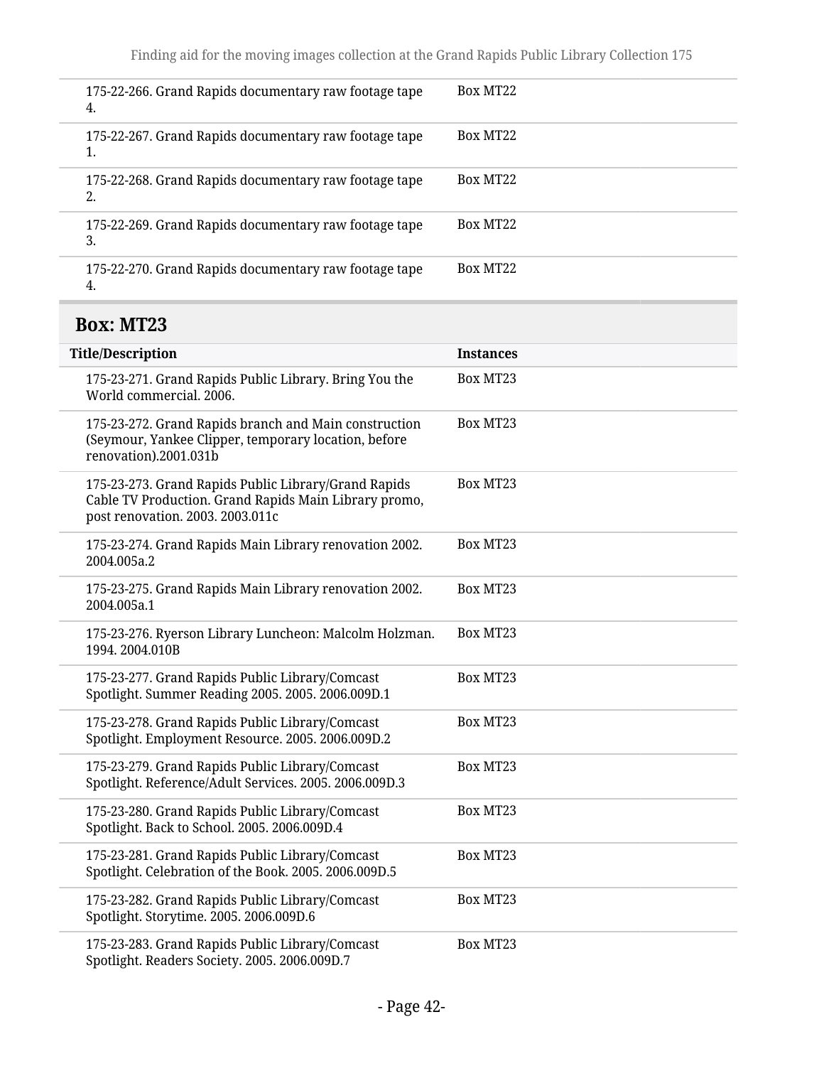| | |
|---|---|
| 175-22-266. Grand Rapids documentary raw footage tape 4. | Box MT22 |
| 175-22-267. Grand Rapids documentary raw footage tape 1. | Box MT22 |
| 175-22-268. Grand Rapids documentary raw footage tape 2. | Box MT22 |
| 175-22-269. Grand Rapids documentary raw footage tape 3. | Box MT22 |
| 175-22-270. Grand Rapids documentary raw footage tape 4. | Box MT22 |

## Box: MT23

| Title/Description | Instances |
|---|---|
| 175-23-271. Grand Rapids Public Library. Bring You the World commercial. 2006. | Box MT23 |
| 175-23-272. Grand Rapids branch and Main construction (Seymour, Yankee Clipper, temporary location, before renovation).2001.031b | Box MT23 |
| 175-23-273. Grand Rapids Public Library/Grand Rapids Cable TV Production. Grand Rapids Main Library promo, post renovation. 2003. 2003.011c | Box MT23 |
| 175-23-274. Grand Rapids Main Library renovation 2002. 2004.005a.2 | Box MT23 |
| 175-23-275. Grand Rapids Main Library renovation 2002. 2004.005a.1 | Box MT23 |
| 175-23-276. Ryerson Library Luncheon: Malcolm Holzman. 1994. 2004.010B | Box MT23 |
| 175-23-277. Grand Rapids Public Library/Comcast Spotlight. Summer Reading 2005. 2005. 2006.009D.1 | Box MT23 |
| 175-23-278. Grand Rapids Public Library/Comcast Spotlight. Employment Resource. 2005. 2006.009D.2 | Box MT23 |
| 175-23-279. Grand Rapids Public Library/Comcast Spotlight. Reference/Adult Services. 2005. 2006.009D.3 | Box MT23 |
| 175-23-280. Grand Rapids Public Library/Comcast Spotlight. Back to School. 2005. 2006.009D.4 | Box MT23 |
| 175-23-281. Grand Rapids Public Library/Comcast Spotlight. Celebration of the Book. 2005. 2006.009D.5 | Box MT23 |
| 175-23-282. Grand Rapids Public Library/Comcast Spotlight. Storytime. 2005. 2006.009D.6 | Box MT23 |
| 175-23-283. Grand Rapids Public Library/Comcast Spotlight. Readers Society. 2005. 2006.009D.7 | Box MT23 |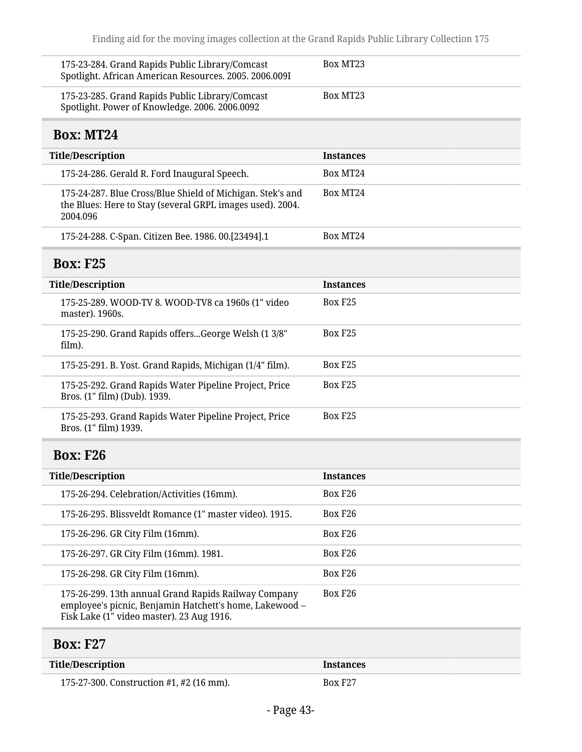| Title/Description | Instances |
|---|---|
| 175-23-284. Grand Rapids Public Library/Comcast Spotlight. African American Resources. 2005. 2006.009I | Box MT23 |
| 175-23-285. Grand Rapids Public Library/Comcast Spotlight. Power of Knowledge. 2006. 2006.0092 | Box MT23 |

## Box: MT24

| Title/Description | Instances |
|---|---|
| 175-24-286. Gerald R. Ford Inaugural Speech. | Box MT24 |
| 175-24-287. Blue Cross/Blue Shield of Michigan. Stek's and the Blues: Here to Stay (several GRPL images used). 2004. 2004.096 | Box MT24 |
| 175-24-288. C-Span. Citizen Bee. 1986. 00.[23494].1 | Box MT24 |

## Box: F25

| Title/Description | Instances |
|---|---|
| 175-25-289. WOOD-TV 8. WOOD-TV8 ca 1960s (1" video master). 1960s. | Box F25 |
| 175-25-290. Grand Rapids offers...George Welsh (1 3/8" film). | Box F25 |
| 175-25-291. B. Yost. Grand Rapids, Michigan (1/4" film). | Box F25 |
| 175-25-292. Grand Rapids Water Pipeline Project, Price Bros. (1" film) (Dub). 1939. | Box F25 |
| 175-25-293. Grand Rapids Water Pipeline Project, Price Bros. (1" film) 1939. | Box F25 |

## Box: F26

| Title/Description | Instances |
|---|---|
| 175-26-294. Celebration/Activities (16mm). | Box F26 |
| 175-26-295. Blissveldt Romance (1" master video). 1915. | Box F26 |
| 175-26-296. GR City Film (16mm). | Box F26 |
| 175-26-297. GR City Film (16mm). 1981. | Box F26 |
| 175-26-298. GR City Film (16mm). | Box F26 |
| 175-26-299. 13th annual Grand Rapids Railway Company employee's picnic, Benjamin Hatchett's home, Lakewood – Fisk Lake (1" video master). 23 Aug 1916. | Box F26 |

## Box: F27

| Title/Description | Instances |
|---|---|
| 175-27-300. Construction #1, #2 (16 mm). | Box F27 |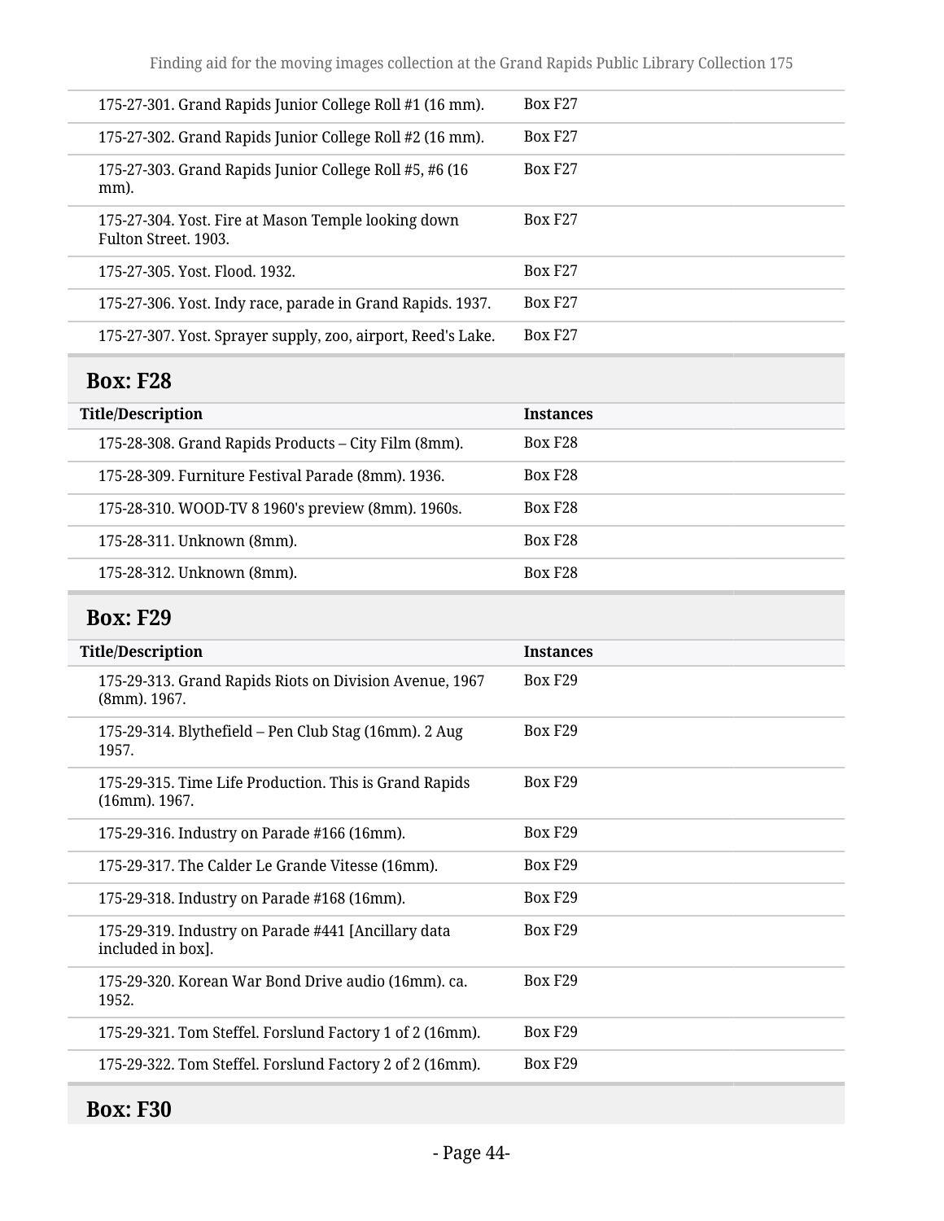| Title/Description | Instances |
| --- | --- |
| 175-27-301. Grand Rapids Junior College Roll #1 (16 mm). | Box F27 |
| 175-27-302. Grand Rapids Junior College Roll #2 (16 mm). | Box F27 |
| 175-27-303. Grand Rapids Junior College Roll #5, #6 (16 mm). | Box F27 |
| 175-27-304. Yost. Fire at Mason Temple looking down Fulton Street. 1903. | Box F27 |
| 175-27-305. Yost. Flood. 1932. | Box F27 |
| 175-27-306. Yost. Indy race, parade in Grand Rapids. 1937. | Box F27 |
| 175-27-307. Yost. Sprayer supply, zoo, airport, Reed's Lake. | Box F27 |

## Box: F28

| Title/Description | Instances |
| --- | --- |
| 175-28-308. Grand Rapids Products – City Film (8mm). | Box F28 |
| 175-28-309. Furniture Festival Parade (8mm). 1936. | Box F28 |
| 175-28-310. WOOD-TV 8 1960's preview (8mm). 1960s. | Box F28 |
| 175-28-311. Unknown (8mm). | Box F28 |
| 175-28-312. Unknown (8mm). | Box F28 |

## Box: F29

| Title/Description | Instances |
| --- | --- |
| 175-29-313. Grand Rapids Riots on Division Avenue, 1967 (8mm). 1967. | Box F29 |
| 175-29-314. Blythefield – Pen Club Stag (16mm). 2 Aug 1957. | Box F29 |
| 175-29-315. Time Life Production. This is Grand Rapids (16mm). 1967. | Box F29 |
| 175-29-316. Industry on Parade #166 (16mm). | Box F29 |
| 175-29-317. The Calder Le Grande Vitesse (16mm). | Box F29 |
| 175-29-318. Industry on Parade #168 (16mm). | Box F29 |
| 175-29-319. Industry on Parade #441 [Ancillary data included in box]. | Box F29 |
| 175-29-320. Korean War Bond Drive audio (16mm). ca. 1952. | Box F29 |
| 175-29-321. Tom Steffel. Forslund Factory 1 of 2 (16mm). | Box F29 |
| 175-29-322. Tom Steffel. Forslund Factory 2 of 2 (16mm). | Box F29 |

## Box: F30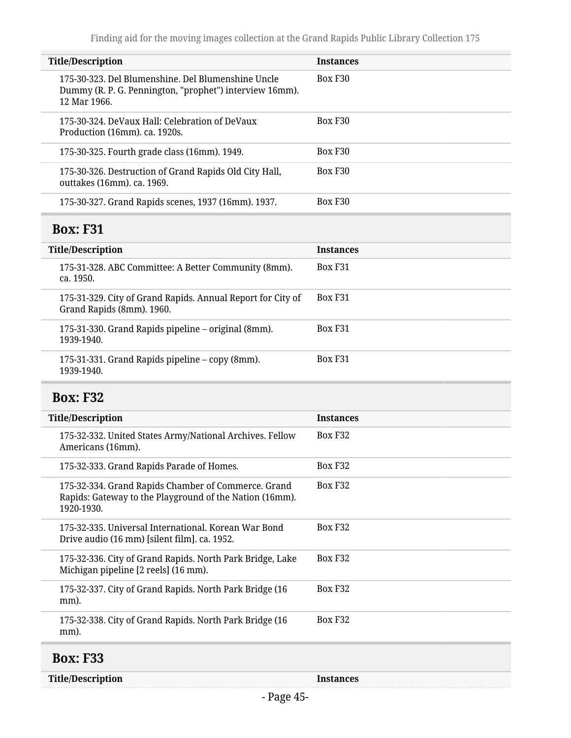| Title/Description | Instances |
| --- | --- |
| 175-30-323. Del Blumenshine. Del Blumenshine Uncle Dummy (R. P. G. Pennington, "prophet") interview 16mm). 12 Mar 1966. | Box F30 |
| 175-30-324. DeVaux Hall: Celebration of DeVaux Production (16mm). ca. 1920s. | Box F30 |
| 175-30-325. Fourth grade class (16mm). 1949. | Box F30 |
| 175-30-326. Destruction of Grand Rapids Old City Hall, outtakes (16mm). ca. 1969. | Box F30 |
| 175-30-327. Grand Rapids scenes, 1937 (16mm). 1937. | Box F30 |

## Box: F31

| Title/Description | Instances |
| --- | --- |
| 175-31-328. ABC Committee: A Better Community (8mm). ca. 1950. | Box F31 |
| 175-31-329. City of Grand Rapids. Annual Report for City of Grand Rapids (8mm). 1960. | Box F31 |
| 175-31-330. Grand Rapids pipeline – original (8mm). 1939-1940. | Box F31 |
| 175-31-331. Grand Rapids pipeline – copy (8mm). 1939-1940. | Box F31 |

## Box: F32

| Title/Description | Instances |
| --- | --- |
| 175-32-332. United States Army/National Archives. Fellow Americans (16mm). | Box F32 |
| 175-32-333. Grand Rapids Parade of Homes. | Box F32 |
| 175-32-334. Grand Rapids Chamber of Commerce. Grand Rapids: Gateway to the Playground of the Nation (16mm). 1920-1930. | Box F32 |
| 175-32-335. Universal International. Korean War Bond Drive audio (16 mm) [silent film]. ca. 1952. | Box F32 |
| 175-32-336. City of Grand Rapids. North Park Bridge, Lake Michigan pipeline [2 reels] (16 mm). | Box F32 |
| 175-32-337. City of Grand Rapids. North Park Bridge (16 mm). | Box F32 |
| 175-32-338. City of Grand Rapids. North Park Bridge (16 mm). | Box F32 |

## Box: F33

| Title/Description | Instances |
| --- | --- |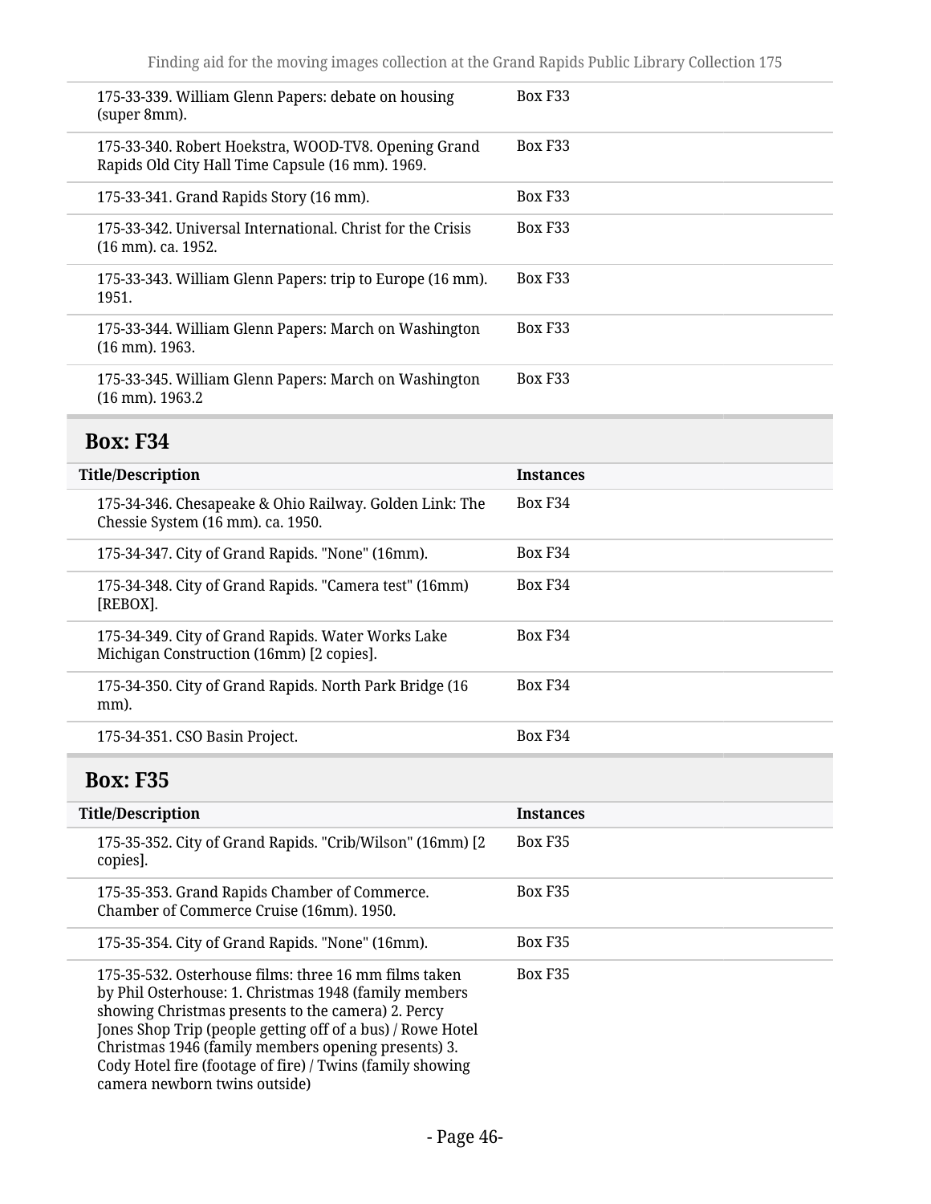| Title/Description | Instances |
|---|---|
| 175-33-339. William Glenn Papers: debate on housing (super 8mm). | Box F33 |
| 175-33-340. Robert Hoekstra, WOOD-TV8. Opening Grand Rapids Old City Hall Time Capsule (16 mm). 1969. | Box F33 |
| 175-33-341. Grand Rapids Story (16 mm). | Box F33 |
| 175-33-342. Universal International. Christ for the Crisis (16 mm). ca. 1952. | Box F33 |
| 175-33-343. William Glenn Papers: trip to Europe (16 mm). 1951. | Box F33 |
| 175-33-344. William Glenn Papers: March on Washington (16 mm). 1963. | Box F33 |
| 175-33-345. William Glenn Papers: March on Washington (16 mm). 1963.2 | Box F33 |

## Box: F34

| Title/Description | Instances |
|---|---|
| 175-34-346. Chesapeake & Ohio Railway. Golden Link: The Chessie System (16 mm). ca. 1950. | Box F34 |
| 175-34-347. City of Grand Rapids. "None" (16mm). | Box F34 |
| 175-34-348. City of Grand Rapids. "Camera test" (16mm) [REBOX]. | Box F34 |
| 175-34-349. City of Grand Rapids. Water Works Lake Michigan Construction (16mm) [2 copies]. | Box F34 |
| 175-34-350. City of Grand Rapids. North Park Bridge (16 mm). | Box F34 |
| 175-34-351. CSO Basin Project. | Box F34 |

## Box: F35

| Title/Description | Instances |
|---|---|
| 175-35-352. City of Grand Rapids. "Crib/Wilson" (16mm) [2 copies]. | Box F35 |
| 175-35-353. Grand Rapids Chamber of Commerce. Chamber of Commerce Cruise (16mm). 1950. | Box F35 |
| 175-35-354. City of Grand Rapids. "None" (16mm). | Box F35 |
| 175-35-532. Osterhouse films: three 16 mm films taken by Phil Osterhouse: 1. Christmas 1948 (family members showing Christmas presents to the camera) 2. Percy Jones Shop Trip (people getting off of a bus) / Rowe Hotel Christmas 1946 (family members opening presents) 3. Cody Hotel fire (footage of fire) / Twins (family showing camera newborn twins outside) | Box F35 |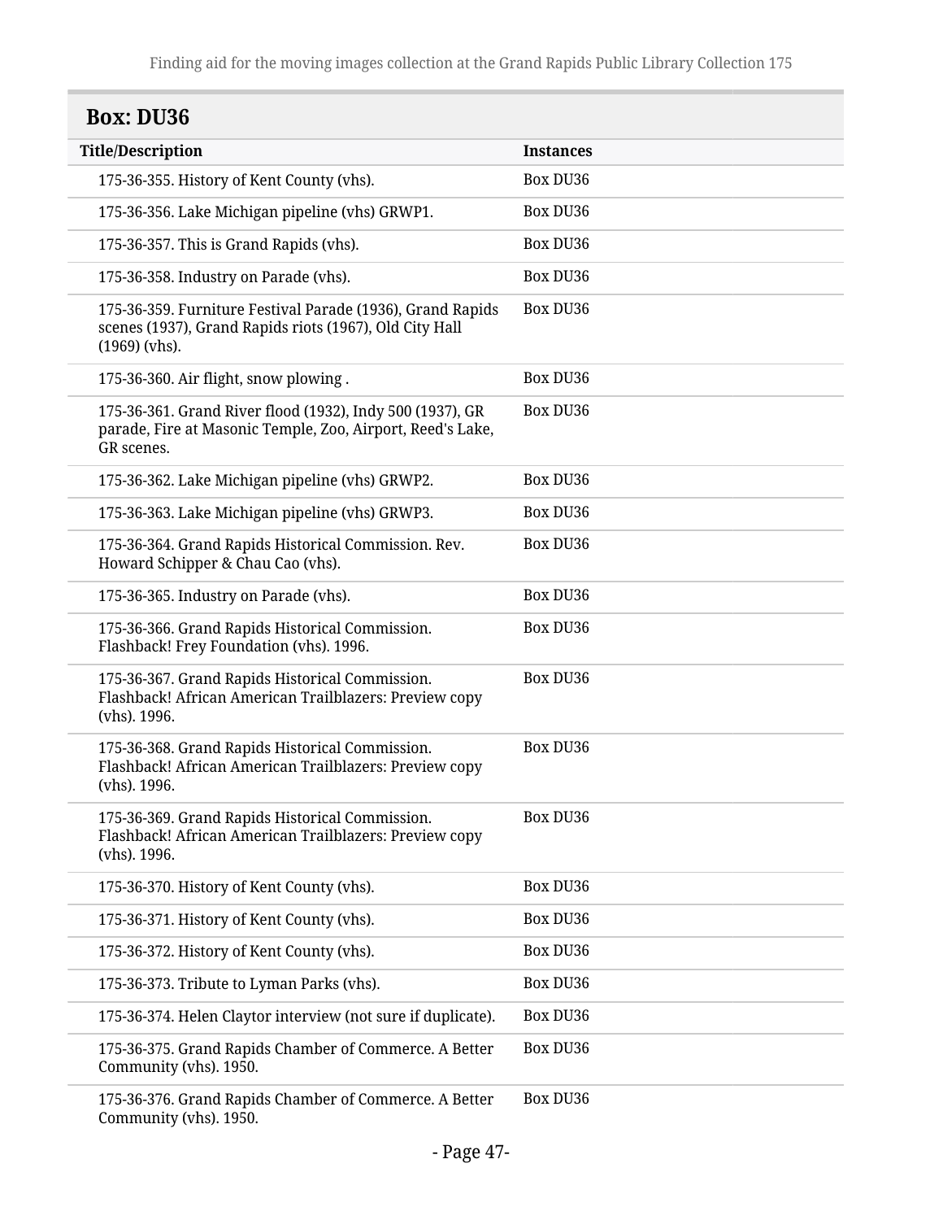## Box: DU36

| Title/Description | Instances |
| --- | --- |
| 175-36-355. History of Kent County (vhs). | Box DU36 |
| 175-36-356. Lake Michigan pipeline (vhs) GRWP1. | Box DU36 |
| 175-36-357. This is Grand Rapids (vhs). | Box DU36 |
| 175-36-358. Industry on Parade (vhs). | Box DU36 |
| 175-36-359. Furniture Festival Parade (1936), Grand Rapids scenes (1937), Grand Rapids riots (1967), Old City Hall (1969) (vhs). | Box DU36 |
| 175-36-360. Air flight, snow plowing . | Box DU36 |
| 175-36-361. Grand River flood (1932), Indy 500 (1937), GR parade, Fire at Masonic Temple, Zoo, Airport, Reed's Lake, GR scenes. | Box DU36 |
| 175-36-362. Lake Michigan pipeline (vhs) GRWP2. | Box DU36 |
| 175-36-363. Lake Michigan pipeline (vhs) GRWP3. | Box DU36 |
| 175-36-364. Grand Rapids Historical Commission. Rev. Howard Schipper & Chau Cao (vhs). | Box DU36 |
| 175-36-365. Industry on Parade (vhs). | Box DU36 |
| 175-36-366. Grand Rapids Historical Commission. Flashback! Frey Foundation (vhs). 1996. | Box DU36 |
| 175-36-367. Grand Rapids Historical Commission. Flashback! African American Trailblazers: Preview copy (vhs). 1996. | Box DU36 |
| 175-36-368. Grand Rapids Historical Commission. Flashback! African American Trailblazers: Preview copy (vhs). 1996. | Box DU36 |
| 175-36-369. Grand Rapids Historical Commission. Flashback! African American Trailblazers: Preview copy (vhs). 1996. | Box DU36 |
| 175-36-370. History of Kent County (vhs). | Box DU36 |
| 175-36-371. History of Kent County (vhs). | Box DU36 |
| 175-36-372. History of Kent County (vhs). | Box DU36 |
| 175-36-373. Tribute to Lyman Parks (vhs). | Box DU36 |
| 175-36-374. Helen Claytor interview (not sure if duplicate). | Box DU36 |
| 175-36-375. Grand Rapids Chamber of Commerce. A Better Community (vhs). 1950. | Box DU36 |
| 175-36-376. Grand Rapids Chamber of Commerce. A Better Community (vhs). 1950. | Box DU36 |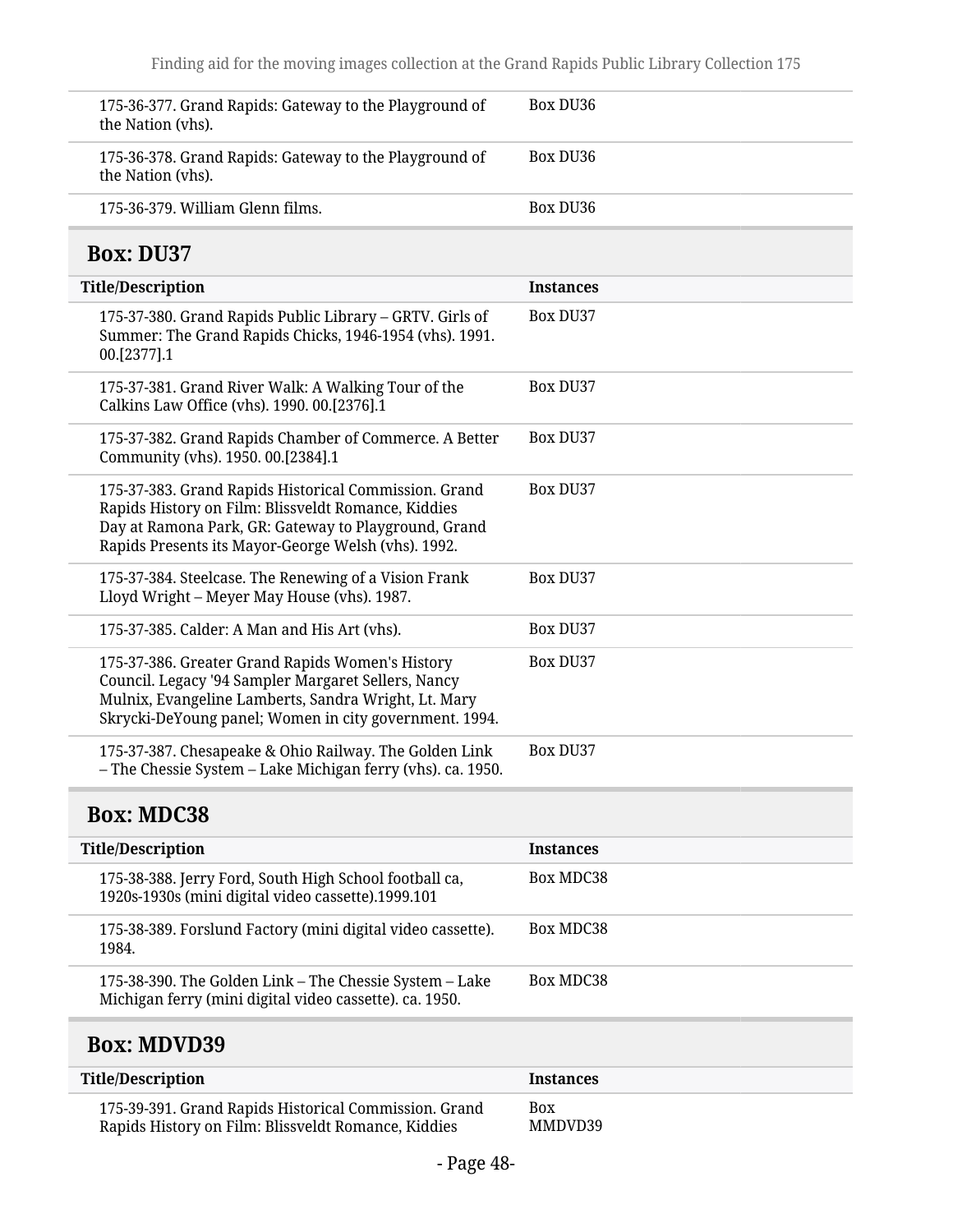| Title/Description | Instances |
| --- | --- |
| 175-36-377. Grand Rapids: Gateway to the Playground of the Nation (vhs). | Box DU36 |
| 175-36-378. Grand Rapids: Gateway to the Playground of the Nation (vhs). | Box DU36 |
| 175-36-379. William Glenn films. | Box DU36 |

## Box: DU37

| Title/Description | Instances |
| --- | --- |
| 175-37-380. Grand Rapids Public Library – GRTV. Girls of Summer: The Grand Rapids Chicks, 1946-1954 (vhs). 1991. 00.[2377].1 | Box DU37 |
| 175-37-381. Grand River Walk: A Walking Tour of the Calkins Law Office (vhs). 1990. 00.[2376].1 | Box DU37 |
| 175-37-382. Grand Rapids Chamber of Commerce. A Better Community (vhs). 1950. 00.[2384].1 | Box DU37 |
| 175-37-383. Grand Rapids Historical Commission. Grand Rapids History on Film: Blissveldt Romance, Kiddies Day at Ramona Park, GR: Gateway to Playground, Grand Rapids Presents its Mayor-George Welsh (vhs). 1992. | Box DU37 |
| 175-37-384. Steelcase. The Renewing of a Vision Frank Lloyd Wright – Meyer May House (vhs). 1987. | Box DU37 |
| 175-37-385. Calder: A Man and His Art (vhs). | Box DU37 |
| 175-37-386. Greater Grand Rapids Women's History Council. Legacy '94 Sampler Margaret Sellers, Nancy Mulnix, Evangeline Lamberts, Sandra Wright, Lt. Mary Skrycki-DeYoung panel; Women in city government. 1994. | Box DU37 |
| 175-37-387. Chesapeake & Ohio Railway. The Golden Link – The Chessie System – Lake Michigan ferry (vhs). ca. 1950. | Box DU37 |

## Box: MDC38

| Title/Description | Instances |
| --- | --- |
| 175-38-388. Jerry Ford, South High School football ca, 1920s-1930s (mini digital video cassette).1999.101 | Box MDC38 |
| 175-38-389. Forslund Factory (mini digital video cassette). 1984. | Box MDC38 |
| 175-38-390. The Golden Link – The Chessie System – Lake Michigan ferry (mini digital video cassette). ca. 1950. | Box MDC38 |

## Box: MDVD39

| Title/Description | Instances |
| --- | --- |
| 175-39-391. Grand Rapids Historical Commission. Grand Rapids History on Film: Blissveldt Romance, Kiddies | Box MMDVD39 |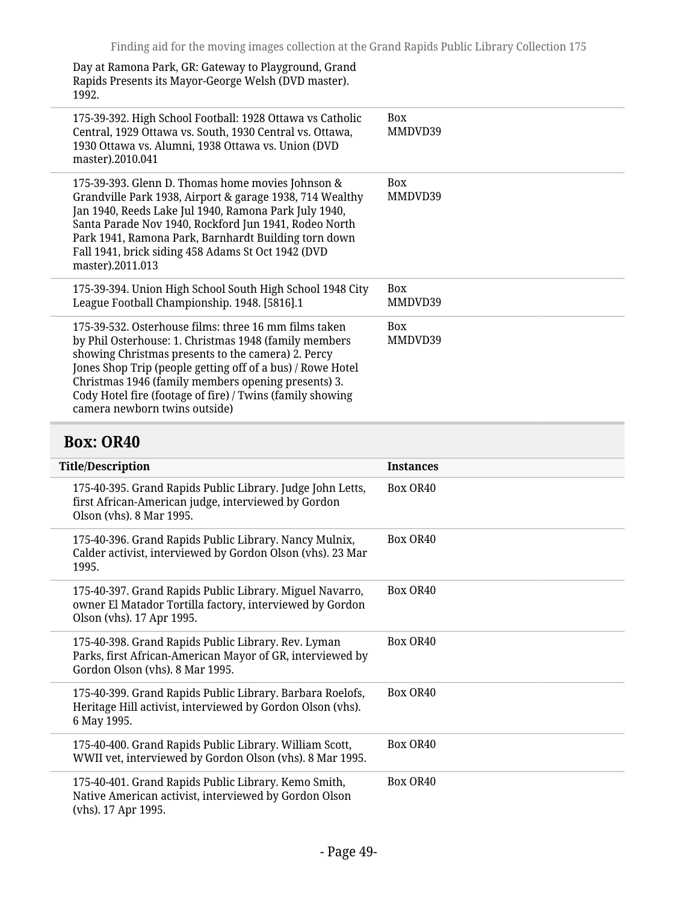| Title/Description | Instances |
|---|---|
| Day at Ramona Park, GR: Gateway to Playground, Grand Rapids Presents its Mayor-George Welsh (DVD master). 1992. | |
| 175-39-392. High School Football: 1928 Ottawa vs Catholic Central, 1929 Ottawa vs. South, 1930 Central vs. Ottawa, 1930 Ottawa vs. Alumni, 1938 Ottawa vs. Union (DVD master).2010.041 | Box MMDVD39 |
| 175-39-393. Glenn D. Thomas home movies Johnson & Grandville Park 1938, Airport & garage 1938, 714 Wealthy Jan 1940, Reeds Lake Jul 1940, Ramona Park July 1940, Santa Parade Nov 1940, Rockford Jun 1941, Rodeo North Park 1941, Ramona Park, Barnhardt Building torn down Fall 1941, brick siding 458 Adams St Oct 1942 (DVD master).2011.013 | Box MMDVD39 |
| 175-39-394. Union High School South High School 1948 City League Football Championship. 1948. [5816].1 | Box MMDVD39 |
| 175-39-532. Osterhouse films: three 16 mm films taken by Phil Osterhouse: 1. Christmas 1948 (family members showing Christmas presents to the camera) 2. Percy Jones Shop Trip (people getting off of a bus) / Rowe Hotel Christmas 1946 (family members opening presents) 3. Cody Hotel fire (footage of fire) / Twins (family showing camera newborn twins outside) | Box MMDVD39 |

## Box: OR40

| Title/Description | Instances |
|---|---|
| 175-40-395. Grand Rapids Public Library. Judge John Letts, first African-American judge, interviewed by Gordon Olson (vhs). 8 Mar 1995. | Box OR40 |
| 175-40-396. Grand Rapids Public Library. Nancy Mulnix, Calder activist, interviewed by Gordon Olson (vhs). 23 Mar 1995. | Box OR40 |
| 175-40-397. Grand Rapids Public Library. Miguel Navarro, owner El Matador Tortilla factory, interviewed by Gordon Olson (vhs). 17 Apr 1995. | Box OR40 |
| 175-40-398. Grand Rapids Public Library. Rev. Lyman Parks, first African-American Mayor of GR, interviewed by Gordon Olson (vhs). 8 Mar 1995. | Box OR40 |
| 175-40-399. Grand Rapids Public Library. Barbara Roelofs, Heritage Hill activist, interviewed by Gordon Olson (vhs). 6 May 1995. | Box OR40 |
| 175-40-400. Grand Rapids Public Library. William Scott, WWII vet, interviewed by Gordon Olson (vhs). 8 Mar 1995. | Box OR40 |
| 175-40-401. Grand Rapids Public Library. Kemo Smith, Native American activist, interviewed by Gordon Olson (vhs). 17 Apr 1995. | Box OR40 |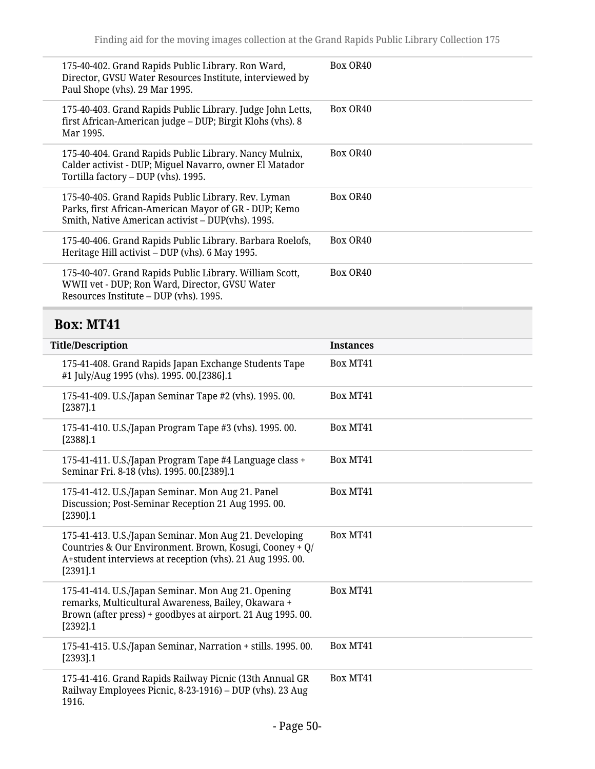| | |
|---|---|
| 175-40-402. Grand Rapids Public Library. Ron Ward, Director, GVSU Water Resources Institute, interviewed by Paul Shope (vhs). 29 Mar 1995. | Box OR40 |
| 175-40-403. Grand Rapids Public Library. Judge John Letts, first African-American judge – DUP; Birgit Klohs (vhs). 8 Mar 1995. | Box OR40 |
| 175-40-404. Grand Rapids Public Library. Nancy Mulnix, Calder activist - DUP; Miguel Navarro, owner El Matador Tortilla factory – DUP (vhs). 1995. | Box OR40 |
| 175-40-405. Grand Rapids Public Library. Rev. Lyman Parks, first African-American Mayor of GR - DUP; Kemo Smith, Native American activist – DUP(vhs). 1995. | Box OR40 |
| 175-40-406. Grand Rapids Public Library. Barbara Roelofs, Heritage Hill activist – DUP (vhs). 6 May 1995. | Box OR40 |
| 175-40-407. Grand Rapids Public Library. William Scott, WWII vet - DUP; Ron Ward, Director, GVSU Water Resources Institute – DUP (vhs). 1995. | Box OR40 |

## Box: MT41

| Title/Description | Instances |
|---|---|
| 175-41-408. Grand Rapids Japan Exchange Students Tape #1 July/Aug 1995 (vhs). 1995. 00.[2386].1 | Box MT41 |
| 175-41-409. U.S./Japan Seminar Tape #2 (vhs). 1995. 00.[2387].1 | Box MT41 |
| 175-41-410. U.S./Japan Program Tape #3 (vhs). 1995. 00.[2388].1 | Box MT41 |
| 175-41-411. U.S./Japan Program Tape #4 Language class + Seminar Fri. 8-18 (vhs). 1995. 00.[2389].1 | Box MT41 |
| 175-41-412. U.S./Japan Seminar. Mon Aug 21. Panel Discussion; Post-Seminar Reception 21 Aug 1995. 00.[2390].1 | Box MT41 |
| 175-41-413. U.S./Japan Seminar. Mon Aug 21. Developing Countries & Our Environment. Brown, Kosugi, Cooney + Q/A+student interviews at reception (vhs). 21 Aug 1995. 00.[2391].1 | Box MT41 |
| 175-41-414. U.S./Japan Seminar. Mon Aug 21. Opening remarks, Multicultural Awareness, Bailey, Okawara + Brown (after press) + goodbyes at airport. 21 Aug 1995. 00.[2392].1 | Box MT41 |
| 175-41-415. U.S./Japan Seminar, Narration + stills. 1995. 00.[2393].1 | Box MT41 |
| 175-41-416. Grand Rapids Railway Picnic (13th Annual GR Railway Employees Picnic, 8-23-1916) – DUP (vhs). 23 Aug 1916. | Box MT41 |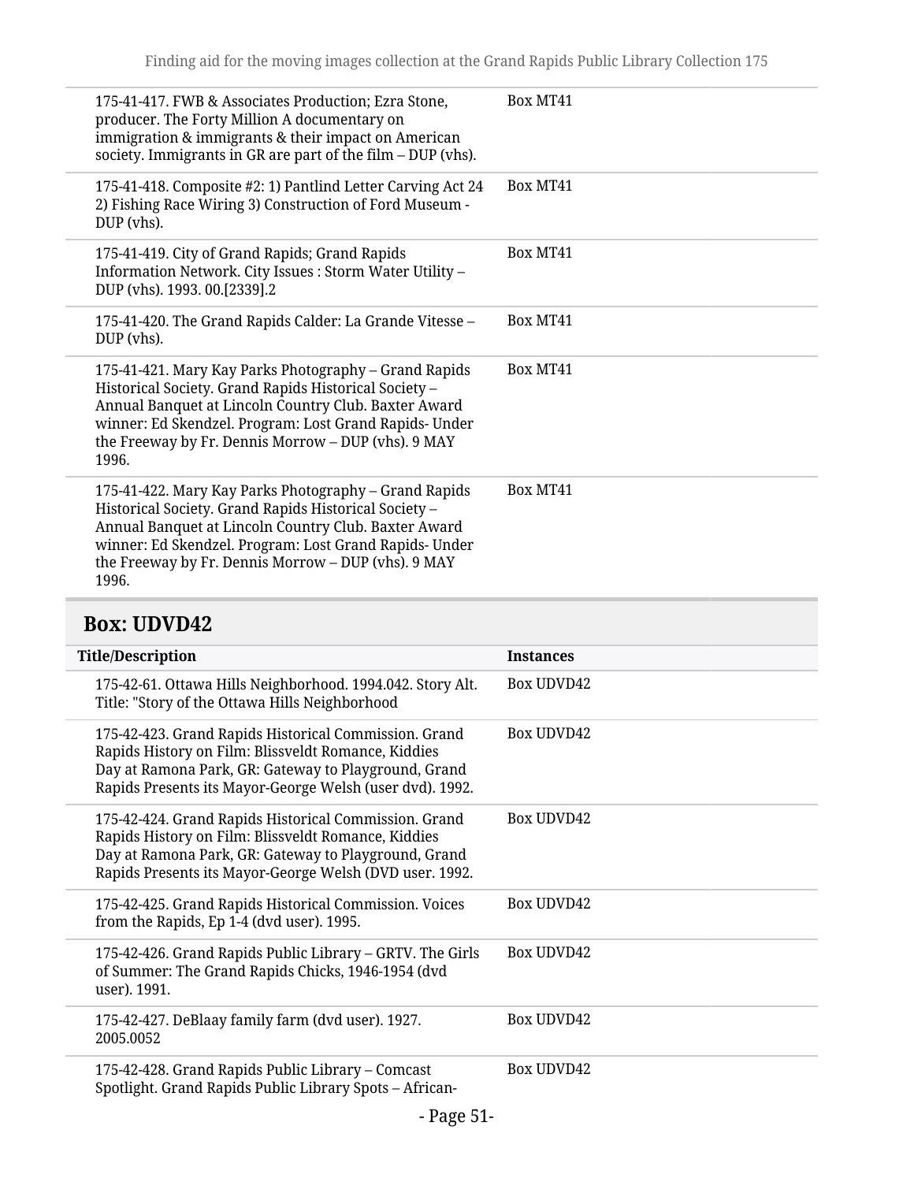| | |
|---|---|
| 175-41-417. FWB & Associates Production; Ezra Stone, producer. The Forty Million A documentary on immigration & immigrants & their impact on American society. Immigrants in GR are part of the film – DUP (vhs). | Box MT41 |
| 175-41-418. Composite #2: 1) Pantlind Letter Carving Act 24 2) Fishing Race Wiring 3) Construction of Ford Museum - DUP (vhs). | Box MT41 |
| 175-41-419. City of Grand Rapids; Grand Rapids Information Network. City Issues : Storm Water Utility – DUP (vhs). 1993. 00.[2339].2 | Box MT41 |
| 175-41-420. The Grand Rapids Calder: La Grande Vitesse – DUP (vhs). | Box MT41 |
| 175-41-421. Mary Kay Parks Photography – Grand Rapids Historical Society. Grand Rapids Historical Society – Annual Banquet at Lincoln Country Club. Baxter Award winner: Ed Skendzel. Program: Lost Grand Rapids- Under the Freeway by Fr. Dennis Morrow – DUP (vhs). 9 MAY 1996. | Box MT41 |
| 175-41-422. Mary Kay Parks Photography – Grand Rapids Historical Society. Grand Rapids Historical Society – Annual Banquet at Lincoln Country Club. Baxter Award winner: Ed Skendzel. Program: Lost Grand Rapids- Under the Freeway by Fr. Dennis Morrow – DUP (vhs). 9 MAY 1996. | Box MT41 |

## Box: UDVD42

| Title/Description | Instances |
|---|---|
| 175-42-61. Ottawa Hills Neighborhood. 1994.042. Story Alt. Title: "Story of the Ottawa Hills Neighborhood | Box UDVD42 |
| 175-42-423. Grand Rapids Historical Commission. Grand Rapids History on Film: Blissveldt Romance, Kiddies Day at Ramona Park, GR: Gateway to Playground, Grand Rapids Presents its Mayor-George Welsh (user dvd). 1992. | Box UDVD42 |
| 175-42-424. Grand Rapids Historical Commission. Grand Rapids History on Film: Blissveldt Romance, Kiddies Day at Ramona Park, GR: Gateway to Playground, Grand Rapids Presents its Mayor-George Welsh (DVD user. 1992. | Box UDVD42 |
| 175-42-425. Grand Rapids Historical Commission. Voices from the Rapids, Ep 1-4 (dvd user). 1995. | Box UDVD42 |
| 175-42-426. Grand Rapids Public Library – GRTV. The Girls of Summer: The Grand Rapids Chicks, 1946-1954 (dvd user). 1991. | Box UDVD42 |
| 175-42-427. DeBlaay family farm (dvd user). 1927. 2005.0052 | Box UDVD42 |
| 175-42-428. Grand Rapids Public Library – Comcast Spotlight. Grand Rapids Public Library Spots – African- | Box UDVD42 |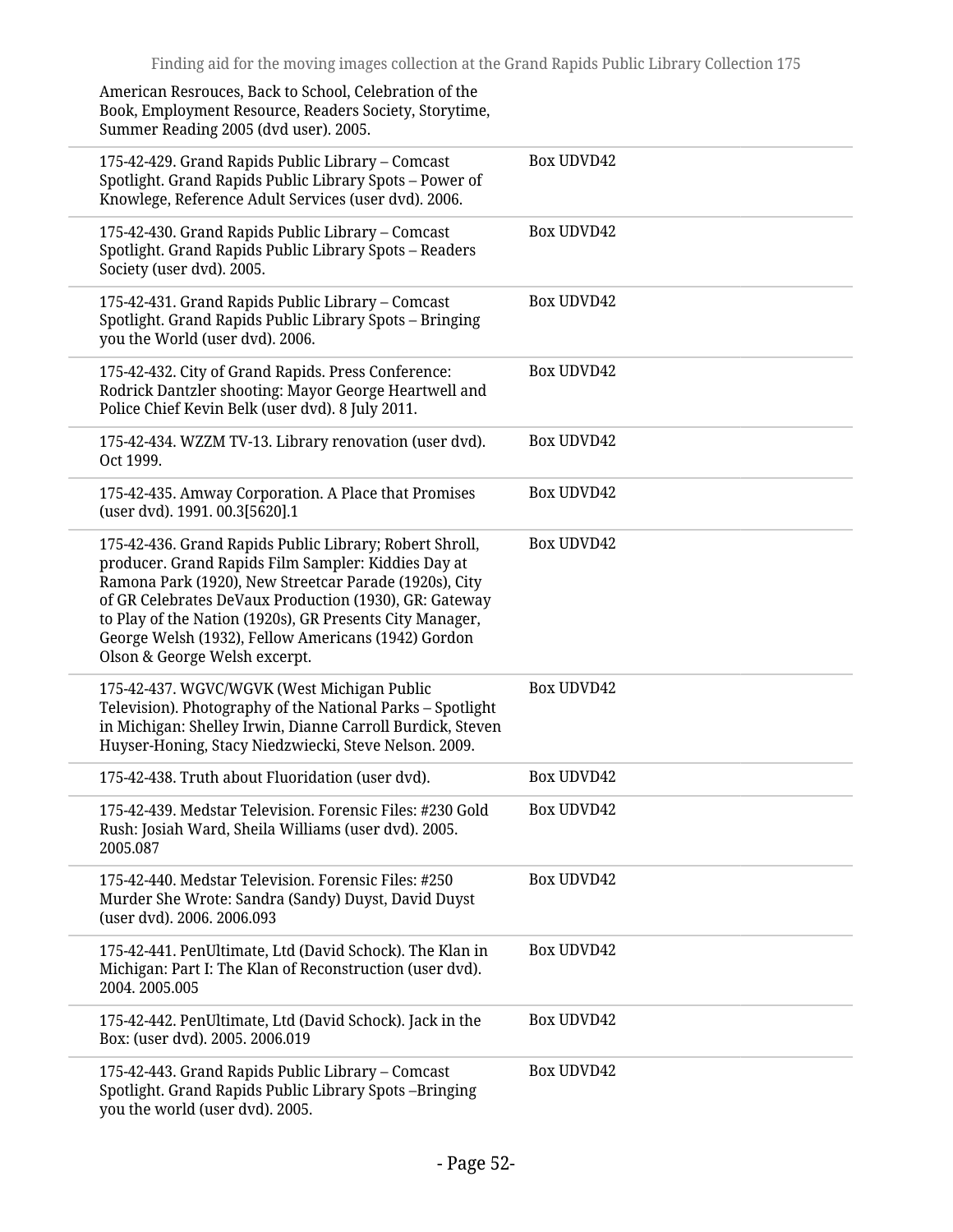| | |
|---|---|
| American Resrouces, Back to School, Celebration of the Book, Employment Resource, Readers Society, Storytime, Summer Reading 2005 (dvd user). 2005. | |
| 175-42-429. Grand Rapids Public Library – Comcast Spotlight. Grand Rapids Public Library Spots – Power of Knowlege, Reference Adult Services (user dvd). 2006. | Box UDVD42 |
| 175-42-430. Grand Rapids Public Library – Comcast Spotlight. Grand Rapids Public Library Spots – Readers Society (user dvd). 2005. | Box UDVD42 |
| 175-42-431. Grand Rapids Public Library – Comcast Spotlight. Grand Rapids Public Library Spots – Bringing you the World (user dvd). 2006. | Box UDVD42 |
| 175-42-432. City of Grand Rapids. Press Conference: Rodrick Dantzler shooting: Mayor George Heartwell and Police Chief Kevin Belk (user dvd). 8 July 2011. | Box UDVD42 |
| 175-42-434. WZZM TV-13. Library renovation (user dvd). Oct 1999. | Box UDVD42 |
| 175-42-435. Amway Corporation. A Place that Promises (user dvd). 1991. 00.3[5620].1 | Box UDVD42 |
| 175-42-436. Grand Rapids Public Library; Robert Shroll, producer. Grand Rapids Film Sampler: Kiddies Day at Ramona Park (1920), New Streetcar Parade (1920s), City of GR Celebrates DeVaux Production (1930), GR: Gateway to Play of the Nation (1920s), GR Presents City Manager, George Welsh (1932), Fellow Americans (1942) Gordon Olson & George Welsh excerpt. | Box UDVD42 |
| 175-42-437. WGVC/WGVK (West Michigan Public Television). Photography of the National Parks – Spotlight in Michigan: Shelley Irwin, Dianne Carroll Burdick, Steven Huyser-Honing, Stacy Niedzwiecki, Steve Nelson. 2009. | Box UDVD42 |
| 175-42-438. Truth about Fluoridation (user dvd). | Box UDVD42 |
| 175-42-439. Medstar Television. Forensic Files: #230 Gold Rush: Josiah Ward, Sheila Williams (user dvd). 2005. 2005.087 | Box UDVD42 |
| 175-42-440. Medstar Television. Forensic Files: #250 Murder She Wrote: Sandra (Sandy) Duyst, David Duyst (user dvd). 2006. 2006.093 | Box UDVD42 |
| 175-42-441. PenUltimate, Ltd (David Schock). The Klan in Michigan: Part I: The Klan of Reconstruction (user dvd). 2004. 2005.005 | Box UDVD42 |
| 175-42-442. PenUltimate, Ltd (David Schock). Jack in the Box: (user dvd). 2005. 2006.019 | Box UDVD42 |
| 175-42-443. Grand Rapids Public Library – Comcast Spotlight. Grand Rapids Public Library Spots –Bringing you the world (user dvd). 2005. | Box UDVD42 |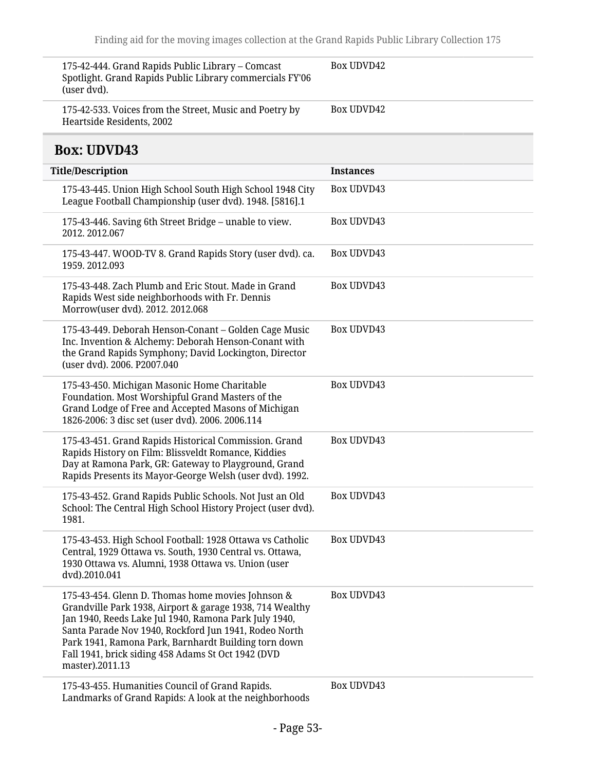| Title/Description | Instances |
|---|---|
| 175-42-444. Grand Rapids Public Library – Comcast Spotlight. Grand Rapids Public Library commercials FY'06 (user dvd). | Box UDVD42 |
| 175-42-533. Voices from the Street, Music and Poetry by Heartside Residents, 2002 | Box UDVD42 |

## Box: UDVD43

| Title/Description | Instances |
|---|---|
| 175-43-445. Union High School South High School 1948 City League Football Championship (user dvd). 1948. [5816].1 | Box UDVD43 |
| 175-43-446. Saving 6th Street Bridge – unable to view. 2012. 2012.067 | Box UDVD43 |
| 175-43-447. WOOD-TV 8. Grand Rapids Story (user dvd). ca. 1959. 2012.093 | Box UDVD43 |
| 175-43-448. Zach Plumb and Eric Stout. Made in Grand Rapids West side neighborhoods with Fr. Dennis Morrow(user dvd). 2012. 2012.068 | Box UDVD43 |
| 175-43-449. Deborah Henson-Conant – Golden Cage Music Inc. Invention & Alchemy: Deborah Henson-Conant with the Grand Rapids Symphony; David Lockington, Director (user dvd). 2006. P2007.040 | Box UDVD43 |
| 175-43-450. Michigan Masonic Home Charitable Foundation. Most Worshipful Grand Masters of the Grand Lodge of Free and Accepted Masons of Michigan 1826-2006: 3 disc set (user dvd). 2006. 2006.114 | Box UDVD43 |
| 175-43-451. Grand Rapids Historical Commission. Grand Rapids History on Film: Blissveldt Romance, Kiddies Day at Ramona Park, GR: Gateway to Playground, Grand Rapids Presents its Mayor-George Welsh (user dvd). 1992. | Box UDVD43 |
| 175-43-452. Grand Rapids Public Schools. Not Just an Old School: The Central High School History Project (user dvd). 1981. | Box UDVD43 |
| 175-43-453. High School Football: 1928 Ottawa vs Catholic Central, 1929 Ottawa vs. South, 1930 Central vs. Ottawa, 1930 Ottawa vs. Alumni, 1938 Ottawa vs. Union (user dvd).2010.041 | Box UDVD43 |
| 175-43-454. Glenn D. Thomas home movies Johnson & Grandville Park 1938, Airport & garage 1938, 714 Wealthy Jan 1940, Reeds Lake Jul 1940, Ramona Park July 1940, Santa Parade Nov 1940, Rockford Jun 1941, Rodeo North Park 1941, Ramona Park, Barnhardt Building torn down Fall 1941, brick siding 458 Adams St Oct 1942 (DVD master).2011.13 | Box UDVD43 |
| 175-43-455. Humanities Council of Grand Rapids. Landmarks of Grand Rapids: A look at the neighborhoods | Box UDVD43 |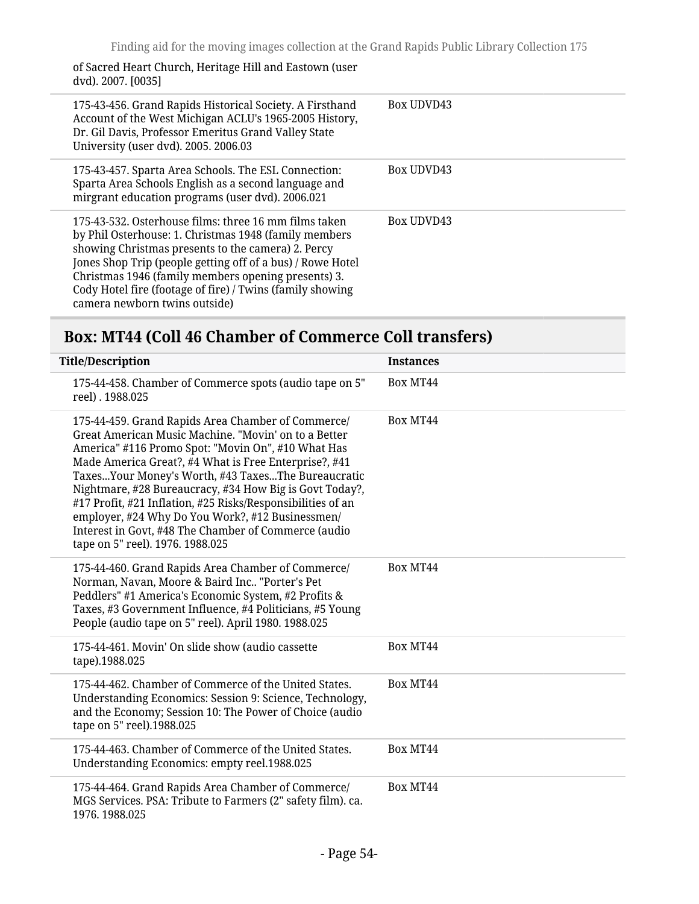| | |
|---|---|
| of Sacred Heart Church, Heritage Hill and Eastown (user dvd). 2007. [0035] | |
| 175-43-456. Grand Rapids Historical Society. A Firsthand Account of the West Michigan ACLU's 1965-2005 History, Dr. Gil Davis, Professor Emeritus Grand Valley State University (user dvd). 2005. 2006.03 | Box UDVD43 |
| 175-43-457. Sparta Area Schools. The ESL Connection: Sparta Area Schools English as a second language and mirgrant education programs (user dvd). 2006.021 | Box UDVD43 |
| 175-43-532. Osterhouse films: three 16 mm films taken by Phil Osterhouse: 1. Christmas 1948 (family members showing Christmas presents to the camera) 2. Percy Jones Shop Trip (people getting off of a bus) / Rowe Hotel Christmas 1946 (family members opening presents) 3. Cody Hotel fire (footage of fire) / Twins (family showing camera newborn twins outside) | Box UDVD43 |

## Box: MT44 (Coll 46 Chamber of Commerce Coll transfers)

| Title/Description | Instances |
|---|---|
| 175-44-458. Chamber of Commerce spots (audio tape on 5" reel) . 1988.025 | Box MT44 |
| 175-44-459. Grand Rapids Area Chamber of Commerce/ Great American Music Machine. "Movin' on to a Better America" #116 Promo Spot: "Movin On", #10 What Has Made America Great?, #4 What is Free Enterprise?, #41 Taxes...Your Money's Worth, #43 Taxes...The Bureaucratic Nightmare, #28 Bureaucracy, #34 How Big is Govt Today?, #17 Profit, #21 Inflation, #25 Risks/Responsibilities of an employer, #24 Why Do You Work?, #12 Businessmen/ Interest in Govt, #48 The Chamber of Commerce (audio tape on 5" reel). 1976. 1988.025 | Box MT44 |
| 175-44-460. Grand Rapids Area Chamber of Commerce/ Norman, Navan, Moore & Baird Inc.. "Porter's Pet Peddlers" #1 America's Economic System, #2 Profits & Taxes, #3 Government Influence, #4 Politicians, #5 Young People (audio tape on 5" reel). April 1980. 1988.025 | Box MT44 |
| 175-44-461. Movin' On slide show (audio cassette tape).1988.025 | Box MT44 |
| 175-44-462. Chamber of Commerce of the United States. Understanding Economics: Session 9: Science, Technology, and the Economy; Session 10: The Power of Choice (audio tape on 5" reel).1988.025 | Box MT44 |
| 175-44-463. Chamber of Commerce of the United States. Understanding Economics: empty reel.1988.025 | Box MT44 |
| 175-44-464. Grand Rapids Area Chamber of Commerce/ MGS Services. PSA: Tribute to Farmers (2" safety film). ca. 1976. 1988.025 | Box MT44 |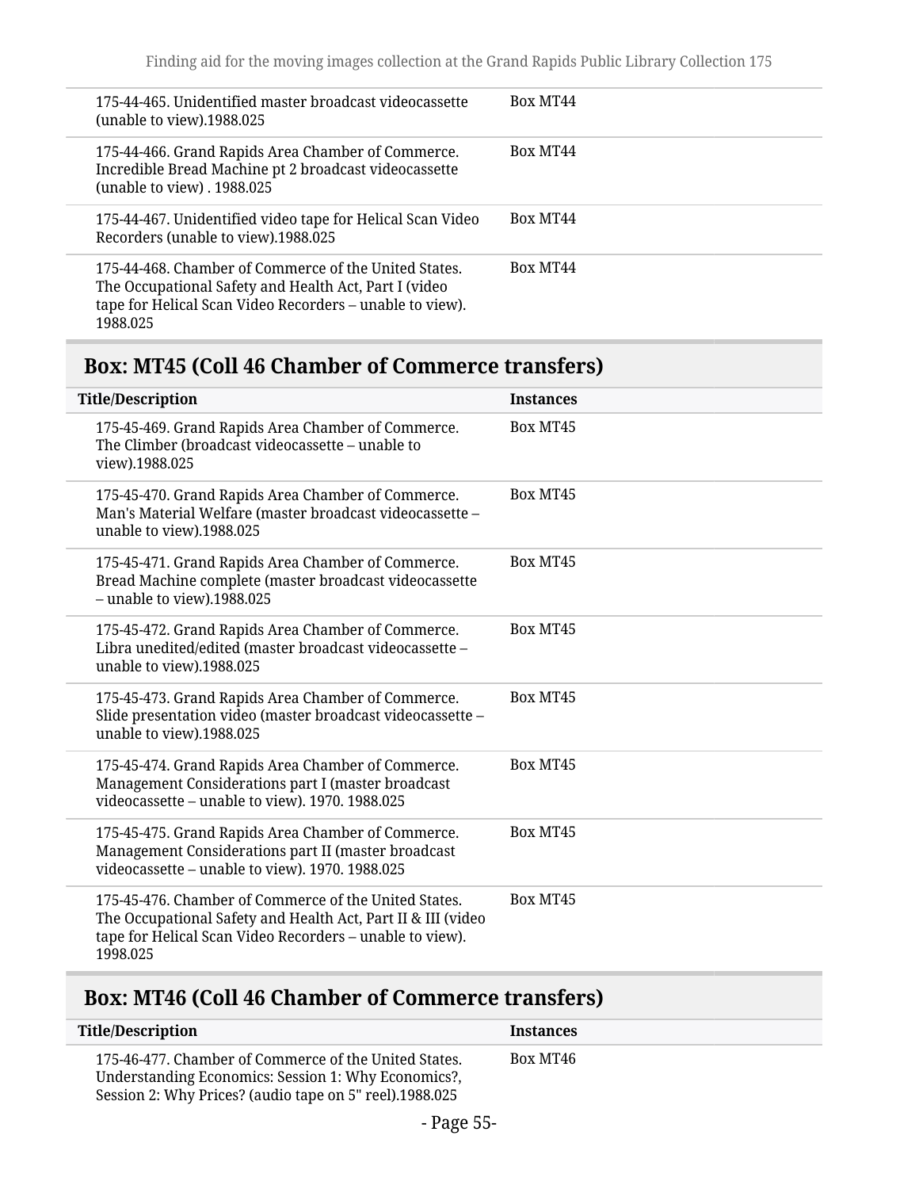| Title/Description | Instances |
|---|---|
| 175-44-465. Unidentified master broadcast videocassette (unable to view).1988.025 | Box MT44 |
| 175-44-466. Grand Rapids Area Chamber of Commerce. Incredible Bread Machine pt 2 broadcast videocassette (unable to view) . 1988.025 | Box MT44 |
| 175-44-467. Unidentified video tape for Helical Scan Video Recorders (unable to view).1988.025 | Box MT44 |
| 175-44-468. Chamber of Commerce of the United States. The Occupational Safety and Health Act, Part I (video tape for Helical Scan Video Recorders – unable to view). 1988.025 | Box MT44 |

## Box: MT45 (Coll 46 Chamber of Commerce transfers)

| Title/Description | Instances |
|---|---|
| 175-45-469. Grand Rapids Area Chamber of Commerce. The Climber (broadcast videocassette – unable to view).1988.025 | Box MT45 |
| 175-45-470. Grand Rapids Area Chamber of Commerce. Man's Material Welfare (master broadcast videocassette – unable to view).1988.025 | Box MT45 |
| 175-45-471. Grand Rapids Area Chamber of Commerce. Bread Machine complete (master broadcast videocassette – unable to view).1988.025 | Box MT45 |
| 175-45-472. Grand Rapids Area Chamber of Commerce. Libra unedited/edited (master broadcast videocassette – unable to view).1988.025 | Box MT45 |
| 175-45-473. Grand Rapids Area Chamber of Commerce. Slide presentation video (master broadcast videocassette – unable to view).1988.025 | Box MT45 |
| 175-45-474. Grand Rapids Area Chamber of Commerce. Management Considerations part I (master broadcast videocassette – unable to view). 1970. 1988.025 | Box MT45 |
| 175-45-475. Grand Rapids Area Chamber of Commerce. Management Considerations part II (master broadcast videocassette – unable to view). 1970. 1988.025 | Box MT45 |
| 175-45-476. Chamber of Commerce of the United States. The Occupational Safety and Health Act, Part II & III (video tape for Helical Scan Video Recorders – unable to view). 1998.025 | Box MT45 |

## Box: MT46 (Coll 46 Chamber of Commerce transfers)

| Title/Description | Instances |
|---|---|
| 175-46-477. Chamber of Commerce of the United States. Understanding Economics: Session 1: Why Economics?, Session 2: Why Prices? (audio tape on 5" reel).1988.025 | Box MT46 |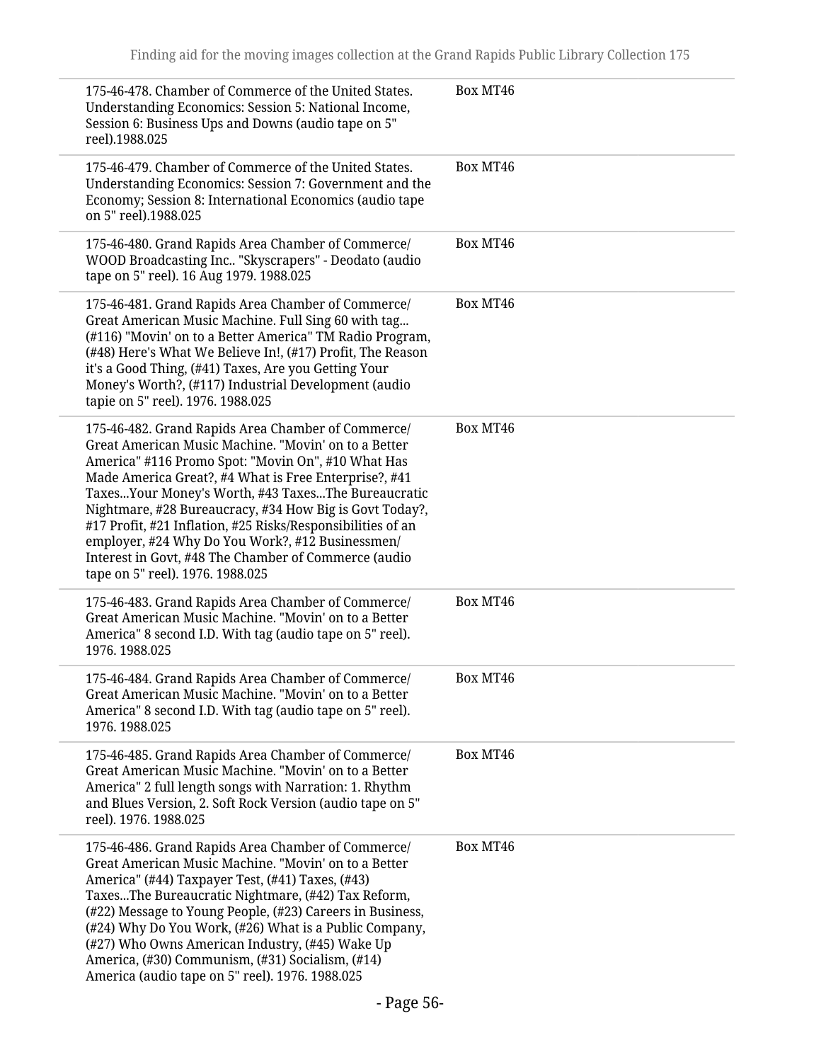| | |
|---|---|
| 175-46-478. Chamber of Commerce of the United States. Understanding Economics: Session 5: National Income, Session 6: Business Ups and Downs (audio tape on 5" reel).1988.025 | Box MT46 |
| 175-46-479. Chamber of Commerce of the United States. Understanding Economics: Session 7: Government and the Economy; Session 8: International Economics (audio tape on 5" reel).1988.025 | Box MT46 |
| 175-46-480. Grand Rapids Area Chamber of Commerce/ WOOD Broadcasting Inc.. "Skyscrapers" - Deodato (audio tape on 5" reel). 16 Aug 1979. 1988.025 | Box MT46 |
| 175-46-481. Grand Rapids Area Chamber of Commerce/ Great American Music Machine. Full Sing 60 with tag... (#116) "Movin' on to a Better America" TM Radio Program, (#48) Here's What We Believe In!, (#17) Profit, The Reason it's a Good Thing, (#41) Taxes, Are you Getting Your Money's Worth?, (#117) Industrial Development (audio tapie on 5" reel). 1976. 1988.025 | Box MT46 |
| 175-46-482. Grand Rapids Area Chamber of Commerce/ Great American Music Machine. "Movin' on to a Better America" #116 Promo Spot: "Movin On", #10 What Has Made America Great?, #4 What is Free Enterprise?, #41 Taxes...Your Money's Worth, #43 Taxes...The Bureaucratic Nightmare, #28 Bureaucracy, #34 How Big is Govt Today?, #17 Profit, #21 Inflation, #25 Risks/Responsibilities of an employer, #24 Why Do You Work?, #12 Businessmen/ Interest in Govt, #48 The Chamber of Commerce (audio tape on 5" reel). 1976. 1988.025 | Box MT46 |
| 175-46-483. Grand Rapids Area Chamber of Commerce/ Great American Music Machine. "Movin' on to a Better America" 8 second I.D. With tag (audio tape on 5" reel). 1976. 1988.025 | Box MT46 |
| 175-46-484. Grand Rapids Area Chamber of Commerce/ Great American Music Machine. "Movin' on to a Better America" 8 second I.D. With tag (audio tape on 5" reel). 1976. 1988.025 | Box MT46 |
| 175-46-485. Grand Rapids Area Chamber of Commerce/ Great American Music Machine. "Movin' on to a Better America" 2 full length songs with Narration: 1. Rhythm and Blues Version, 2. Soft Rock Version (audio tape on 5" reel). 1976. 1988.025 | Box MT46 |
| 175-46-486. Grand Rapids Area Chamber of Commerce/ Great American Music Machine. "Movin' on to a Better America" (#44) Taxpayer Test, (#41) Taxes, (#43) Taxes...The Bureaucratic Nightmare, (#42) Tax Reform, (#22) Message to Young People, (#23) Careers in Business, (#24) Why Do You Work, (#26) What is a Public Company, (#27) Who Owns American Industry, (#45) Wake Up America, (#30) Communism, (#31) Socialism, (#14) America (audio tape on 5" reel). 1976. 1988.025 | Box MT46 |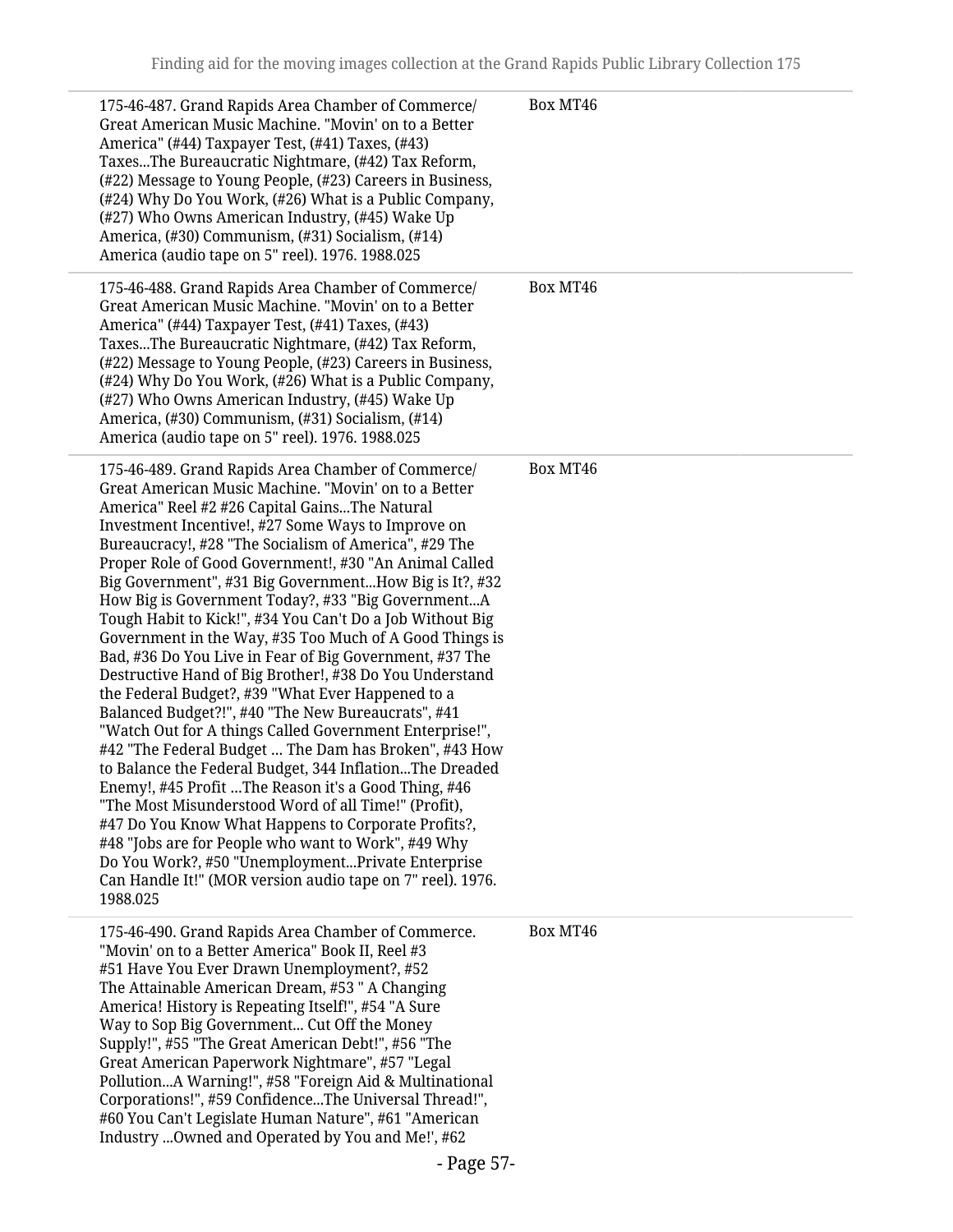| | |
|---|---|
| 175-46-487. Grand Rapids Area Chamber of Commerce/ Great American Music Machine. "Movin' on to a Better America" (#44) Taxpayer Test, (#41) Taxes, (#43) Taxes...The Bureaucratic Nightmare, (#42) Tax Reform, (#22) Message to Young People, (#23) Careers in Business, (#24) Why Do You Work, (#26) What is a Public Company, (#27) Who Owns American Industry, (#45) Wake Up America, (#30) Communism, (#31) Socialism, (#14) America (audio tape on 5" reel). 1976. 1988.025 | Box MT46 |
| 175-46-488. Grand Rapids Area Chamber of Commerce/ Great American Music Machine. "Movin' on to a Better America" (#44) Taxpayer Test, (#41) Taxes, (#43) Taxes...The Bureaucratic Nightmare, (#42) Tax Reform, (#22) Message to Young People, (#23) Careers in Business, (#24) Why Do You Work, (#26) What is a Public Company, (#27) Who Owns American Industry, (#45) Wake Up America, (#30) Communism, (#31) Socialism, (#14) America (audio tape on 5" reel). 1976. 1988.025 | Box MT46 |
| 175-46-489. Grand Rapids Area Chamber of Commerce/ Great American Music Machine. "Movin' on to a Better America" Reel #2 #26 Capital Gains...The Natural Investment Incentive!, #27 Some Ways to Improve on Bureaucracy!, #28 "The Socialism of America", #29 The Proper Role of Good Government!, #30 "An Animal Called Big Government", #31 Big Government...How Big is It?, #32 How Big is Government Today?, #33 "Big Government...A Tough Habit to Kick!", #34 You Can't Do a Job Without Big Government in the Way, #35 Too Much of A Good Things is Bad, #36 Do You Live in Fear of Big Government, #37 The Destructive Hand of Big Brother!, #38 Do You Understand the Federal Budget?, #39 "What Ever Happened to a Balanced Budget?!", #40 "The New Bureaucrats", #41 "Watch Out for A things Called Government Enterprise!", #42 "The Federal Budget … The Dam has Broken", #43 How to Balance the Federal Budget, 344 Inflation...The Dreaded Enemy!, #45 Profit …The Reason it's a Good Thing, #46 "The Most Misunderstood Word of all Time!" (Profit), #47 Do You Know What Happens to Corporate Profits?, #48 "Jobs are for People who want to Work", #49 Why Do You Work?, #50 "Unemployment...Private Enterprise Can Handle It!" (MOR version audio tape on 7" reel). 1976. 1988.025 | Box MT46 |
| 175-46-490. Grand Rapids Area Chamber of Commerce. "Movin' on to a Better America" Book II, Reel #3 #51 Have You Ever Drawn Unemployment?, #52 The Attainable American Dream, #53 " A Changing America! History is Repeating Itself!", #54 "A Sure Way to Sop Big Government... Cut Off the Money Supply!", #55 "The Great American Debt!", #56 "The Great American Paperwork Nightmare", #57 "Legal Pollution...A Warning!", #58 "Foreign Aid & Multinational Corporations!", #59 Confidence...The Universal Thread!", #60 You Can't Legislate Human Nature", #61 "American Industry ...Owned and Operated by You and Me!', #62 | Box MT46 |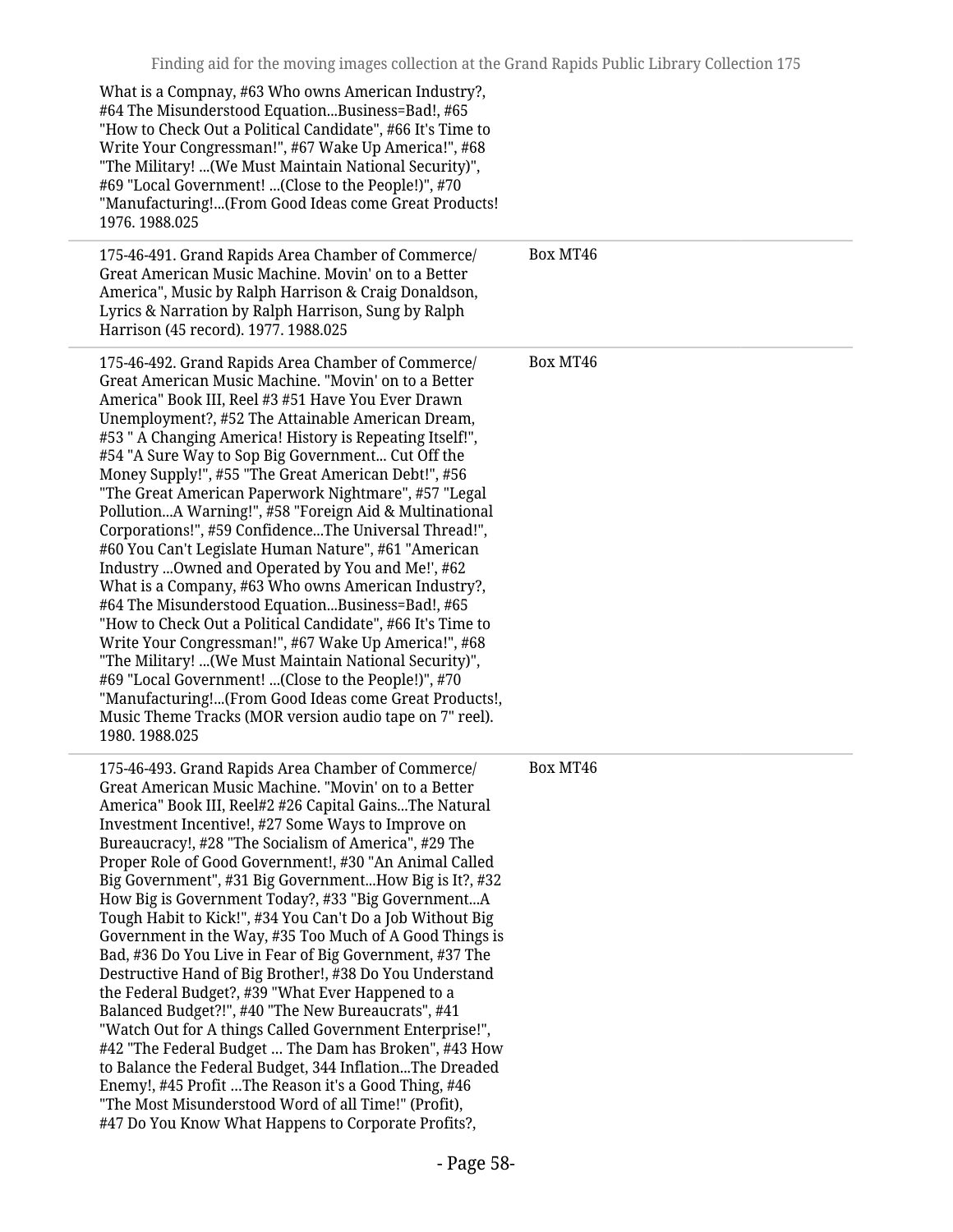What is a Compnay, #63 Who owns American Industry?, #64 The Misunderstood Equation...Business=Bad!, #65 "How to Check Out a Political Candidate", #66 It's Time to Write Your Congressman!", #67 Wake Up America!", #68 "The Military! ...(We Must Maintain National Security)", #69 "Local Government! ...(Close to the People!)", #70 "Manufacturing!...(From Good Ideas come Great Products! 1976. 1988.025

| | |
|---|---|
| 175-46-491. Grand Rapids Area Chamber of Commerce/ Great American Music Machine. Movin' on to a Better America", Music by Ralph Harrison & Craig Donaldson, Lyrics & Narration by Ralph Harrison, Sung by Ralph Harrison (45 record). 1977. 1988.025 | Box MT46 |
| 175-46-492. Grand Rapids Area Chamber of Commerce/ Great American Music Machine. "Movin' on to a Better America" Book III, Reel #3 #51 Have You Ever Drawn Unemployment?, #52 The Attainable American Dream, #53 " A Changing America! History is Repeating Itself!", #54 "A Sure Way to Sop Big Government... Cut Off the Money Supply!", #55 "The Great American Debt!", #56 "The Great American Paperwork Nightmare", #57 "Legal Pollution...A Warning!", #58 "Foreign Aid & Multinational Corporations!", #59 Confidence...The Universal Thread!", #60 You Can't Legislate Human Nature", #61 "American Industry ...Owned and Operated by You and Me!', #62 What is a Company, #63 Who owns American Industry?, #64 The Misunderstood Equation...Business=Bad!, #65 "How to Check Out a Political Candidate", #66 It's Time to Write Your Congressman!", #67 Wake Up America!", #68 "The Military! ...(We Must Maintain National Security)", #69 "Local Government! ...(Close to the People!)", #70 "Manufacturing!...(From Good Ideas come Great Products!, Music Theme Tracks (MOR version audio tape on 7" reel). 1980. 1988.025 | Box MT46 |
| 175-46-493. Grand Rapids Area Chamber of Commerce/ Great American Music Machine. "Movin' on to a Better America" Book III, Reel#2 #26 Capital Gains...The Natural Investment Incentive!, #27 Some Ways to Improve on Bureaucracy!, #28 "The Socialism of America", #29 The Proper Role of Good Government!, #30 "An Animal Called Big Government", #31 Big Government...How Big is It?, #32 How Big is Government Today?, #33 "Big Government...A Tough Habit to Kick!", #34 You Can't Do a Job Without Big Government in the Way, #35 Too Much of A Good Things is Bad, #36 Do You Live in Fear of Big Government, #37 The Destructive Hand of Big Brother!, #38 Do You Understand the Federal Budget?, #39 "What Ever Happened to a Balanced Budget?!", #40 "The New Bureaucrats", #41 "Watch Out for A things Called Government Enterprise!", #42 "The Federal Budget … The Dam has Broken", #43 How to Balance the Federal Budget, 344 Inflation...The Dreaded Enemy!, #45 Profit …The Reason it's a Good Thing, #46 "The Most Misunderstood Word of all Time!" (Profit), #47 Do You Know What Happens to Corporate Profits?, | Box MT46 |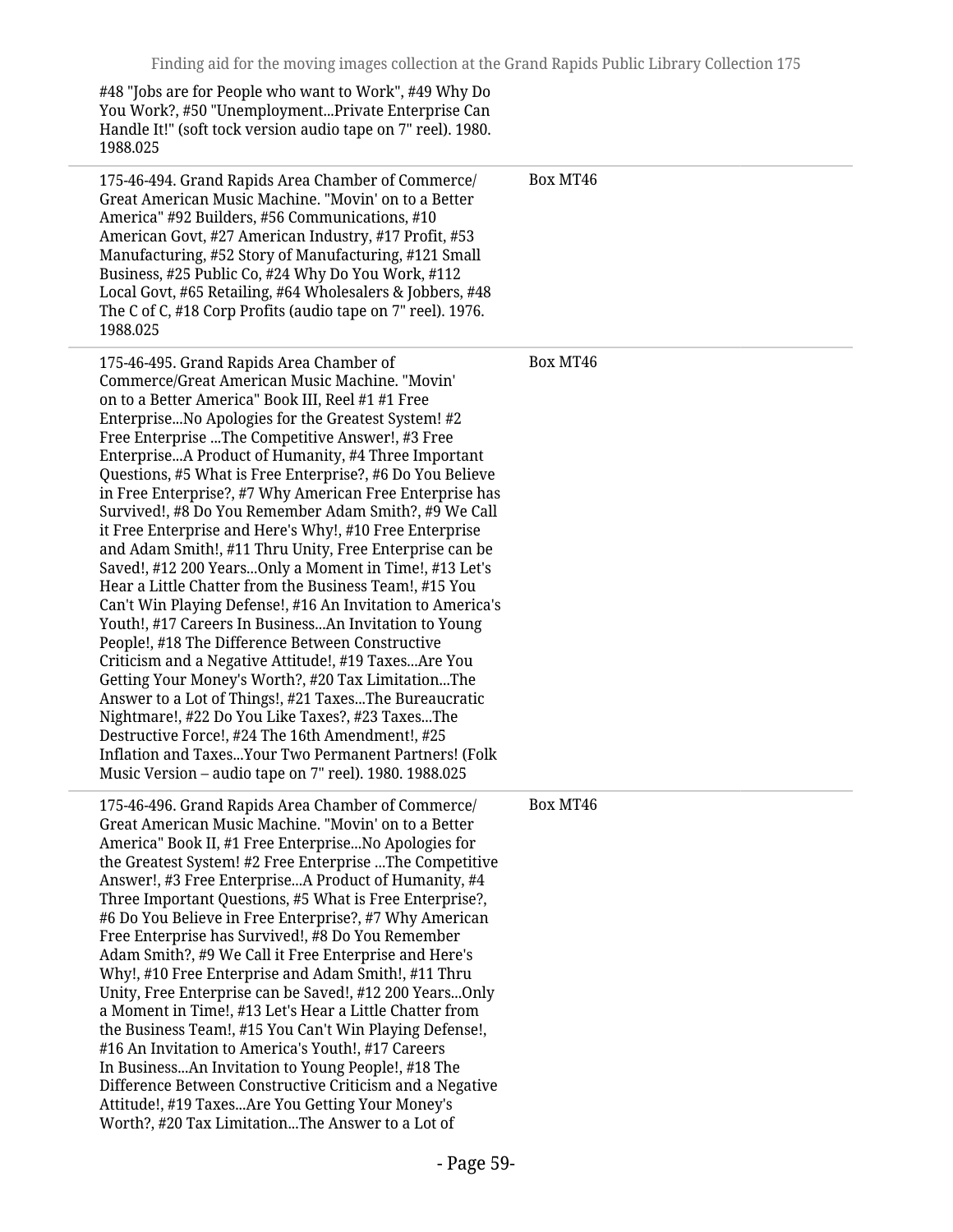#48 "Jobs are for People who want to Work", #49 Why Do You Work?, #50 "Unemployment...Private Enterprise Can Handle It!" (soft tock version audio tape on 7" reel). 1980. 1988.025

| | |
|---|---|
| 175-46-494. Grand Rapids Area Chamber of Commerce/ Great American Music Machine. "Movin' on to a Better America" #92 Builders, #56 Communications, #10 American Govt, #27 American Industry, #17 Profit, #53 Manufacturing, #52 Story of Manufacturing, #121 Small Business, #25 Public Co, #24 Why Do You Work, #112 Local Govt, #65 Retailing, #64 Wholesalers & Jobbers, #48 The C of C, #18 Corp Profits (audio tape on 7" reel). 1976. 1988.025 | Box MT46 |
| 175-46-495. Grand Rapids Area Chamber of Commerce/Great American Music Machine. "Movin' on to a Better America" Book III, Reel #1 #1 Free Enterprise...No Apologies for the Greatest System! #2 Free Enterprise ...The Competitive Answer!, #3 Free Enterprise...A Product of Humanity, #4 Three Important Questions, #5 What is Free Enterprise?, #6 Do You Believe in Free Enterprise?, #7 Why American Free Enterprise has Survived!, #8 Do You Remember Adam Smith?, #9 We Call it Free Enterprise and Here's Why!, #10 Free Enterprise and Adam Smith!, #11 Thru Unity, Free Enterprise can be Saved!, #12 200 Years...Only a Moment in Time!, #13 Let's Hear a Little Chatter from the Business Team!, #15 You Can't Win Playing Defense!, #16 An Invitation to America's Youth!, #17 Careers In Business...An Invitation to Young People!, #18 The Difference Between Constructive Criticism and a Negative Attitude!, #19 Taxes...Are You Getting Your Money's Worth?, #20 Tax Limitation...The Answer to a Lot of Things!, #21 Taxes...The Bureaucratic Nightmare!, #22 Do You Like Taxes?, #23 Taxes...The Destructive Force!, #24 The 16th Amendment!, #25 Inflation and Taxes...Your Two Permanent Partners! (Folk Music Version – audio tape on 7" reel). 1980. 1988.025 | Box MT46 |
| 175-46-496. Grand Rapids Area Chamber of Commerce/ Great American Music Machine. "Movin' on to a Better America" Book II, #1 Free Enterprise...No Apologies for the Greatest System! #2 Free Enterprise ...The Competitive Answer!, #3 Free Enterprise...A Product of Humanity, #4 Three Important Questions, #5 What is Free Enterprise?, #6 Do You Believe in Free Enterprise?, #7 Why American Free Enterprise has Survived!, #8 Do You Remember Adam Smith?, #9 We Call it Free Enterprise and Here's Why!, #10 Free Enterprise and Adam Smith!, #11 Thru Unity, Free Enterprise can be Saved!, #12 200 Years...Only a Moment in Time!, #13 Let's Hear a Little Chatter from the Business Team!, #15 You Can't Win Playing Defense!, #16 An Invitation to America's Youth!, #17 Careers In Business...An Invitation to Young People!, #18 The Difference Between Constructive Criticism and a Negative Attitude!, #19 Taxes...Are You Getting Your Money's Worth?, #20 Tax Limitation...The Answer to a Lot of | Box MT46 |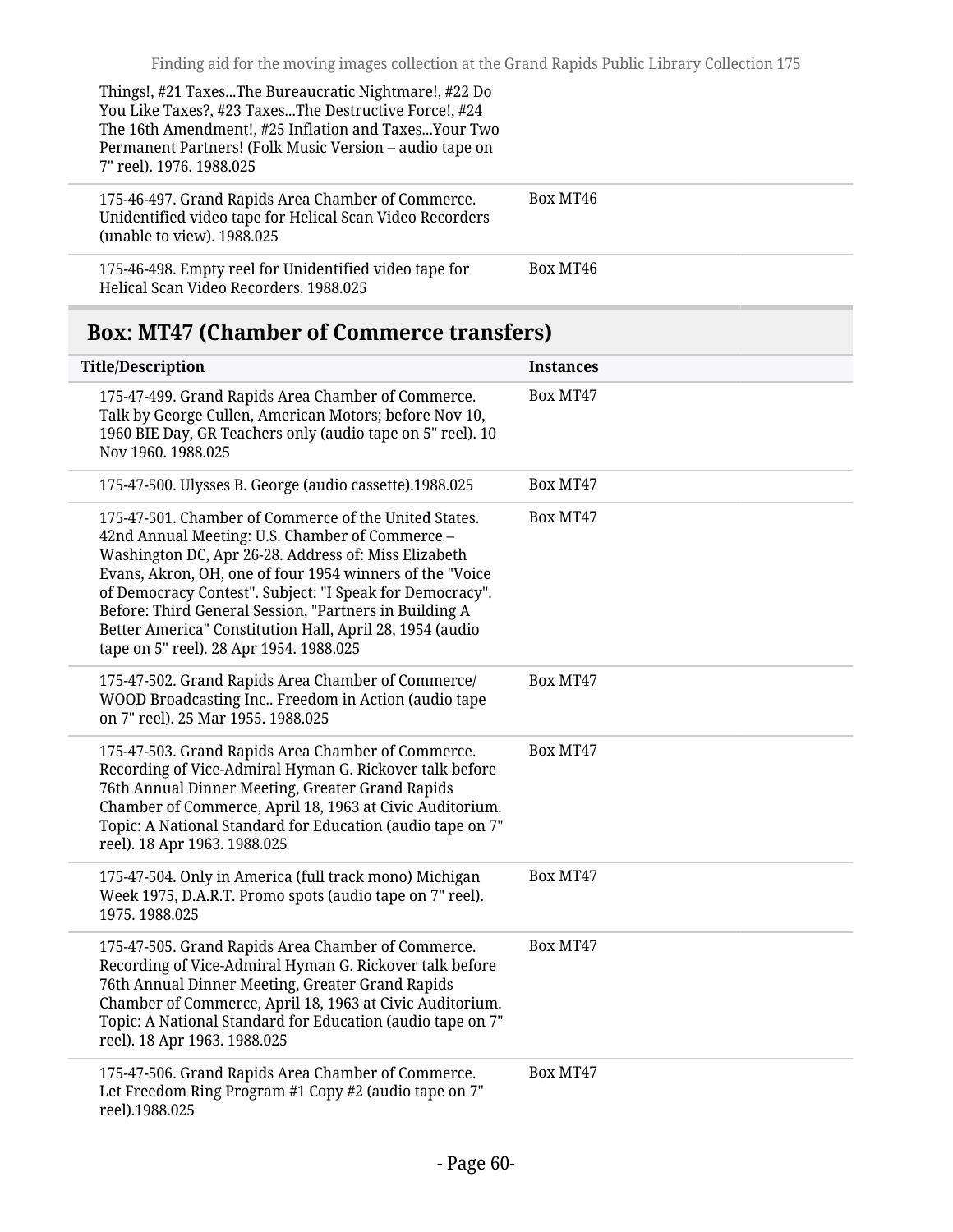| | |
|---|---|
| Things!, #21 Taxes...The Bureaucratic Nightmare!, #22 Do You Like Taxes?, #23 Taxes...The Destructive Force!, #24 The 16th Amendment!, #25 Inflation and Taxes...Your Two Permanent Partners! (Folk Music Version – audio tape on 7" reel). 1976. 1988.025 | |
| 175-46-497. Grand Rapids Area Chamber of Commerce. Unidentified video tape for Helical Scan Video Recorders (unable to view). 1988.025 | Box MT46 |
| 175-46-498. Empty reel for Unidentified video tape for Helical Scan Video Recorders. 1988.025 | Box MT46 |

## Box: MT47 (Chamber of Commerce transfers)

| Title/Description | Instances |
|---|---|
| 175-47-499. Grand Rapids Area Chamber of Commerce. Talk by George Cullen, American Motors; before Nov 10, 1960 BIE Day, GR Teachers only (audio tape on 5" reel). 10 Nov 1960. 1988.025 | Box MT47 |
| 175-47-500. Ulysses B. George (audio cassette).1988.025 | Box MT47 |
| 175-47-501. Chamber of Commerce of the United States. 42nd Annual Meeting: U.S. Chamber of Commerce – Washington DC, Apr 26-28. Address of: Miss Elizabeth Evans, Akron, OH, one of four 1954 winners of the "Voice of Democracy Contest". Subject: "I Speak for Democracy". Before: Third General Session, "Partners in Building A Better America" Constitution Hall, April 28, 1954 (audio tape on 5" reel). 28 Apr 1954. 1988.025 | Box MT47 |
| 175-47-502. Grand Rapids Area Chamber of Commerce/ WOOD Broadcasting Inc.. Freedom in Action (audio tape on 7" reel). 25 Mar 1955. 1988.025 | Box MT47 |
| 175-47-503. Grand Rapids Area Chamber of Commerce. Recording of Vice-Admiral Hyman G. Rickover talk before 76th Annual Dinner Meeting, Greater Grand Rapids Chamber of Commerce, April 18, 1963 at Civic Auditorium. Topic: A National Standard for Education (audio tape on 7" reel). 18 Apr 1963. 1988.025 | Box MT47 |
| 175-47-504. Only in America (full track mono) Michigan Week 1975, D.A.R.T. Promo spots (audio tape on 7" reel). 1975. 1988.025 | Box MT47 |
| 175-47-505. Grand Rapids Area Chamber of Commerce. Recording of Vice-Admiral Hyman G. Rickover talk before 76th Annual Dinner Meeting, Greater Grand Rapids Chamber of Commerce, April 18, 1963 at Civic Auditorium. Topic: A National Standard for Education (audio tape on 7" reel). 18 Apr 1963. 1988.025 | Box MT47 |
| 175-47-506. Grand Rapids Area Chamber of Commerce. Let Freedom Ring Program #1 Copy #2 (audio tape on 7" reel).1988.025 | Box MT47 |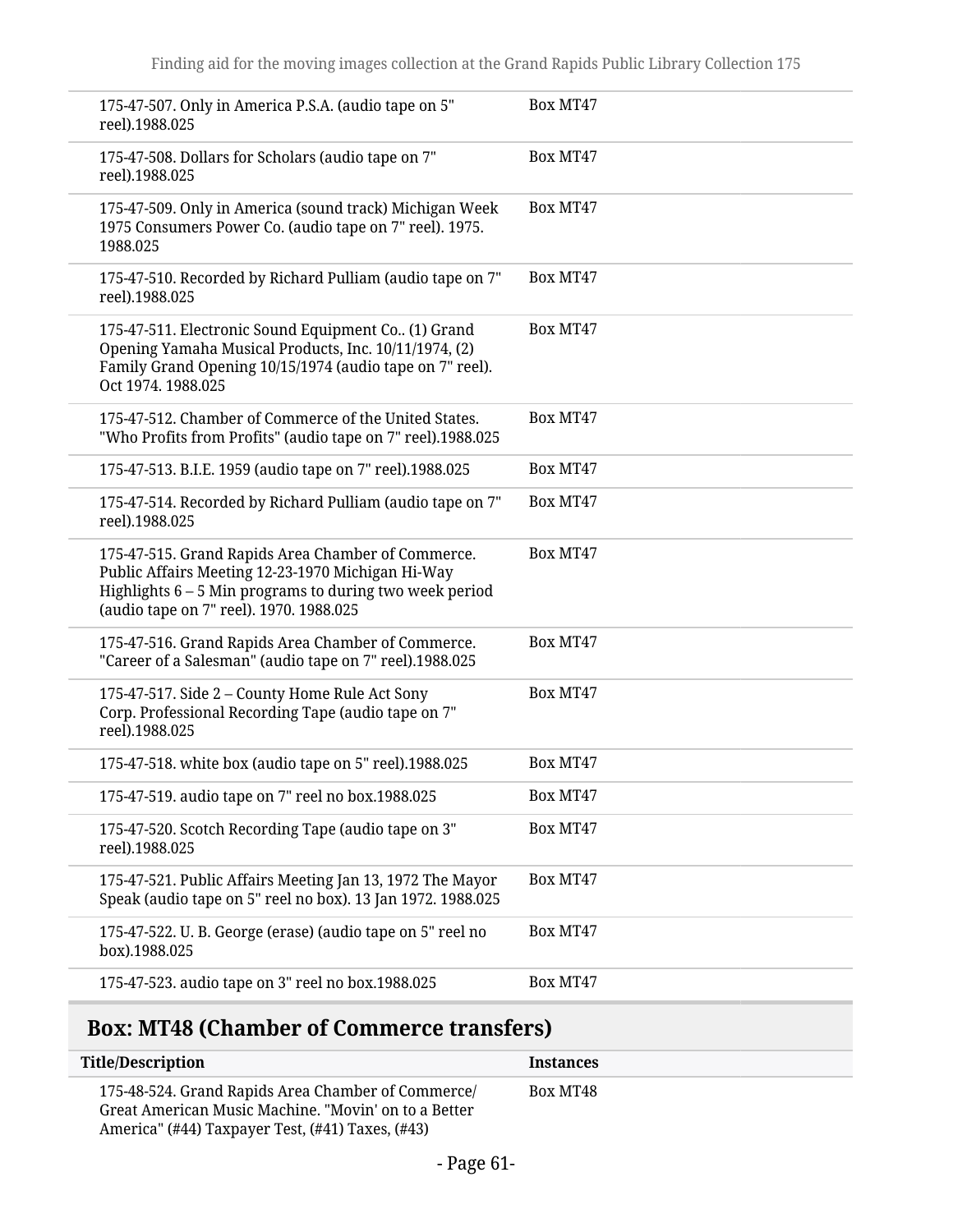| | |
|---|---|
| 175-47-507. Only in America P.S.A. (audio tape on 5" reel).1988.025 | Box MT47 |
| 175-47-508. Dollars for Scholars (audio tape on 7" reel).1988.025 | Box MT47 |
| 175-47-509. Only in America (sound track) Michigan Week 1975 Consumers Power Co. (audio tape on 7" reel). 1975. 1988.025 | Box MT47 |
| 175-47-510. Recorded by Richard Pulliam (audio tape on 7" reel).1988.025 | Box MT47 |
| 175-47-511. Electronic Sound Equipment Co.. (1) Grand Opening Yamaha Musical Products, Inc. 10/11/1974, (2) Family Grand Opening 10/15/1974 (audio tape on 7" reel). Oct 1974. 1988.025 | Box MT47 |
| 175-47-512. Chamber of Commerce of the United States. "Who Profits from Profits" (audio tape on 7" reel).1988.025 | Box MT47 |
| 175-47-513. B.I.E. 1959 (audio tape on 7" reel).1988.025 | Box MT47 |
| 175-47-514. Recorded by Richard Pulliam (audio tape on 7" reel).1988.025 | Box MT47 |
| 175-47-515. Grand Rapids Area Chamber of Commerce. Public Affairs Meeting 12-23-1970 Michigan Hi-Way Highlights 6 – 5 Min programs to during two week period (audio tape on 7" reel). 1970. 1988.025 | Box MT47 |
| 175-47-516. Grand Rapids Area Chamber of Commerce. "Career of a Salesman" (audio tape on 7" reel).1988.025 | Box MT47 |
| 175-47-517. Side 2 – County Home Rule Act Sony Corp. Professional Recording Tape (audio tape on 7" reel).1988.025 | Box MT47 |
| 175-47-518. white box (audio tape on 5" reel).1988.025 | Box MT47 |
| 175-47-519. audio tape on 7" reel no box.1988.025 | Box MT47 |
| 175-47-520. Scotch Recording Tape (audio tape on 3" reel).1988.025 | Box MT47 |
| 175-47-521. Public Affairs Meeting Jan 13, 1972 The Mayor Speak (audio tape on 5" reel no box). 13 Jan 1972. 1988.025 | Box MT47 |
| 175-47-522. U. B. George (erase) (audio tape on 5" reel no box).1988.025 | Box MT47 |
| 175-47-523. audio tape on 3" reel no box.1988.025 | Box MT47 |

## Box: MT48 (Chamber of Commerce transfers)

| Title/Description | Instances |
|---|---|
| 175-48-524. Grand Rapids Area Chamber of Commerce/ Great American Music Machine. "Movin' on to a Better America" (#44) Taxpayer Test, (#41) Taxes, (#43) | Box MT48 |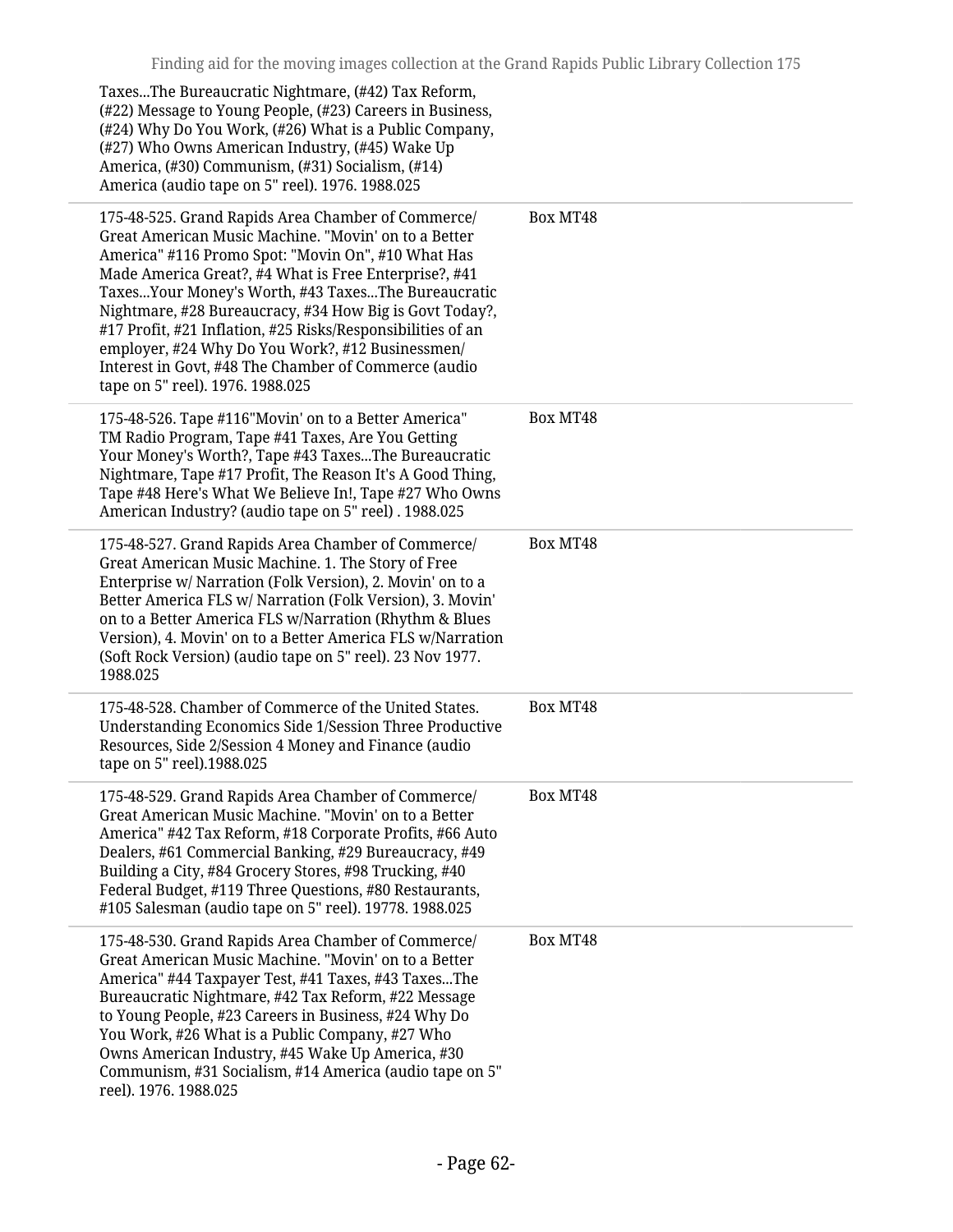| | |
|---|---|
| Taxes...The Bureaucratic Nightmare, (#42) Tax Reform, (#22) Message to Young People, (#23) Careers in Business, (#24) Why Do You Work, (#26) What is a Public Company, (#27) Who Owns American Industry, (#45) Wake Up America, (#30) Communism, (#31) Socialism, (#14) America (audio tape on 5" reel). 1976. 1988.025 | |
| 175-48-525. Grand Rapids Area Chamber of Commerce/ Great American Music Machine. "Movin' on to a Better America" #116 Promo Spot: "Movin On", #10 What Has Made America Great?, #4 What is Free Enterprise?, #41 Taxes...Your Money's Worth, #43 Taxes...The Bureaucratic Nightmare, #28 Bureaucracy, #34 How Big is Govt Today?, #17 Profit, #21 Inflation, #25 Risks/Responsibilities of an employer, #24 Why Do You Work?, #12 Businessmen/ Interest in Govt, #48 The Chamber of Commerce (audio tape on 5" reel). 1976. 1988.025 | Box MT48 |
| 175-48-526. Tape #116"Movin' on to a Better America" TM Radio Program, Tape #41 Taxes, Are You Getting Your Money's Worth?, Tape #43 Taxes...The Bureaucratic Nightmare, Tape #17 Profit, The Reason It's A Good Thing, Tape #48 Here's What We Believe In!, Tape #27 Who Owns American Industry? (audio tape on 5" reel) . 1988.025 | Box MT48 |
| 175-48-527. Grand Rapids Area Chamber of Commerce/ Great American Music Machine. 1. The Story of Free Enterprise w/ Narration (Folk Version), 2. Movin' on to a Better America FLS w/ Narration (Folk Version), 3. Movin' on to a Better America FLS w/Narration (Rhythm & Blues Version), 4. Movin' on to a Better America FLS w/Narration (Soft Rock Version) (audio tape on 5" reel). 23 Nov 1977. 1988.025 | Box MT48 |
| 175-48-528. Chamber of Commerce of the United States. Understanding Economics Side 1/Session Three Productive Resources, Side 2/Session 4 Money and Finance (audio tape on 5" reel).1988.025 | Box MT48 |
| 175-48-529. Grand Rapids Area Chamber of Commerce/ Great American Music Machine. "Movin' on to a Better America" #42 Tax Reform, #18 Corporate Profits, #66 Auto Dealers, #61 Commercial Banking, #29 Bureaucracy, #49 Building a City, #84 Grocery Stores, #98 Trucking, #40 Federal Budget, #119 Three Questions, #80 Restaurants, #105 Salesman (audio tape on 5" reel). 19778. 1988.025 | Box MT48 |
| 175-48-530. Grand Rapids Area Chamber of Commerce/ Great American Music Machine. "Movin' on to a Better America" #44 Taxpayer Test, #41 Taxes, #43 Taxes...The Bureaucratic Nightmare, #42 Tax Reform, #22 Message to Young People, #23 Careers in Business, #24 Why Do You Work, #26 What is a Public Company, #27 Who Owns American Industry, #45 Wake Up America, #30 Communism, #31 Socialism, #14 America (audio tape on 5" reel). 1976. 1988.025 | Box MT48 |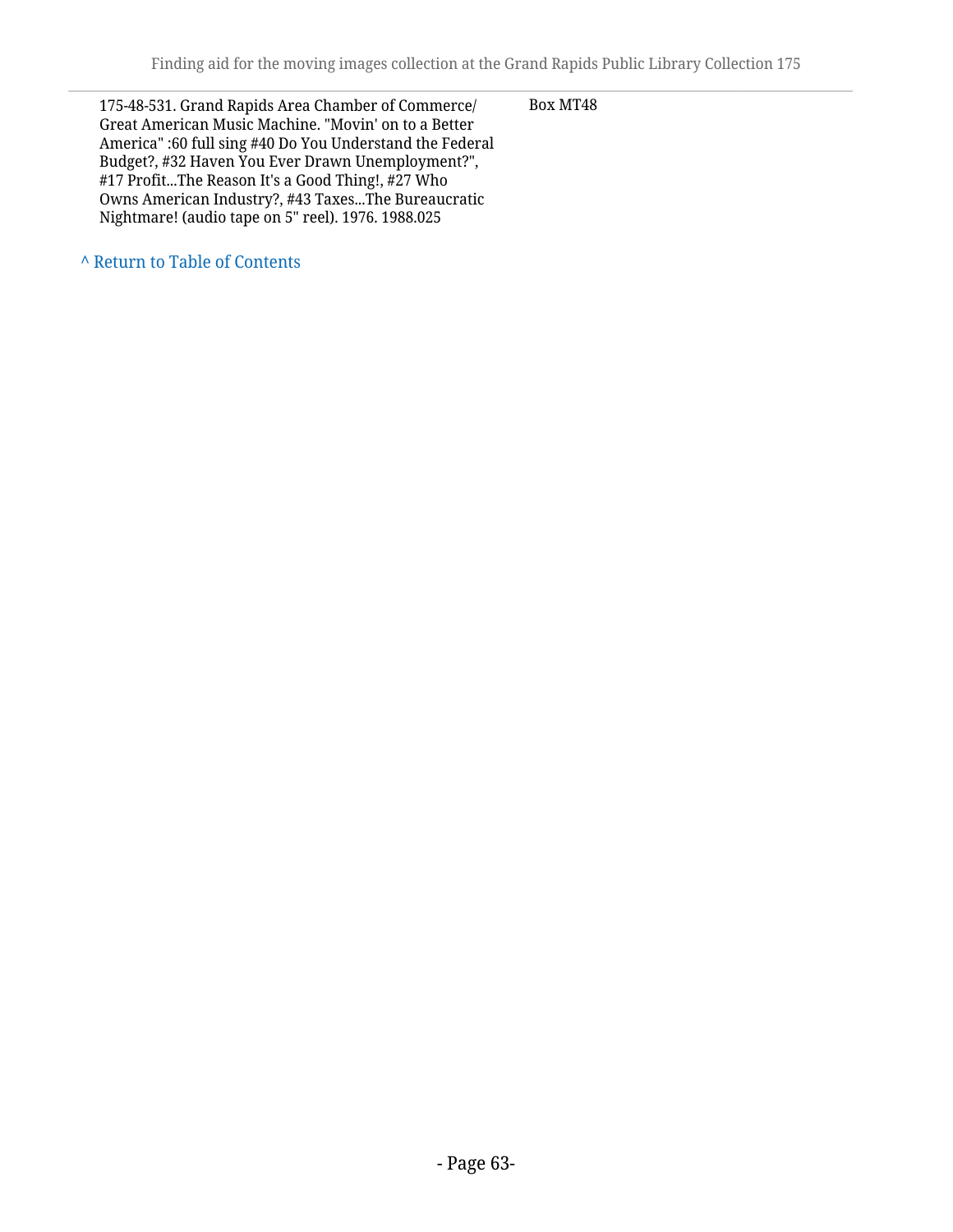| | |
|---|---|
| 175-48-531. Grand Rapids Area Chamber of Commerce/ Great American Music Machine. "Movin' on to a Better America" :60 full sing #40 Do You Understand the Federal Budget?, #32 Haven You Ever Drawn Unemployment?", #17 Profit...The Reason It's a Good Thing!, #27 Who Owns American Industry?, #43 Taxes...The Bureaucratic Nightmare! (audio tape on 5" reel). 1976. 1988.025 | Box MT48 |

^ Return to Table of Contents